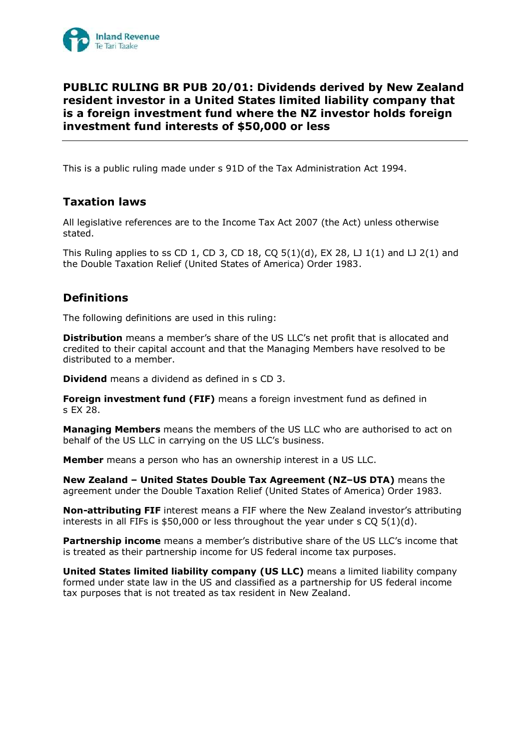# PUBLIC RULING BR PUB 20/01: Dividends derived by New Zealand resident investor in a United States limited liability company that is a foreign investment fund where the NZ investor holds foreign investment fund interests of $50,000 or less

This is a public ruling made under s 91D of the Tax Administration Act 1994.

## Taxation laws

All legislative references are to the Income Tax Act 2007 (the Act) unless otherwise stated.

This Ruling applies to ss CD 1, CD 3, CD 18, CQ 5(1)(d), EX 28, LJ 1(1) and LJ 2(1) and the Double Taxation Relief (United States of America) Order 1983.

## Definitions

The following definitions are used in this ruling:

**Distribution** means a member's share of the US LLC's net profit that is allocated and credited to their capital account and that the Managing Members have resolved to be distributed to a member.

**Dividend** means a dividend as defined in s CD 3.

**Foreign investment fund (FIF)** means a foreign investment fund as defined in s EX 28.

**Managing Members** means the members of the US LLC who are authorised to act on behalf of the US LLC in carrying on the US LLC's business.

**Member** means a person who has an ownership interest in a US LLC.

**New Zealand – United States Double Tax Agreement (NZ–US DTA)** means the agreement under the Double Taxation Relief (United States of America) Order 1983.

**Non-attributing FIF** interest means a FIF where the New Zealand investor's attributing interests in all FIFs is $50,000 or less throughout the year under s CQ 5(1)(d).

**Partnership income** means a member's distributive share of the US LLC's income that is treated as their partnership income for US federal income tax purposes.

**United States limited liability company (US LLC)** means a limited liability company formed under state law in the US and classified as a partnership for US federal income tax purposes that is not treated as tax resident in New Zealand.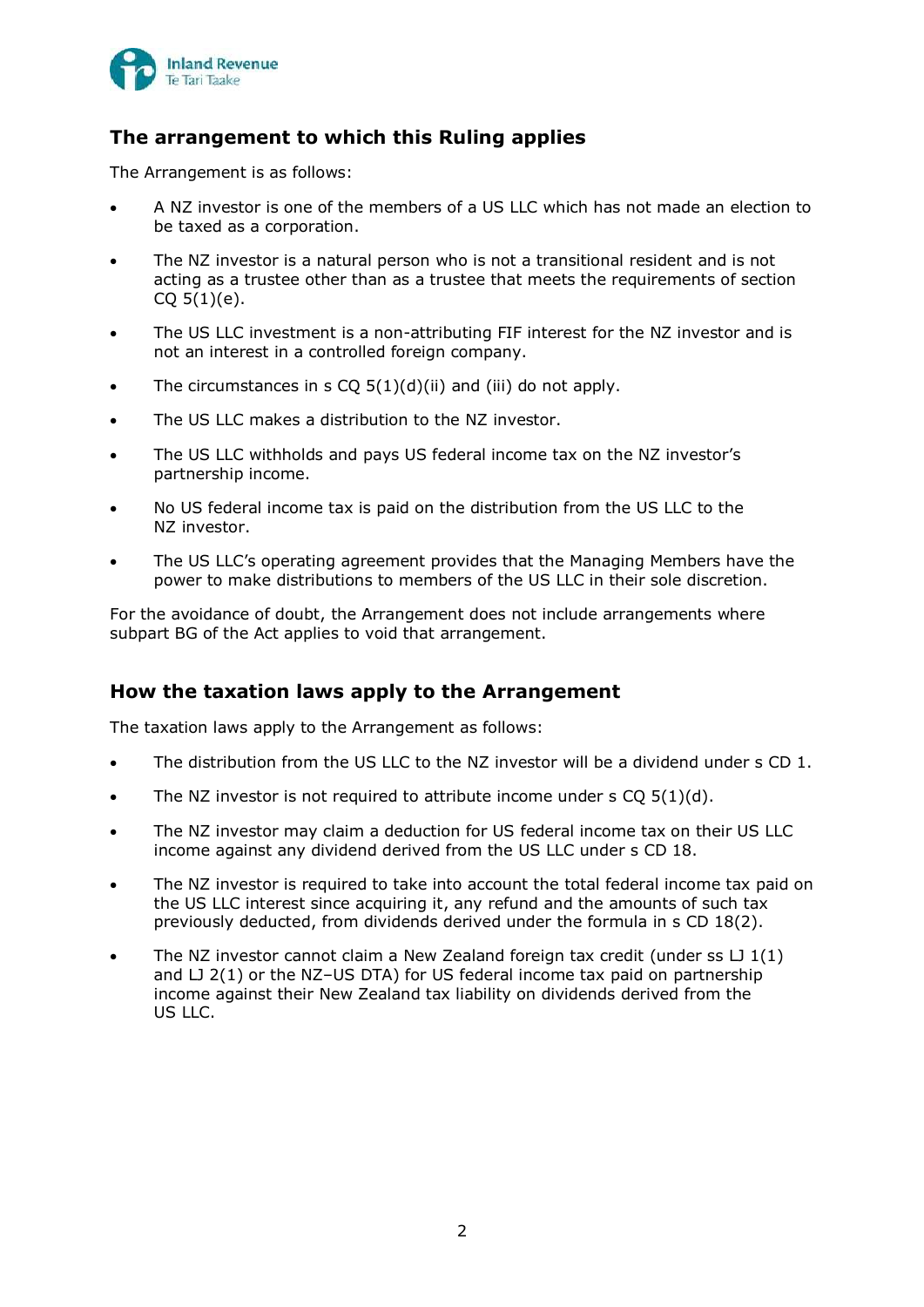## The arrangement to which this Ruling applies

The Arrangement is as follows:

- A NZ investor is one of the members of a US LLC which has not made an election to be taxed as a corporation.
- The NZ investor is a natural person who is not a transitional resident and is not acting as a trustee other than as a trustee that meets the requirements of section CQ 5(1)(e).
- The US LLC investment is a non-attributing FIF interest for the NZ investor and is not an interest in a controlled foreign company.
- The circumstances in s CQ 5(1)(d)(ii) and (iii) do not apply.
- The US LLC makes a distribution to the NZ investor.
- The US LLC withholds and pays US federal income tax on the NZ investor's partnership income.
- No US federal income tax is paid on the distribution from the US LLC to the NZ investor.
- The US LLC's operating agreement provides that the Managing Members have the power to make distributions to members of the US LLC in their sole discretion.

For the avoidance of doubt, the Arrangement does not include arrangements where subpart BG of the Act applies to void that arrangement.

## How the taxation laws apply to the Arrangement

The taxation laws apply to the Arrangement as follows:

- The distribution from the US LLC to the NZ investor will be a dividend under s CD 1.
- The NZ investor is not required to attribute income under s CQ 5(1)(d).
- The NZ investor may claim a deduction for US federal income tax on their US LLC income against any dividend derived from the US LLC under s CD 18.
- The NZ investor is required to take into account the total federal income tax paid on the US LLC interest since acquiring it, any refund and the amounts of such tax previously deducted, from dividends derived under the formula in s CD 18(2).
- The NZ investor cannot claim a New Zealand foreign tax credit (under ss LJ 1(1) and LJ 2(1) or the NZ–US DTA) for US federal income tax paid on partnership income against their New Zealand tax liability on dividends derived from the US LLC.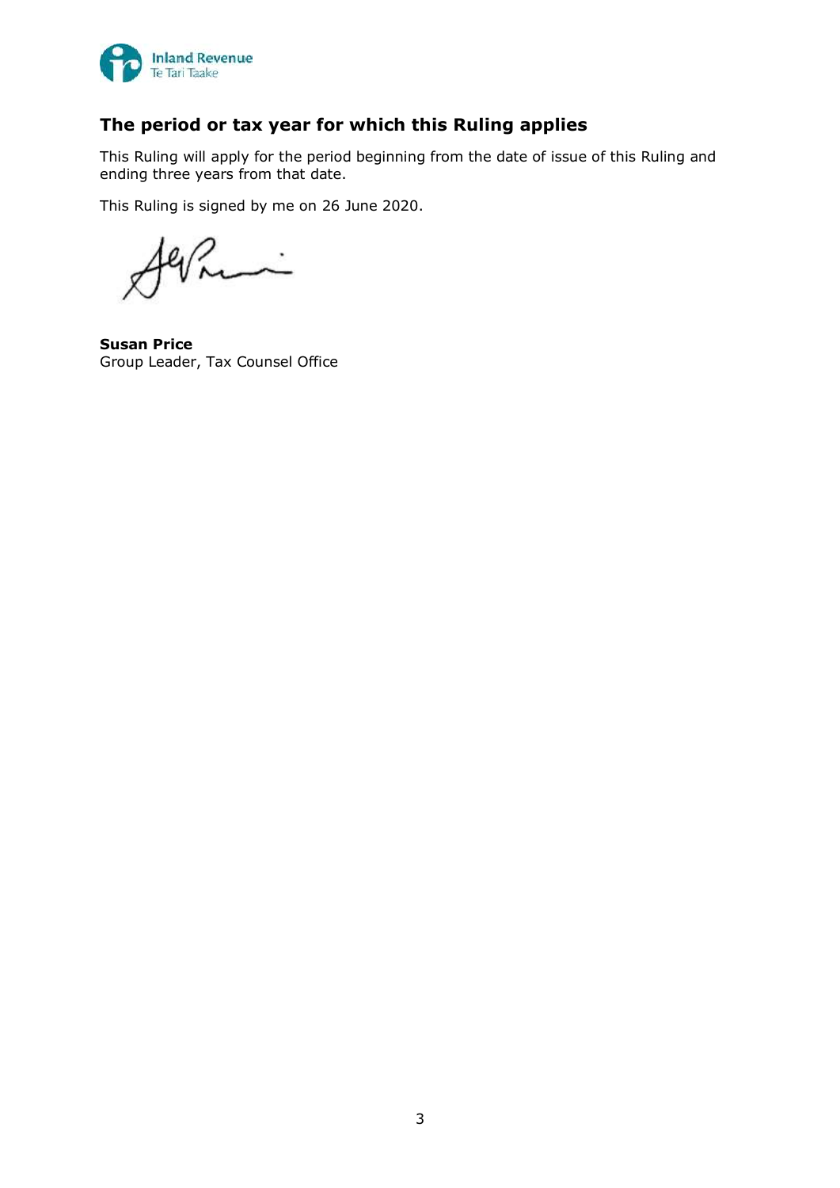## The period or tax year for which this Ruling applies

This Ruling will apply for the period beginning from the date of issue of this Ruling and ending three years from that date.

This Ruling is signed by me on 26 June 2020.

**Susan Price**
Group Leader, Tax Counsel Office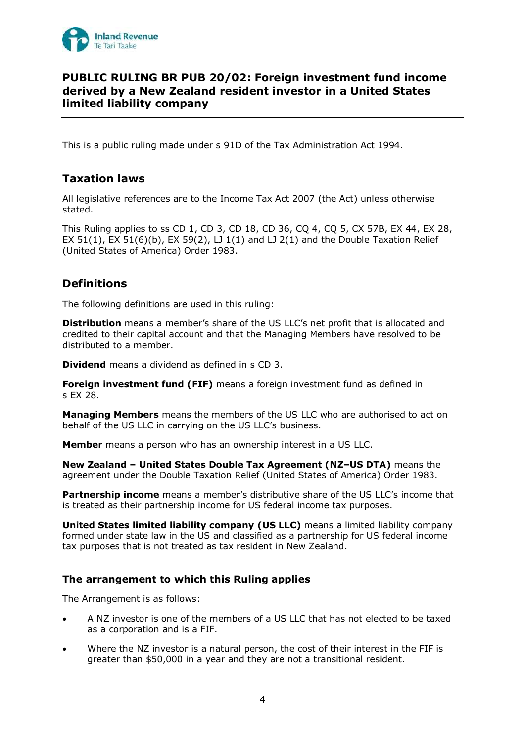# PUBLIC RULING BR PUB 20/02: Foreign investment fund income derived by a New Zealand resident investor in a United States limited liability company

This is a public ruling made under s 91D of the Tax Administration Act 1994.

## Taxation laws

All legislative references are to the Income Tax Act 2007 (the Act) unless otherwise stated.

This Ruling applies to ss CD 1, CD 3, CD 18, CD 36, CQ 4, CQ 5, CX 57B, EX 44, EX 28, EX 51(1), EX 51(6)(b), EX 59(2), LJ 1(1) and LJ 2(1) and the Double Taxation Relief (United States of America) Order 1983.

## Definitions

The following definitions are used in this ruling:

**Distribution** means a member's share of the US LLC's net profit that is allocated and credited to their capital account and that the Managing Members have resolved to be distributed to a member.

**Dividend** means a dividend as defined in s CD 3.

**Foreign investment fund (FIF)** means a foreign investment fund as defined in s EX 28.

**Managing Members** means the members of the US LLC who are authorised to act on behalf of the US LLC in carrying on the US LLC's business.

**Member** means a person who has an ownership interest in a US LLC.

**New Zealand – United States Double Tax Agreement (NZ–US DTA)** means the agreement under the Double Taxation Relief (United States of America) Order 1983.

**Partnership income** means a member's distributive share of the US LLC's income that is treated as their partnership income for US federal income tax purposes.

**United States limited liability company (US LLC)** means a limited liability company formed under state law in the US and classified as a partnership for US federal income tax purposes that is not treated as tax resident in New Zealand.

### The arrangement to which this Ruling applies

The Arrangement is as follows:

- A NZ investor is one of the members of a US LLC that has not elected to be taxed as a corporation and is a FIF.
- Where the NZ investor is a natural person, the cost of their interest in the FIF is greater than $50,000 in a year and they are not a transitional resident.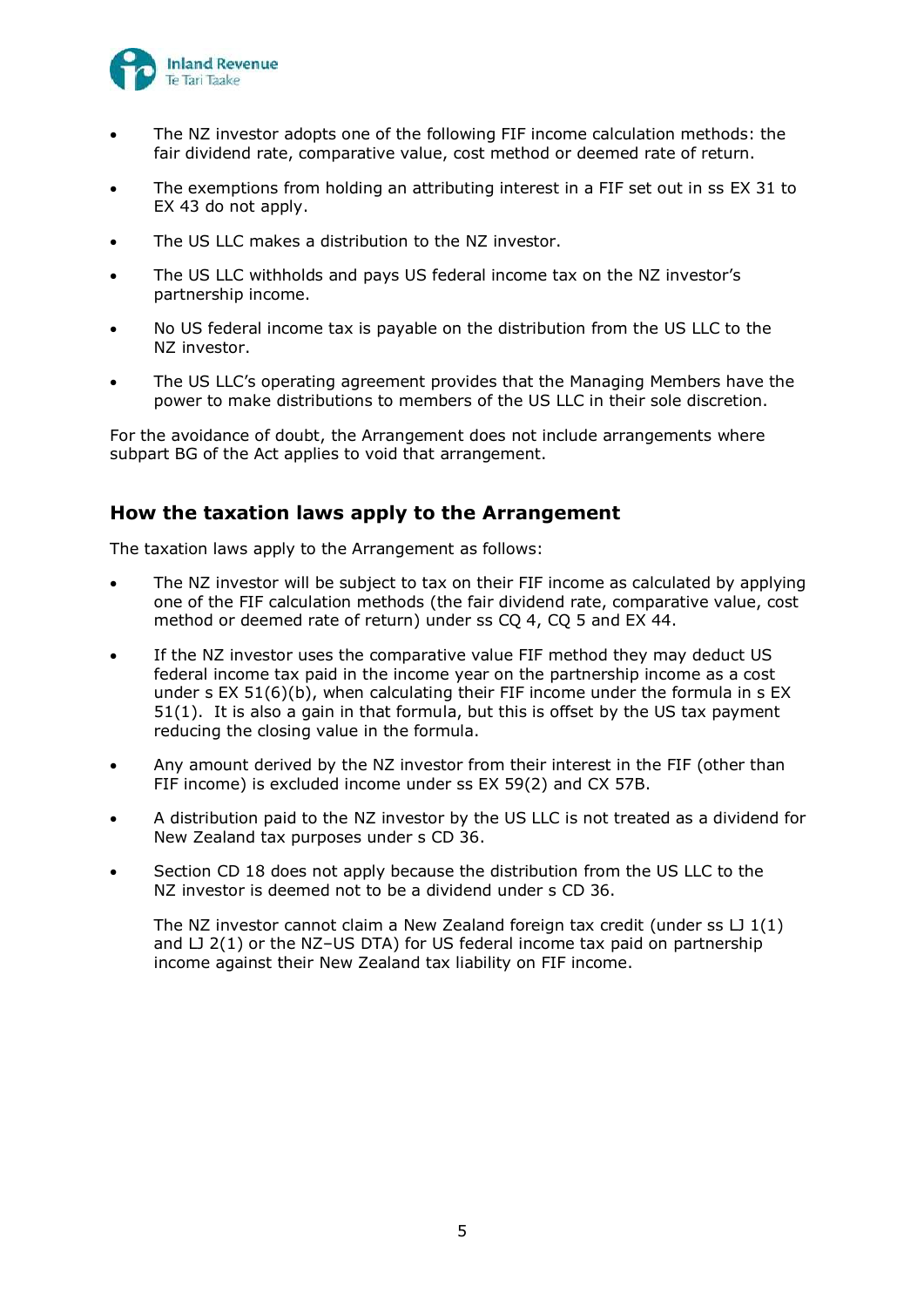- The NZ investor adopts one of the following FIF income calculation methods: the fair dividend rate, comparative value, cost method or deemed rate of return.
- The exemptions from holding an attributing interest in a FIF set out in ss EX 31 to EX 43 do not apply.
- The US LLC makes a distribution to the NZ investor.
- The US LLC withholds and pays US federal income tax on the NZ investor's partnership income.
- No US federal income tax is payable on the distribution from the US LLC to the NZ investor.
- The US LLC's operating agreement provides that the Managing Members have the power to make distributions to members of the US LLC in their sole discretion.

For the avoidance of doubt, the Arrangement does not include arrangements where subpart BG of the Act applies to void that arrangement.

## How the taxation laws apply to the Arrangement

The taxation laws apply to the Arrangement as follows:

- The NZ investor will be subject to tax on their FIF income as calculated by applying one of the FIF calculation methods (the fair dividend rate, comparative value, cost method or deemed rate of return) under ss CQ 4, CQ 5 and EX 44.
- If the NZ investor uses the comparative value FIF method they may deduct US federal income tax paid in the income year on the partnership income as a cost under s EX 51(6)(b), when calculating their FIF income under the formula in s EX 51(1). It is also a gain in that formula, but this is offset by the US tax payment reducing the closing value in the formula.
- Any amount derived by the NZ investor from their interest in the FIF (other than FIF income) is excluded income under ss EX 59(2) and CX 57B.
- A distribution paid to the NZ investor by the US LLC is not treated as a dividend for New Zealand tax purposes under s CD 36.
- Section CD 18 does not apply because the distribution from the US LLC to the NZ investor is deemed not to be a dividend under s CD 36.

  The NZ investor cannot claim a New Zealand foreign tax credit (under ss LJ 1(1) and LJ 2(1) or the NZ–US DTA) for US federal income tax paid on partnership income against their New Zealand tax liability on FIF income.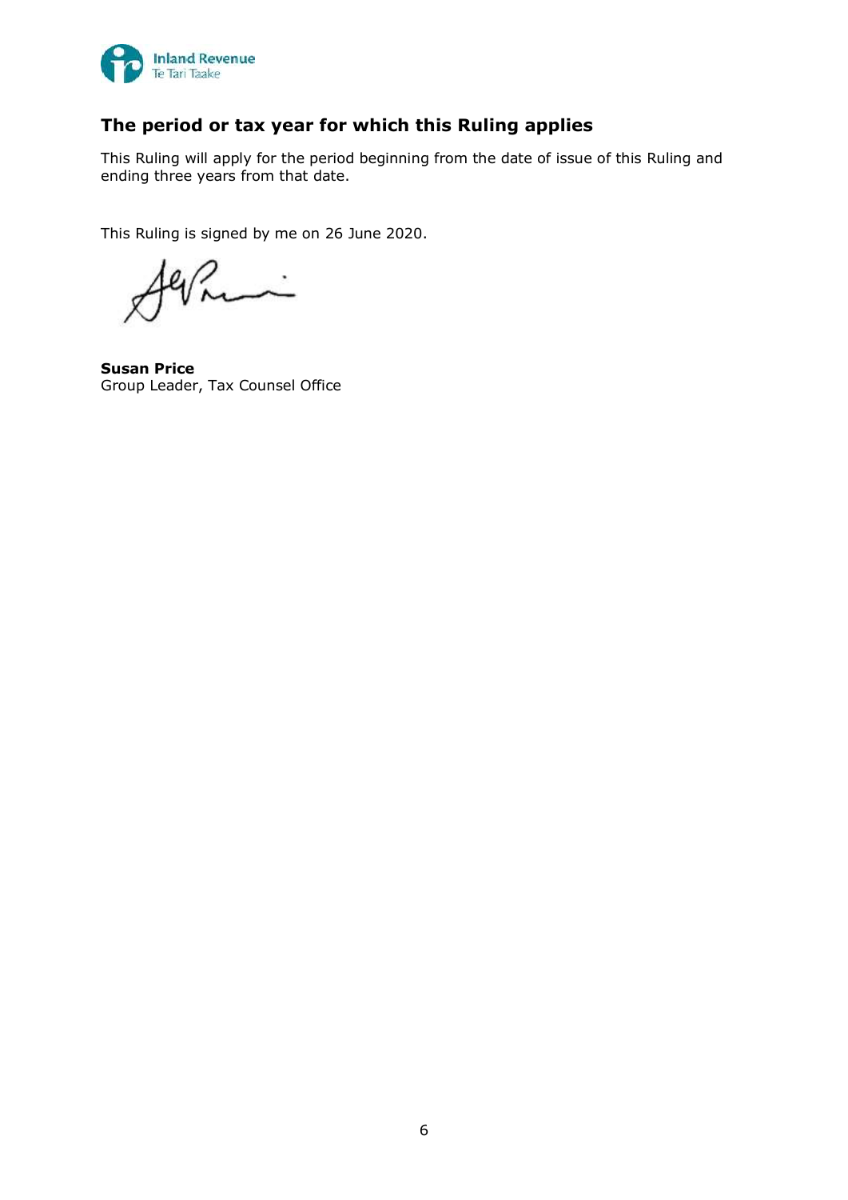## The period or tax year for which this Ruling applies

This Ruling will apply for the period beginning from the date of issue of this Ruling and ending three years from that date.

This Ruling is signed by me on 26 June 2020.

**Susan Price**
Group Leader, Tax Counsel Office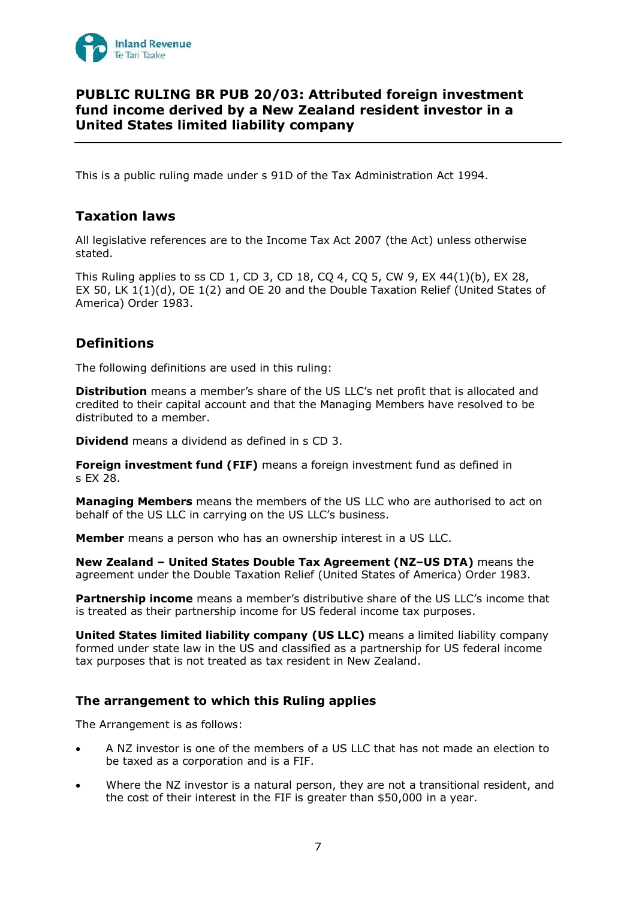# PUBLIC RULING BR PUB 20/03: Attributed foreign investment fund income derived by a New Zealand resident investor in a United States limited liability company

This is a public ruling made under s 91D of the Tax Administration Act 1994.

## Taxation laws

All legislative references are to the Income Tax Act 2007 (the Act) unless otherwise stated.

This Ruling applies to ss CD 1, CD 3, CD 18, CQ 4, CQ 5, CW 9, EX 44(1)(b), EX 28, EX 50, LK 1(1)(d), OE 1(2) and OE 20 and the Double Taxation Relief (United States of America) Order 1983.

## Definitions

The following definitions are used in this ruling:

**Distribution** means a member's share of the US LLC's net profit that is allocated and credited to their capital account and that the Managing Members have resolved to be distributed to a member.

**Dividend** means a dividend as defined in s CD 3.

**Foreign investment fund (FIF)** means a foreign investment fund as defined in s EX 28.

**Managing Members** means the members of the US LLC who are authorised to act on behalf of the US LLC in carrying on the US LLC's business.

**Member** means a person who has an ownership interest in a US LLC.

**New Zealand – United States Double Tax Agreement (NZ–US DTA)** means the agreement under the Double Taxation Relief (United States of America) Order 1983.

**Partnership income** means a member's distributive share of the US LLC's income that is treated as their partnership income for US federal income tax purposes.

**United States limited liability company (US LLC)** means a limited liability company formed under state law in the US and classified as a partnership for US federal income tax purposes that is not treated as tax resident in New Zealand.

### The arrangement to which this Ruling applies

The Arrangement is as follows:

- A NZ investor is one of the members of a US LLC that has not made an election to be taxed as a corporation and is a FIF.
- Where the NZ investor is a natural person, they are not a transitional resident, and the cost of their interest in the FIF is greater than $50,000 in a year.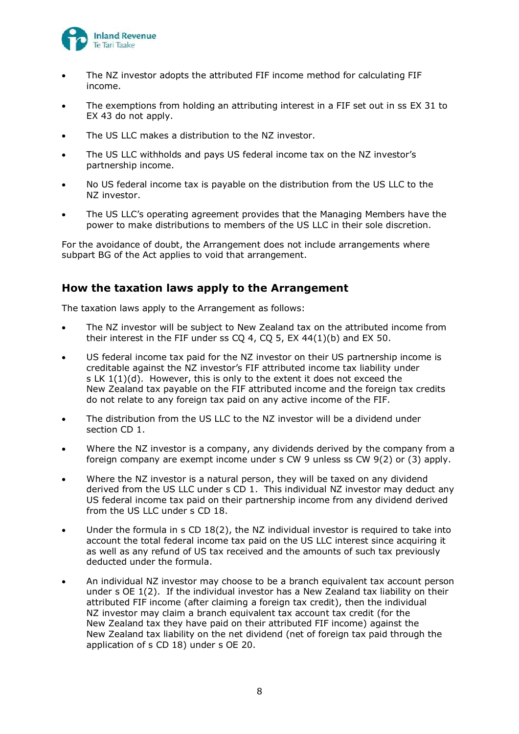- The NZ investor adopts the attributed FIF income method for calculating FIF income.
- The exemptions from holding an attributing interest in a FIF set out in ss EX 31 to EX 43 do not apply.
- The US LLC makes a distribution to the NZ investor.
- The US LLC withholds and pays US federal income tax on the NZ investor's partnership income.
- No US federal income tax is payable on the distribution from the US LLC to the NZ investor.
- The US LLC's operating agreement provides that the Managing Members have the power to make distributions to members of the US LLC in their sole discretion.

For the avoidance of doubt, the Arrangement does not include arrangements where subpart BG of the Act applies to void that arrangement.

## How the taxation laws apply to the Arrangement

The taxation laws apply to the Arrangement as follows:

- The NZ investor will be subject to New Zealand tax on the attributed income from their interest in the FIF under ss CQ 4, CQ 5, EX 44(1)(b) and EX 50.
- US federal income tax paid for the NZ investor on their US partnership income is creditable against the NZ investor's FIF attributed income tax liability under s LK 1(1)(d). However, this is only to the extent it does not exceed the New Zealand tax payable on the FIF attributed income and the foreign tax credits do not relate to any foreign tax paid on any active income of the FIF.
- The distribution from the US LLC to the NZ investor will be a dividend under section CD 1.
- Where the NZ investor is a company, any dividends derived by the company from a foreign company are exempt income under s CW 9 unless ss CW 9(2) or (3) apply.
- Where the NZ investor is a natural person, they will be taxed on any dividend derived from the US LLC under s CD 1. This individual NZ investor may deduct any US federal income tax paid on their partnership income from any dividend derived from the US LLC under s CD 18.
- Under the formula in s CD 18(2), the NZ individual investor is required to take into account the total federal income tax paid on the US LLC interest since acquiring it as well as any refund of US tax received and the amounts of such tax previously deducted under the formula.
- An individual NZ investor may choose to be a branch equivalent tax account person under s OE 1(2). If the individual investor has a New Zealand tax liability on their attributed FIF income (after claiming a foreign tax credit), then the individual NZ investor may claim a branch equivalent tax account tax credit (for the New Zealand tax they have paid on their attributed FIF income) against the New Zealand tax liability on the net dividend (net of foreign tax paid through the application of s CD 18) under s OE 20.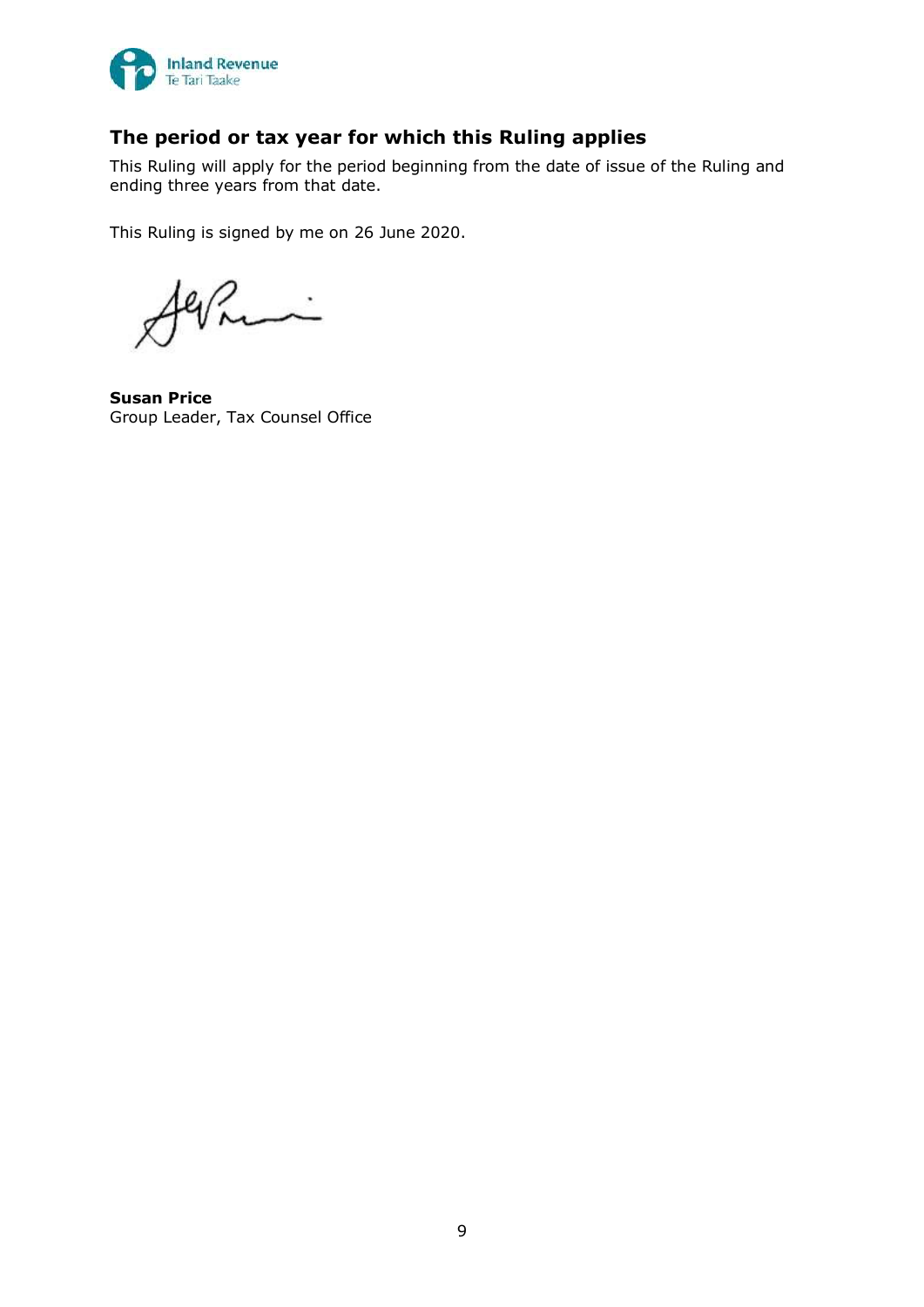## The period or tax year for which this Ruling applies

This Ruling will apply for the period beginning from the date of issue of the Ruling and ending three years from that date.

This Ruling is signed by me on 26 June 2020.

**Susan Price**
Group Leader, Tax Counsel Office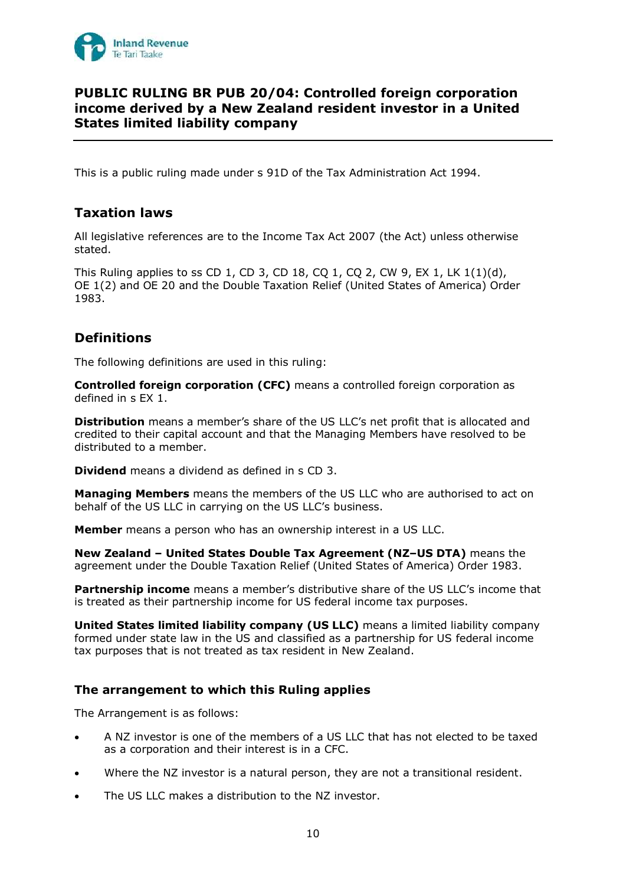# PUBLIC RULING BR PUB 20/04: Controlled foreign corporation income derived by a New Zealand resident investor in a United States limited liability company

This is a public ruling made under s 91D of the Tax Administration Act 1994.

## Taxation laws

All legislative references are to the Income Tax Act 2007 (the Act) unless otherwise stated.

This Ruling applies to ss CD 1, CD 3, CD 18, CQ 1, CQ 2, CW 9, EX 1, LK 1(1)(d), OE 1(2) and OE 20 and the Double Taxation Relief (United States of America) Order 1983.

## Definitions

The following definitions are used in this ruling:

**Controlled foreign corporation (CFC)** means a controlled foreign corporation as defined in s EX 1.

**Distribution** means a member's share of the US LLC's net profit that is allocated and credited to their capital account and that the Managing Members have resolved to be distributed to a member.

**Dividend** means a dividend as defined in s CD 3.

**Managing Members** means the members of the US LLC who are authorised to act on behalf of the US LLC in carrying on the US LLC's business.

**Member** means a person who has an ownership interest in a US LLC.

**New Zealand – United States Double Tax Agreement (NZ–US DTA)** means the agreement under the Double Taxation Relief (United States of America) Order 1983.

**Partnership income** means a member's distributive share of the US LLC's income that is treated as their partnership income for US federal income tax purposes.

**United States limited liability company (US LLC)** means a limited liability company formed under state law in the US and classified as a partnership for US federal income tax purposes that is not treated as tax resident in New Zealand.

### The arrangement to which this Ruling applies

The Arrangement is as follows:

- A NZ investor is one of the members of a US LLC that has not elected to be taxed as a corporation and their interest is in a CFC.
- Where the NZ investor is a natural person, they are not a transitional resident.
- The US LLC makes a distribution to the NZ investor.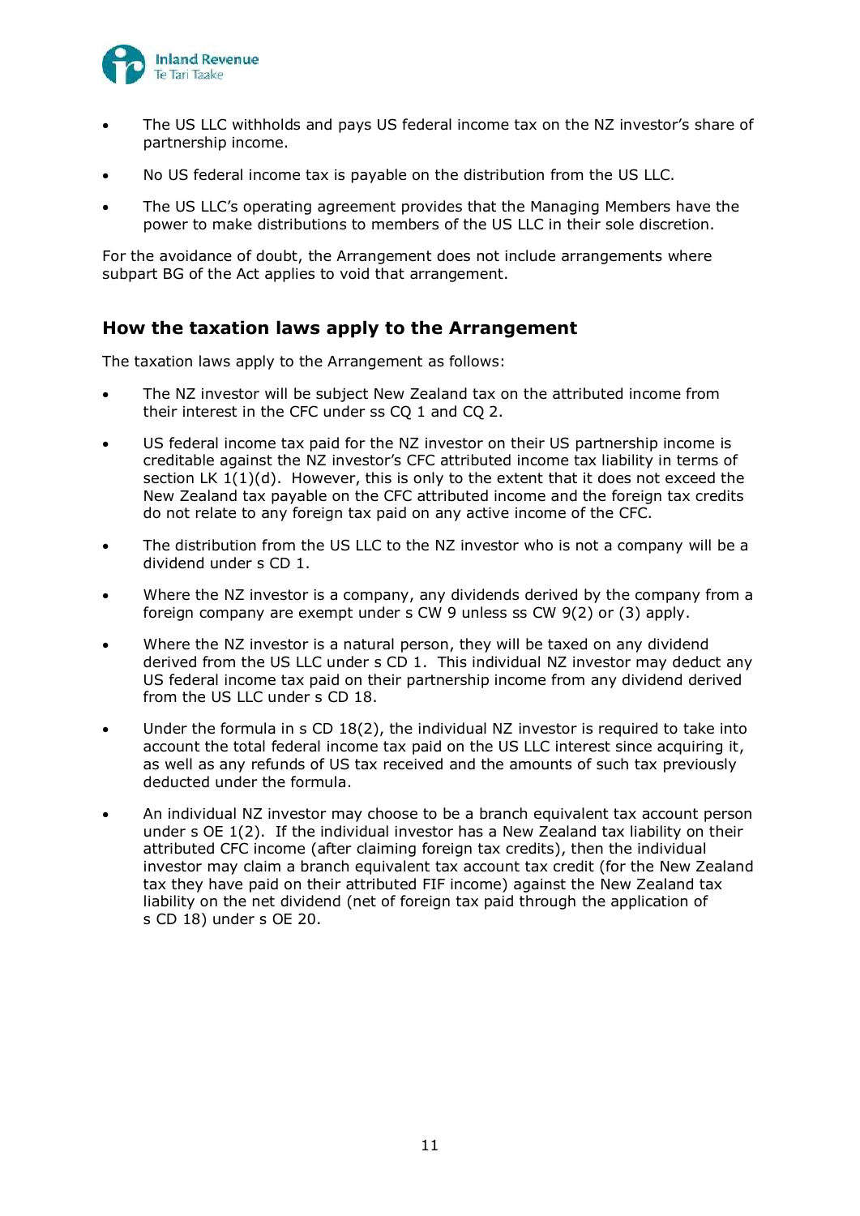- The US LLC withholds and pays US federal income tax on the NZ investor's share of partnership income.
- No US federal income tax is payable on the distribution from the US LLC.
- The US LLC's operating agreement provides that the Managing Members have the power to make distributions to members of the US LLC in their sole discretion.

For the avoidance of doubt, the Arrangement does not include arrangements where subpart BG of the Act applies to void that arrangement.

## How the taxation laws apply to the Arrangement

The taxation laws apply to the Arrangement as follows:

- The NZ investor will be subject New Zealand tax on the attributed income from their interest in the CFC under ss CQ 1 and CQ 2.
- US federal income tax paid for the NZ investor on their US partnership income is creditable against the NZ investor's CFC attributed income tax liability in terms of section LK 1(1)(d). However, this is only to the extent that it does not exceed the New Zealand tax payable on the CFC attributed income and the foreign tax credits do not relate to any foreign tax paid on any active income of the CFC.
- The distribution from the US LLC to the NZ investor who is not a company will be a dividend under s CD 1.
- Where the NZ investor is a company, any dividends derived by the company from a foreign company are exempt under s CW 9 unless ss CW 9(2) or (3) apply.
- Where the NZ investor is a natural person, they will be taxed on any dividend derived from the US LLC under s CD 1. This individual NZ investor may deduct any US federal income tax paid on their partnership income from any dividend derived from the US LLC under s CD 18.
- Under the formula in s CD 18(2), the individual NZ investor is required to take into account the total federal income tax paid on the US LLC interest since acquiring it, as well as any refunds of US tax received and the amounts of such tax previously deducted under the formula.
- An individual NZ investor may choose to be a branch equivalent tax account person under s OE 1(2). If the individual investor has a New Zealand tax liability on their attributed CFC income (after claiming foreign tax credits), then the individual investor may claim a branch equivalent tax account tax credit (for the New Zealand tax they have paid on their attributed FIF income) against the New Zealand tax liability on the net dividend (net of foreign tax paid through the application of s CD 18) under s OE 20.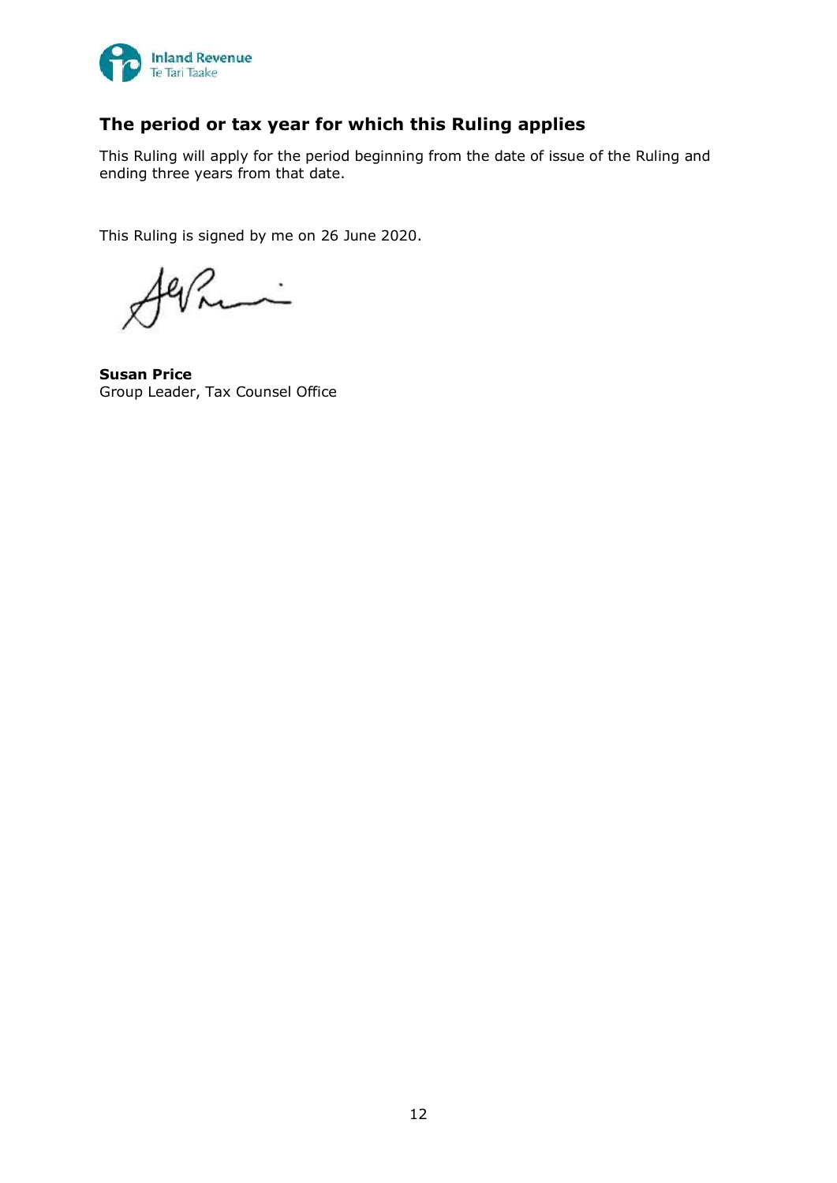## The period or tax year for which this Ruling applies

This Ruling will apply for the period beginning from the date of issue of the Ruling and ending three years from that date.

This Ruling is signed by me on 26 June 2020.

**Susan Price**
Group Leader, Tax Counsel Office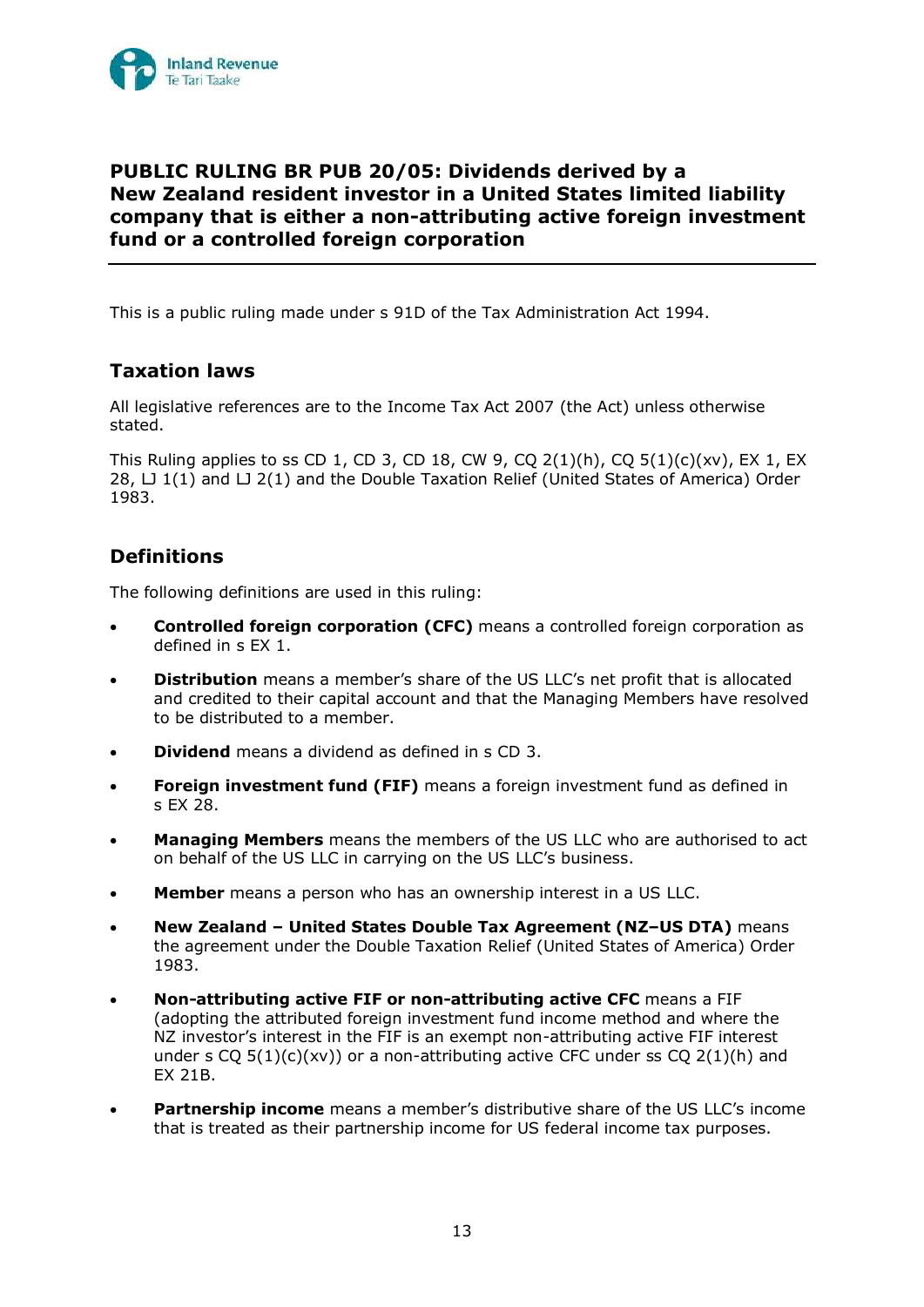# PUBLIC RULING BR PUB 20/05: Dividends derived by a New Zealand resident investor in a United States limited liability company that is either a non-attributing active foreign investment fund or a controlled foreign corporation

This is a public ruling made under s 91D of the Tax Administration Act 1994.

## Taxation laws

All legislative references are to the Income Tax Act 2007 (the Act) unless otherwise stated.

This Ruling applies to ss CD 1, CD 3, CD 18, CW 9, CQ 2(1)(h), CQ 5(1)(c)(xv), EX 1, EX 28, LJ 1(1) and LJ 2(1) and the Double Taxation Relief (United States of America) Order 1983.

## Definitions

The following definitions are used in this ruling:

- **Controlled foreign corporation (CFC)** means a controlled foreign corporation as defined in s EX 1.
- **Distribution** means a member's share of the US LLC's net profit that is allocated and credited to their capital account and that the Managing Members have resolved to be distributed to a member.
- **Dividend** means a dividend as defined in s CD 3.
- **Foreign investment fund (FIF)** means a foreign investment fund as defined in s EX 28.
- **Managing Members** means the members of the US LLC who are authorised to act on behalf of the US LLC in carrying on the US LLC's business.
- **Member** means a person who has an ownership interest in a US LLC.
- **New Zealand – United States Double Tax Agreement (NZ–US DTA)** means the agreement under the Double Taxation Relief (United States of America) Order 1983.
- **Non-attributing active FIF or non-attributing active CFC** means a FIF (adopting the attributed foreign investment fund income method and where the NZ investor's interest in the FIF is an exempt non-attributing active FIF interest under s CQ 5(1)(c)(xv)) or a non-attributing active CFC under ss CQ 2(1)(h) and EX 21B.
- **Partnership income** means a member's distributive share of the US LLC's income that is treated as their partnership income for US federal income tax purposes.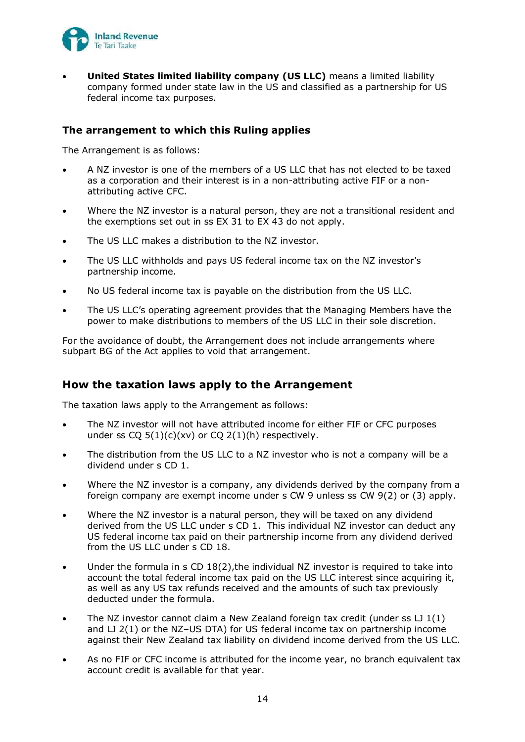- **United States limited liability company (US LLC)** means a limited liability company formed under state law in the US and classified as a partnership for US federal income tax purposes.

### The arrangement to which this Ruling applies

The Arrangement is as follows:

- A NZ investor is one of the members of a US LLC that has not elected to be taxed as a corporation and their interest is in a non-attributing active FIF or a non-attributing active CFC.
- Where the NZ investor is a natural person, they are not a transitional resident and the exemptions set out in ss EX 31 to EX 43 do not apply.
- The US LLC makes a distribution to the NZ investor.
- The US LLC withholds and pays US federal income tax on the NZ investor's partnership income.
- No US federal income tax is payable on the distribution from the US LLC.
- The US LLC's operating agreement provides that the Managing Members have the power to make distributions to members of the US LLC in their sole discretion.

For the avoidance of doubt, the Arrangement does not include arrangements where subpart BG of the Act applies to void that arrangement.

## How the taxation laws apply to the Arrangement

The taxation laws apply to the Arrangement as follows:

- The NZ investor will not have attributed income for either FIF or CFC purposes under ss CQ 5(1)(c)(xv) or CQ 2(1)(h) respectively.
- The distribution from the US LLC to a NZ investor who is not a company will be a dividend under s CD 1.
- Where the NZ investor is a company, any dividends derived by the company from a foreign company are exempt income under s CW 9 unless ss CW 9(2) or (3) apply.
- Where the NZ investor is a natural person, they will be taxed on any dividend derived from the US LLC under s CD 1. This individual NZ investor can deduct any US federal income tax paid on their partnership income from any dividend derived from the US LLC under s CD 18.
- Under the formula in s CD 18(2),the individual NZ investor is required to take into account the total federal income tax paid on the US LLC interest since acquiring it, as well as any US tax refunds received and the amounts of such tax previously deducted under the formula.
- The NZ investor cannot claim a New Zealand foreign tax credit (under ss LJ 1(1) and LJ 2(1) or the NZ–US DTA) for US federal income tax on partnership income against their New Zealand tax liability on dividend income derived from the US LLC.
- As no FIF or CFC income is attributed for the income year, no branch equivalent tax account credit is available for that year.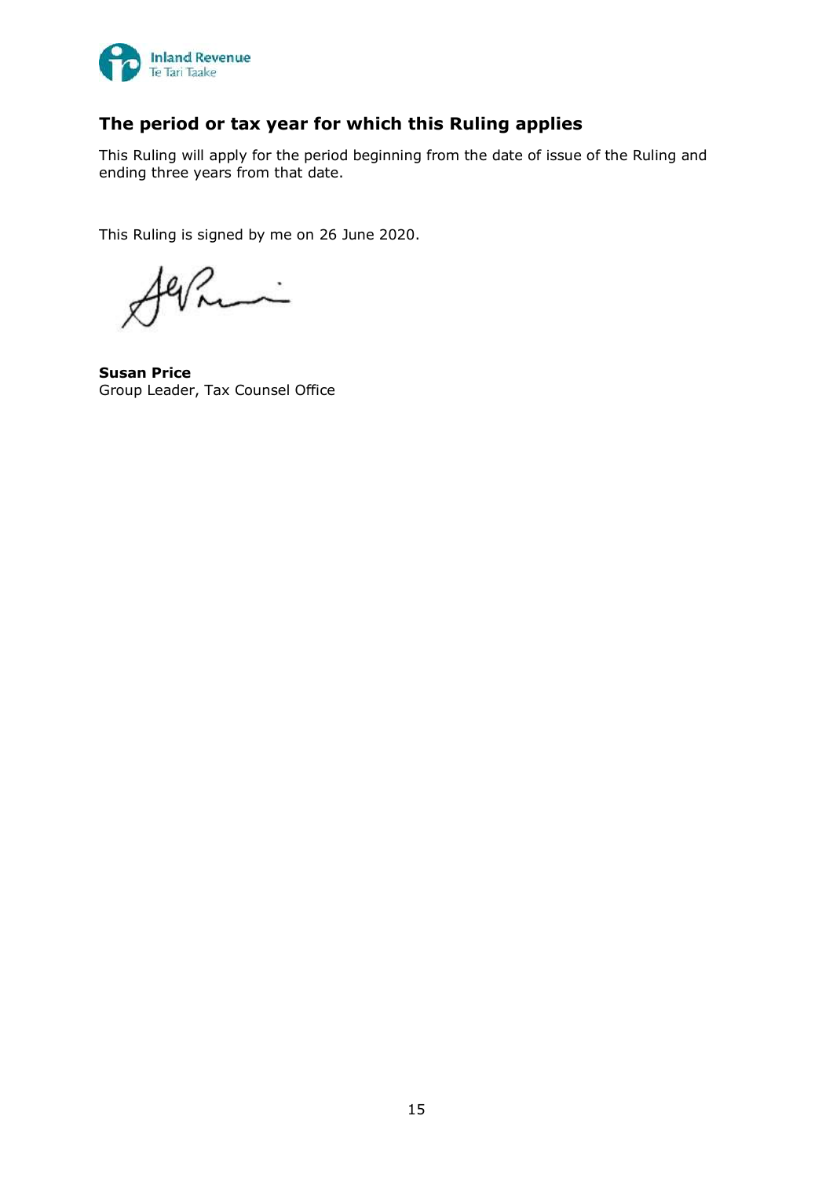## The period or tax year for which this Ruling applies

This Ruling will apply for the period beginning from the date of issue of the Ruling and ending three years from that date.

This Ruling is signed by me on 26 June 2020.

**Susan Price**
Group Leader, Tax Counsel Office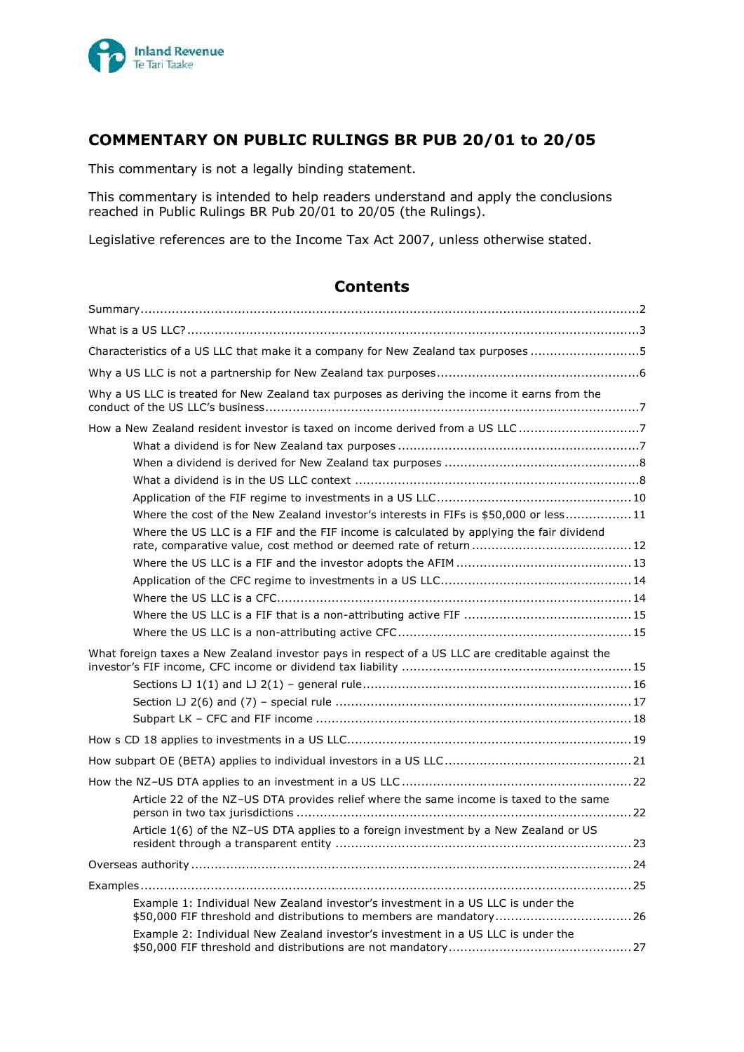# COMMENTARY ON PUBLIC RULINGS BR PUB 20/01 to 20/05

This commentary is not a legally binding statement.

This commentary is intended to help readers understand and apply the conclusions reached in Public Rulings BR Pub 20/01 to 20/05 (the Rulings).

Legislative references are to the Income Tax Act 2007, unless otherwise stated.

## Contents

- Summary ........ 2
- What is a US LLC? ........ 3
- Characteristics of a US LLC that make it a company for New Zealand tax purposes ........ 5
- Why a US LLC is not a partnership for New Zealand tax purposes ........ 6
- Why a US LLC is treated for New Zealand tax purposes as deriving the income it earns from the conduct of the US LLC's business ........ 7
- How a New Zealand resident investor is taxed on income derived from a US LLC ........ 7
  - What a dividend is for New Zealand tax purposes ........ 7
  - When a dividend is derived for New Zealand tax purposes ........ 8
  - What a dividend is in the US LLC context ........ 8
  - Application of the FIF regime to investments in a US LLC ........ 10
  - Where the cost of the New Zealand investor's interests in FIFs is $50,000 or less ........ 11
  - Where the US LLC is a FIF and the FIF income is calculated by applying the fair dividend rate, comparative value, cost method or deemed rate of return ........ 12
  - Where the US LLC is a FIF and the investor adopts the AFIM ........ 13
  - Application of the CFC regime to investments in a US LLC ........ 14
  - Where the US LLC is a CFC ........ 14
  - Where the US LLC is a FIF that is a non-attributing active FIF ........ 15
  - Where the US LLC is a non-attributing active CFC ........ 15
- What foreign taxes a New Zealand investor pays in respect of a US LLC are creditable against the investor's FIF income, CFC income or dividend tax liability ........ 15
  - Sections LJ 1(1) and LJ 2(1) – general rule ........ 16
  - Section LJ 2(6) and (7) – special rule ........ 17
  - Subpart LK – CFC and FIF income ........ 18
- How s CD 18 applies to investments in a US LLC ........ 19
- How subpart OE (BETA) applies to individual investors in a US LLC ........ 21
- How the NZ–US DTA applies to an investment in a US LLC ........ 22
  - Article 22 of the NZ–US DTA provides relief where the same income is taxed to the same person in two tax jurisdictions ........ 22
  - Article 1(6) of the NZ–US DTA applies to a foreign investment by a New Zealand or US resident through a transparent entity ........ 23
- Overseas authority ........ 24
- Examples ........ 25
  - Example 1: Individual New Zealand investor's investment in a US LLC is under the $50,000 FIF threshold and distributions to members are mandatory ........ 26
  - Example 2: Individual New Zealand investor's investment in a US LLC is under the $50,000 FIF threshold and distributions are not mandatory ........ 27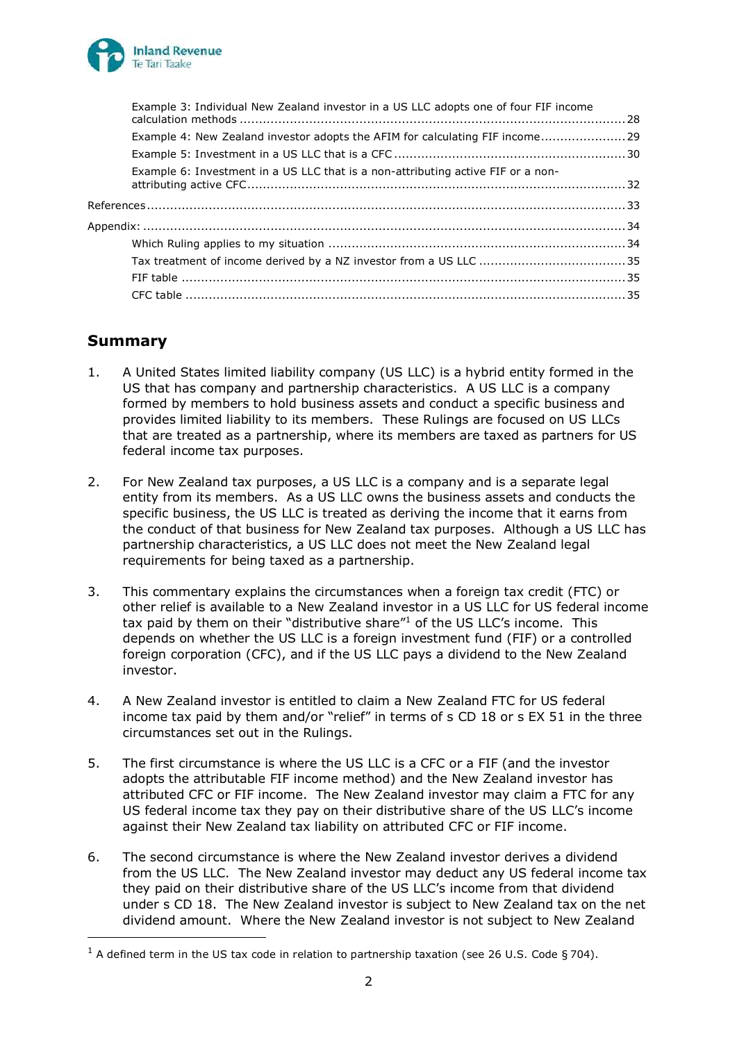Example 3: Individual New Zealand investor in a US LLC adopts one of four FIF income calculation methods ..... 28

Example 4: New Zealand investor adopts the AFIM for calculating FIF income ..... 29

Example 5: Investment in a US LLC that is a CFC ..... 30

Example 6: Investment in a US LLC that is a non-attributing active FIF or a non-attributing active CFC ..... 32

References ..... 33

Appendix: ..... 34

Which Ruling applies to my situation ..... 34

Tax treatment of income derived by a NZ investor from a US LLC ..... 35

FIF table ..... 35

CFC table ..... 35

## Summary

1. A United States limited liability company (US LLC) is a hybrid entity formed in the US that has company and partnership characteristics. A US LLC is a company formed by members to hold business assets and conduct a specific business and provides limited liability to its members. These Rulings are focused on US LLCs that are treated as a partnership, where its members are taxed as partners for US federal income tax purposes.

2. For New Zealand tax purposes, a US LLC is a company and is a separate legal entity from its members. As a US LLC owns the business assets and conducts the specific business, the US LLC is treated as deriving the income that it earns from the conduct of that business for New Zealand tax purposes. Although a US LLC has partnership characteristics, a US LLC does not meet the New Zealand legal requirements for being taxed as a partnership.

3. This commentary explains the circumstances when a foreign tax credit (FTC) or other relief is available to a New Zealand investor in a US LLC for US federal income tax paid by them on their "distributive share"[1] of the US LLC's income. This depends on whether the US LLC is a foreign investment fund (FIF) or a controlled foreign corporation (CFC), and if the US LLC pays a dividend to the New Zealand investor.

4. A New Zealand investor is entitled to claim a New Zealand FTC for US federal income tax paid by them and/or "relief" in terms of s CD 18 or s EX 51 in the three circumstances set out in the Rulings.

5. The first circumstance is where the US LLC is a CFC or a FIF (and the investor adopts the attributable FIF income method) and the New Zealand investor has attributed CFC or FIF income. The New Zealand investor may claim a FTC for any US federal income tax they pay on their distributive share of the US LLC's income against their New Zealand tax liability on attributed CFC or FIF income.

6. The second circumstance is where the New Zealand investor derives a dividend from the US LLC. The New Zealand investor may deduct any US federal income tax they paid on their distributive share of the US LLC's income from that dividend under s CD 18. The New Zealand investor is subject to New Zealand tax on the net dividend amount. Where the New Zealand investor is not subject to New Zealand

[1] A defined term in the US tax code in relation to partnership taxation (see 26 U.S. Code § 704).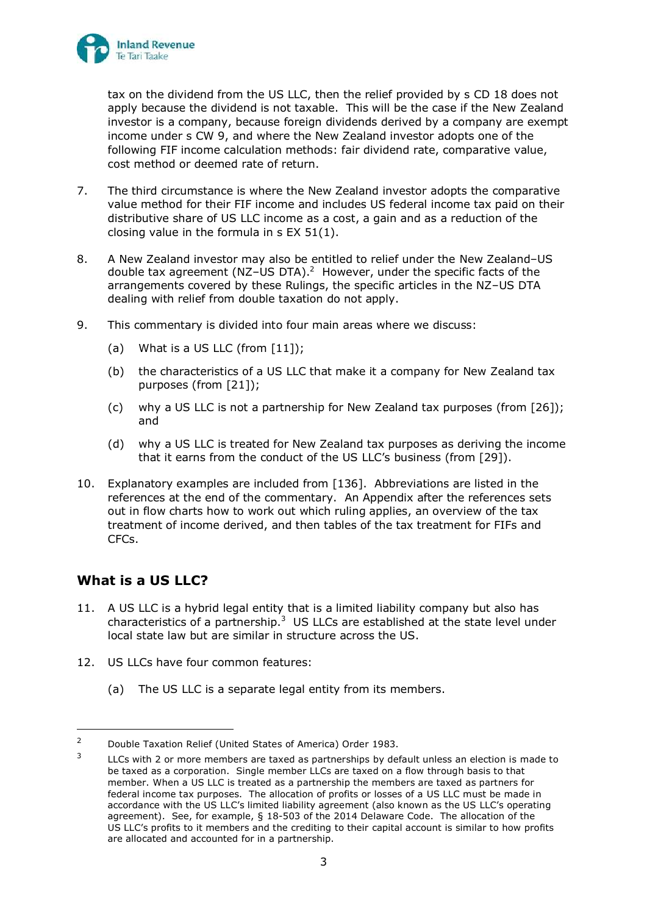tax on the dividend from the US LLC, then the relief provided by s CD 18 does not apply because the dividend is not taxable. This will be the case if the New Zealand investor is a company, because foreign dividends derived by a company are exempt income under s CW 9, and where the New Zealand investor adopts one of the following FIF income calculation methods: fair dividend rate, comparative value, cost method or deemed rate of return.

7. The third circumstance is where the New Zealand investor adopts the comparative value method for their FIF income and includes US federal income tax paid on their distributive share of US LLC income as a cost, a gain and as a reduction of the closing value in the formula in s EX 51(1).

8. A New Zealand investor may also be entitled to relief under the New Zealand–US double tax agreement (NZ–US DTA).[2] However, under the specific facts of the arrangements covered by these Rulings, the specific articles in the NZ–US DTA dealing with relief from double taxation do not apply.

9. This commentary is divided into four main areas where we discuss:

   (a) What is a US LLC (from [11]);

   (b) the characteristics of a US LLC that make it a company for New Zealand tax purposes (from [21]);

   (c) why a US LLC is not a partnership for New Zealand tax purposes (from [26]); and

   (d) why a US LLC is treated for New Zealand tax purposes as deriving the income that it earns from the conduct of the US LLC's business (from [29]).

10. Explanatory examples are included from [136]. Abbreviations are listed in the references at the end of the commentary. An Appendix after the references sets out in flow charts how to work out which ruling applies, an overview of the tax treatment of income derived, and then tables of the tax treatment for FIFs and CFCs.

## What is a US LLC?

11. A US LLC is a hybrid legal entity that is a limited liability company but also has characteristics of a partnership.[3] US LLCs are established at the state level under local state law but are similar in structure across the US.

12. US LLCs have four common features:

   (a) The US LLC is a separate legal entity from its members.

---

[2] Double Taxation Relief (United States of America) Order 1983.

[3] LLCs with 2 or more members are taxed as partnerships by default unless an election is made to be taxed as a corporation. Single member LLCs are taxed on a flow through basis to that member. When a US LLC is treated as a partnership the members are taxed as partners for federal income tax purposes. The allocation of profits or losses of a US LLC must be made in accordance with the US LLC's limited liability agreement (also known as the US LLC's operating agreement). See, for example, § 18-503 of the 2014 Delaware Code. The allocation of the US LLC's profits to it members and the crediting to their capital account is similar to how profits are allocated and accounted for in a partnership.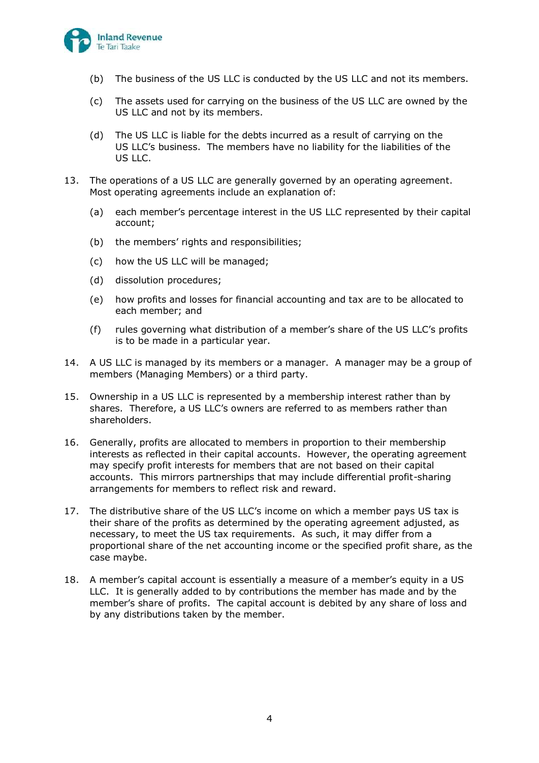(b) The business of the US LLC is conducted by the US LLC and not its members.

(c) The assets used for carrying on the business of the US LLC are owned by the US LLC and not by its members.

(d) The US LLC is liable for the debts incurred as a result of carrying on the US LLC's business. The members have no liability for the liabilities of the US LLC.

13. The operations of a US LLC are generally governed by an operating agreement. Most operating agreements include an explanation of:

    (a) each member's percentage interest in the US LLC represented by their capital account;

    (b) the members' rights and responsibilities;

    (c) how the US LLC will be managed;

    (d) dissolution procedures;

    (e) how profits and losses for financial accounting and tax are to be allocated to each member; and

    (f) rules governing what distribution of a member's share of the US LLC's profits is to be made in a particular year.

14. A US LLC is managed by its members or a manager. A manager may be a group of members (Managing Members) or a third party.

15. Ownership in a US LLC is represented by a membership interest rather than by shares. Therefore, a US LLC's owners are referred to as members rather than shareholders.

16. Generally, profits are allocated to members in proportion to their membership interests as reflected in their capital accounts. However, the operating agreement may specify profit interests for members that are not based on their capital accounts. This mirrors partnerships that may include differential profit-sharing arrangements for members to reflect risk and reward.

17. The distributive share of the US LLC's income on which a member pays US tax is their share of the profits as determined by the operating agreement adjusted, as necessary, to meet the US tax requirements. As such, it may differ from a proportional share of the net accounting income or the specified profit share, as the case maybe.

18. A member's capital account is essentially a measure of a member's equity in a US LLC. It is generally added to by contributions the member has made and by the member's share of profits. The capital account is debited by any share of loss and by any distributions taken by the member.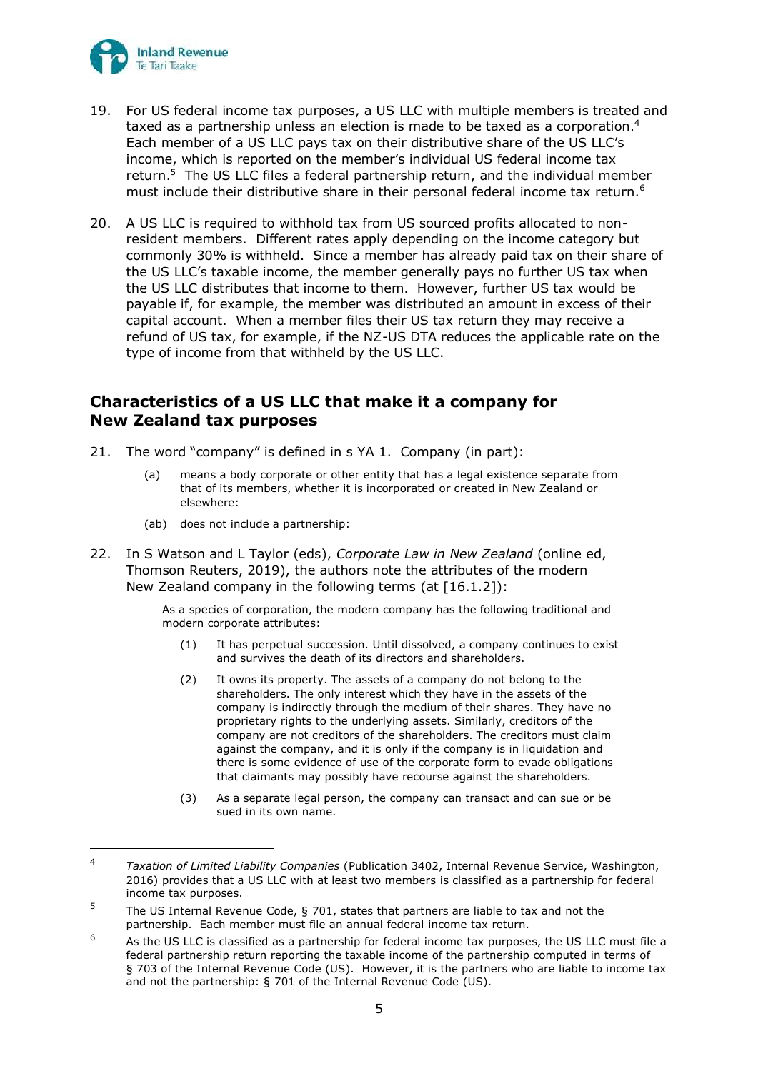19. For US federal income tax purposes, a US LLC with multiple members is treated and taxed as a partnership unless an election is made to be taxed as a corporation.[4] Each member of a US LLC pays tax on their distributive share of the US LLC's income, which is reported on the member's individual US federal income tax return.[5] The US LLC files a federal partnership return, and the individual member must include their distributive share in their personal federal income tax return.[6]

20. A US LLC is required to withhold tax from US sourced profits allocated to non-resident members. Different rates apply depending on the income category but commonly 30% is withheld. Since a member has already paid tax on their share of the US LLC's taxable income, the member generally pays no further US tax when the US LLC distributes that income to them. However, further US tax would be payable if, for example, the member was distributed an amount in excess of their capital account. When a member files their US tax return they may receive a refund of US tax, for example, if the NZ-US DTA reduces the applicable rate on the type of income from that withheld by the US LLC.

## Characteristics of a US LLC that make it a company for New Zealand tax purposes

21. The word "company" is defined in s YA 1. Company (in part):

    (a) means a body corporate or other entity that has a legal existence separate from that of its members, whether it is incorporated or created in New Zealand or elsewhere:

    (ab) does not include a partnership:

22. In S Watson and L Taylor (eds), *Corporate Law in New Zealand* (online ed, Thomson Reuters, 2019), the authors note the attributes of the modern New Zealand company in the following terms (at [16.1.2]):

    > As a species of corporation, the modern company has the following traditional and modern corporate attributes:
    >
    > (1) It has perpetual succession. Until dissolved, a company continues to exist and survives the death of its directors and shareholders.
    >
    > (2) It owns its property. The assets of a company do not belong to the shareholders. The only interest which they have in the assets of the company is indirectly through the medium of their shares. They have no proprietary rights to the underlying assets. Similarly, creditors of the company are not creditors of the shareholders. The creditors must claim against the company, and it is only if the company is in liquidation and there is some evidence of use of the corporate form to evade obligations that claimants may possibly have recourse against the shareholders.
    >
    > (3) As a separate legal person, the company can transact and can sue or be sued in its own name.

---

[4] *Taxation of Limited Liability Companies* (Publication 3402, Internal Revenue Service, Washington, 2016) provides that a US LLC with at least two members is classified as a partnership for federal income tax purposes.

[5] The US Internal Revenue Code, § 701, states that partners are liable to tax and not the partnership. Each member must file an annual federal income tax return.

[6] As the US LLC is classified as a partnership for federal income tax purposes, the US LLC must file a federal partnership return reporting the taxable income of the partnership computed in terms of § 703 of the Internal Revenue Code (US). However, it is the partners who are liable to income tax and not the partnership: § 701 of the Internal Revenue Code (US).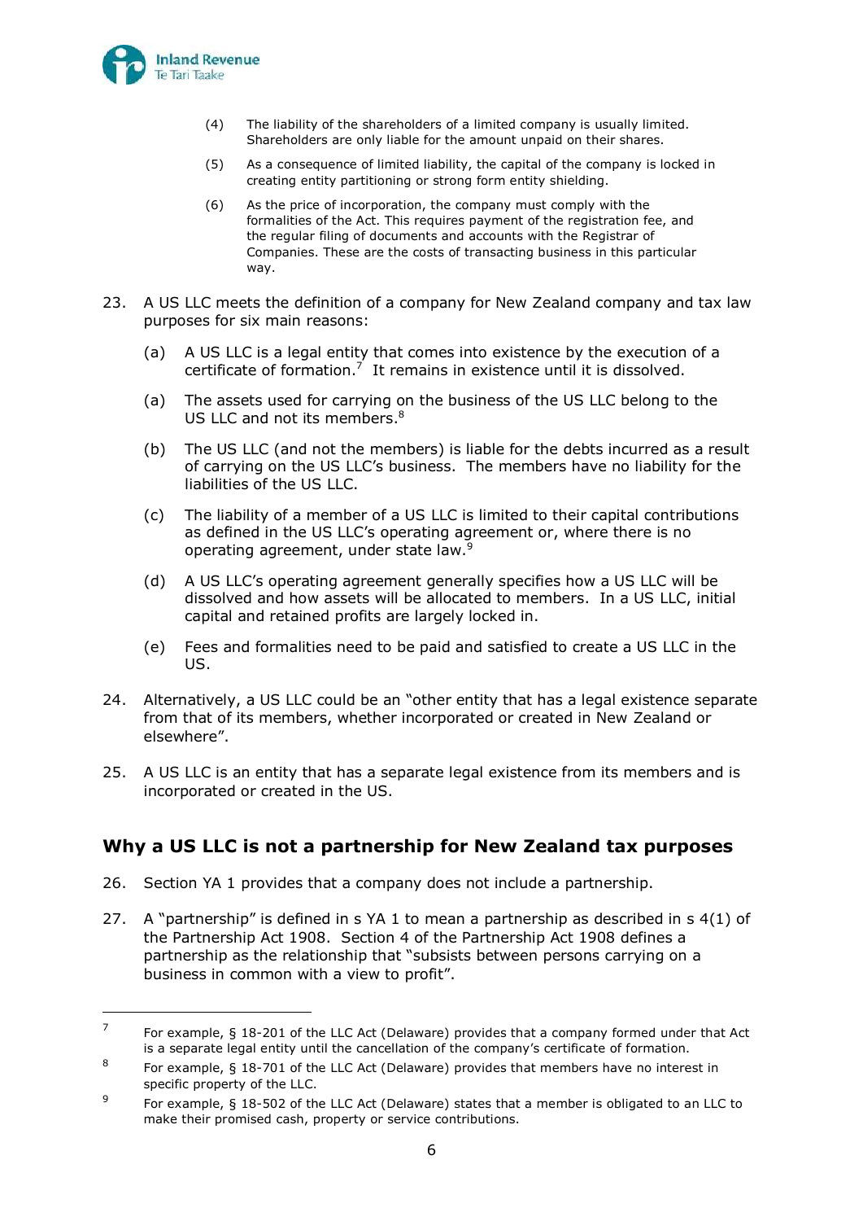(4) The liability of the shareholders of a limited company is usually limited. Shareholders are only liable for the amount unpaid on their shares.

(5) As a consequence of limited liability, the capital of the company is locked in creating entity partitioning or strong form entity shielding.

(6) As the price of incorporation, the company must comply with the formalities of the Act. This requires payment of the registration fee, and the regular filing of documents and accounts with the Registrar of Companies. These are the costs of transacting business in this particular way.

23. A US LLC meets the definition of a company for New Zealand company and tax law purposes for six main reasons:

(a) A US LLC is a legal entity that comes into existence by the execution of a certificate of formation.[7] It remains in existence until it is dissolved.

(a) The assets used for carrying on the business of the US LLC belong to the US LLC and not its members.[8]

(b) The US LLC (and not the members) is liable for the debts incurred as a result of carrying on the US LLC's business. The members have no liability for the liabilities of the US LLC.

(c) The liability of a member of a US LLC is limited to their capital contributions as defined in the US LLC's operating agreement or, where there is no operating agreement, under state law.[9]

(d) A US LLC's operating agreement generally specifies how a US LLC will be dissolved and how assets will be allocated to members. In a US LLC, initial capital and retained profits are largely locked in.

(e) Fees and formalities need to be paid and satisfied to create a US LLC in the US.

24. Alternatively, a US LLC could be an "other entity that has a legal existence separate from that of its members, whether incorporated or created in New Zealand or elsewhere".

25. A US LLC is an entity that has a separate legal existence from its members and is incorporated or created in the US.

## Why a US LLC is not a partnership for New Zealand tax purposes

26. Section YA 1 provides that a company does not include a partnership.

27. A "partnership" is defined in s YA 1 to mean a partnership as described in s 4(1) of the Partnership Act 1908. Section 4 of the Partnership Act 1908 defines a partnership as the relationship that "subsists between persons carrying on a business in common with a view to profit".

---

[7] For example, § 18-201 of the LLC Act (Delaware) provides that a company formed under that Act is a separate legal entity until the cancellation of the company's certificate of formation.

[8] For example, § 18-701 of the LLC Act (Delaware) provides that members have no interest in specific property of the LLC.

[9] For example, § 18-502 of the LLC Act (Delaware) states that a member is obligated to an LLC to make their promised cash, property or service contributions.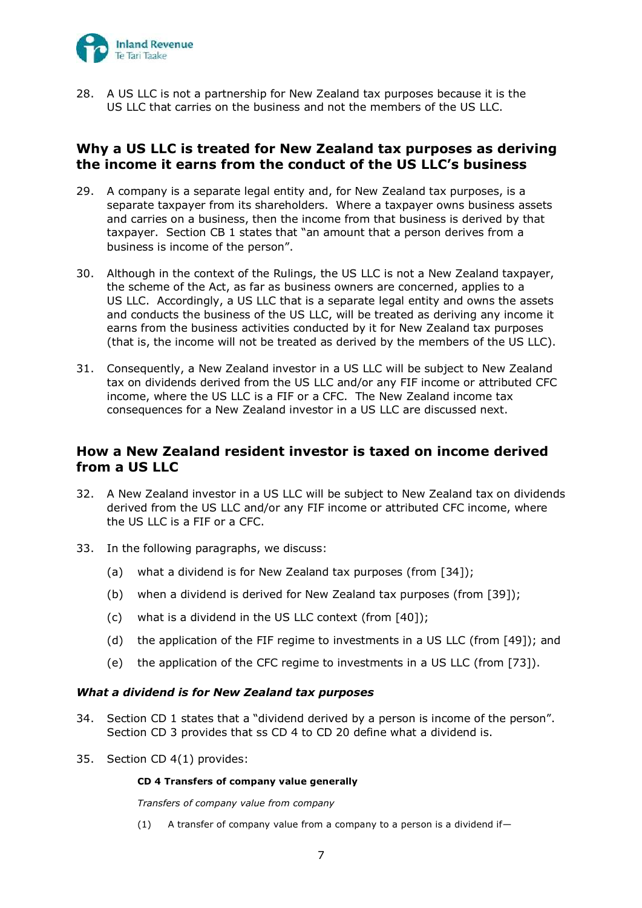28. A US LLC is not a partnership for New Zealand tax purposes because it is the US LLC that carries on the business and not the members of the US LLC.

## Why a US LLC is treated for New Zealand tax purposes as deriving the income it earns from the conduct of the US LLC's business

29. A company is a separate legal entity and, for New Zealand tax purposes, is a separate taxpayer from its shareholders. Where a taxpayer owns business assets and carries on a business, then the income from that business is derived by that taxpayer. Section CB 1 states that "an amount that a person derives from a business is income of the person".

30. Although in the context of the Rulings, the US LLC is not a New Zealand taxpayer, the scheme of the Act, as far as business owners are concerned, applies to a US LLC. Accordingly, a US LLC that is a separate legal entity and owns the assets and conducts the business of the US LLC, will be treated as deriving any income it earns from the business activities conducted by it for New Zealand tax purposes (that is, the income will not be treated as derived by the members of the US LLC).

31. Consequently, a New Zealand investor in a US LLC will be subject to New Zealand tax on dividends derived from the US LLC and/or any FIF income or attributed CFC income, where the US LLC is a FIF or a CFC. The New Zealand income tax consequences for a New Zealand investor in a US LLC are discussed next.

## How a New Zealand resident investor is taxed on income derived from a US LLC

32. A New Zealand investor in a US LLC will be subject to New Zealand tax on dividends derived from the US LLC and/or any FIF income or attributed CFC income, where the US LLC is a FIF or a CFC.

33. In the following paragraphs, we discuss:

    (a) what a dividend is for New Zealand tax purposes (from [34]);

    (b) when a dividend is derived for New Zealand tax purposes (from [39]);

    (c) what is a dividend in the US LLC context (from [40]);

    (d) the application of the FIF regime to investments in a US LLC (from [49]); and

    (e) the application of the CFC regime to investments in a US LLC (from [73]).

### *What a dividend is for New Zealand tax purposes*

34. Section CD 1 states that a "dividend derived by a person is income of the person". Section CD 3 provides that ss CD 4 to CD 20 define what a dividend is.

35. Section CD 4(1) provides:

> **CD 4 Transfers of company value generally**
>
> *Transfers of company value from company*
>
> (1) A transfer of company value from a company to a person is a dividend if—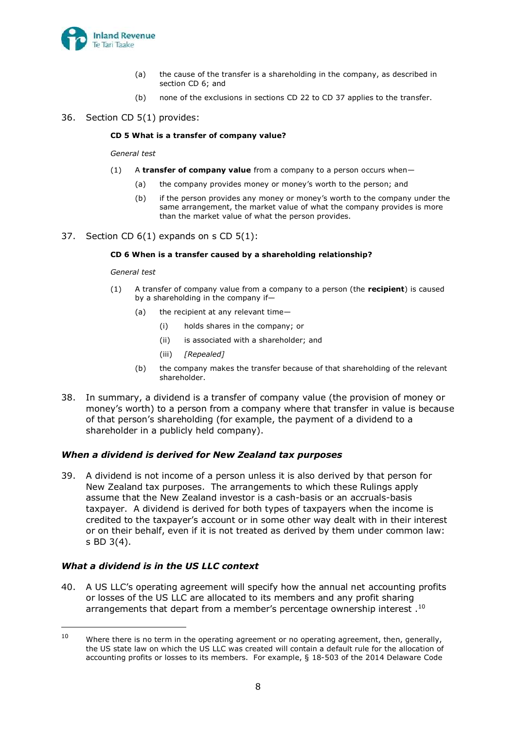(a) the cause of the transfer is a shareholding in the company, as described in section CD 6; and

(b) none of the exclusions in sections CD 22 to CD 37 applies to the transfer.

36. Section CD 5(1) provides:

> **CD 5 What is a transfer of company value?**
>
> *General test*
>
> (1) A **transfer of company value** from a company to a person occurs when—
>
> (a) the company provides money or money's worth to the person; and
>
> (b) if the person provides any money or money's worth to the company under the same arrangement, the market value of what the company provides is more than the market value of what the person provides.

37. Section CD 6(1) expands on s CD 5(1):

> **CD 6 When is a transfer caused by a shareholding relationship?**
>
> *General test*
>
> (1) A transfer of company value from a company to a person (the **recipient**) is caused by a shareholding in the company if—
>
> (a) the recipient at any relevant time—
>
> (i) holds shares in the company; or
>
> (ii) is associated with a shareholder; and
>
> (iii) *[Repealed]*
>
> (b) the company makes the transfer because of that shareholding of the relevant shareholder.

38. In summary, a dividend is a transfer of company value (the provision of money or money's worth) to a person from a company where that transfer in value is because of that person's shareholding (for example, the payment of a dividend to a shareholder in a publicly held company).

### *When a dividend is derived for New Zealand tax purposes*

39. A dividend is not income of a person unless it is also derived by that person for New Zealand tax purposes. The arrangements to which these Rulings apply assume that the New Zealand investor is a cash-basis or an accruals-basis taxpayer. A dividend is derived for both types of taxpayers when the income is credited to the taxpayer's account or in some other way dealt with in their interest or on their behalf, even if it is not treated as derived by them under common law: s BD 3(4).

### *What a dividend is in the US LLC context*

40. A US LLC's operating agreement will specify how the annual net accounting profits or losses of the US LLC are allocated to its members and any profit sharing arrangements that depart from a member's percentage ownership interest .[10]

---

[10] Where there is no term in the operating agreement or no operating agreement, then, generally, the US state law on which the US LLC was created will contain a default rule for the allocation of accounting profits or losses to its members. For example, § 18-503 of the 2014 Delaware Code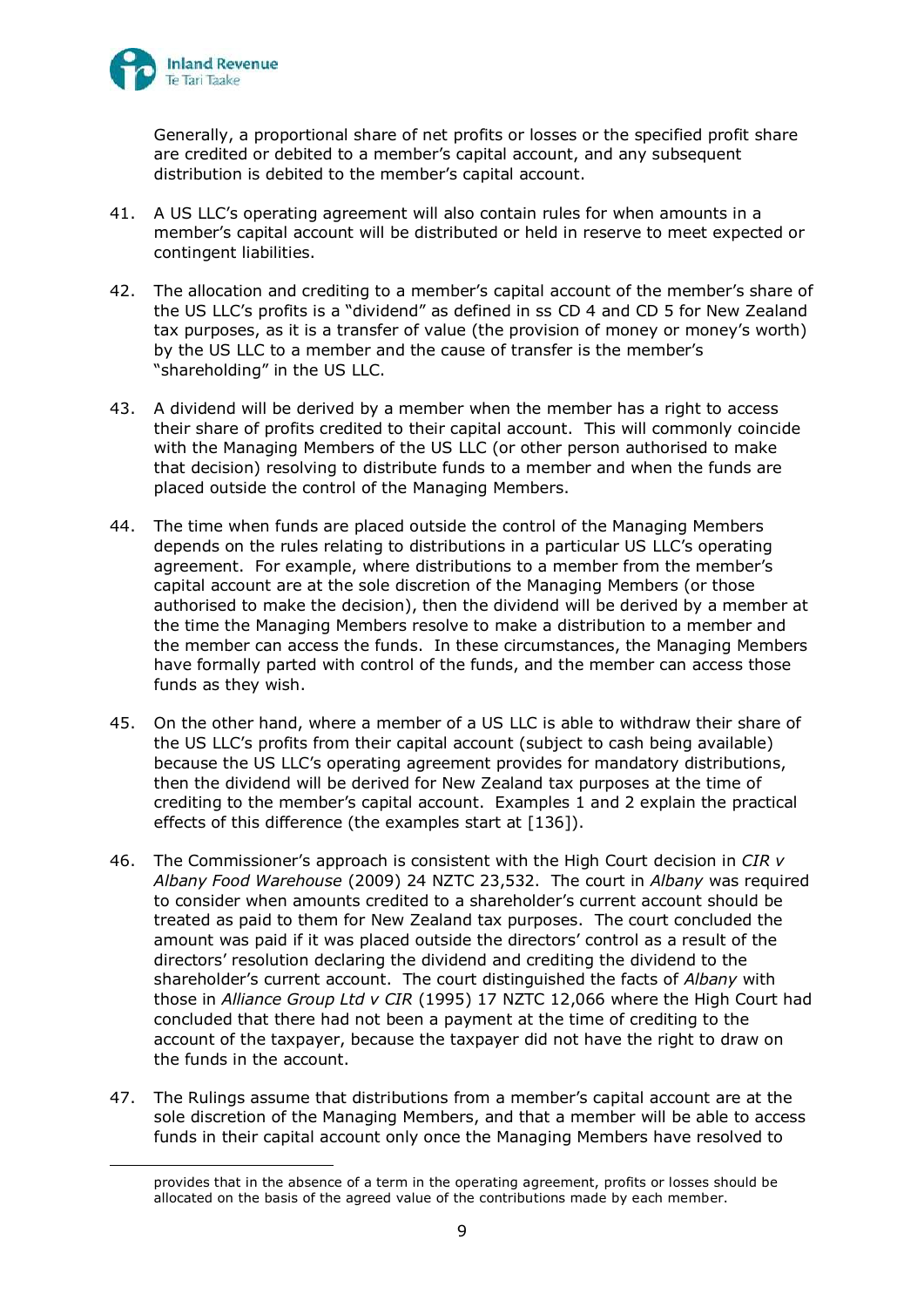Generally, a proportional share of net profits or losses or the specified profit share are credited or debited to a member's capital account, and any subsequent distribution is debited to the member's capital account.

41. A US LLC's operating agreement will also contain rules for when amounts in a member's capital account will be distributed or held in reserve to meet expected or contingent liabilities.

42. The allocation and crediting to a member's capital account of the member's share of the US LLC's profits is a "dividend" as defined in ss CD 4 and CD 5 for New Zealand tax purposes, as it is a transfer of value (the provision of money or money's worth) by the US LLC to a member and the cause of transfer is the member's "shareholding" in the US LLC.

43. A dividend will be derived by a member when the member has a right to access their share of profits credited to their capital account. This will commonly coincide with the Managing Members of the US LLC (or other person authorised to make that decision) resolving to distribute funds to a member and when the funds are placed outside the control of the Managing Members.

44. The time when funds are placed outside the control of the Managing Members depends on the rules relating to distributions in a particular US LLC's operating agreement. For example, where distributions to a member from the member's capital account are at the sole discretion of the Managing Members (or those authorised to make the decision), then the dividend will be derived by a member at the time the Managing Members resolve to make a distribution to a member and the member can access the funds. In these circumstances, the Managing Members have formally parted with control of the funds, and the member can access those funds as they wish.

45. On the other hand, where a member of a US LLC is able to withdraw their share of the US LLC's profits from their capital account (subject to cash being available) because the US LLC's operating agreement provides for mandatory distributions, then the dividend will be derived for New Zealand tax purposes at the time of crediting to the member's capital account. Examples 1 and 2 explain the practical effects of this difference (the examples start at [136]).

46. The Commissioner's approach is consistent with the High Court decision in *CIR v Albany Food Warehouse* (2009) 24 NZTC 23,532. The court in *Albany* was required to consider when amounts credited to a shareholder's current account should be treated as paid to them for New Zealand tax purposes. The court concluded the amount was paid if it was placed outside the directors' control as a result of the directors' resolution declaring the dividend and crediting the dividend to the shareholder's current account. The court distinguished the facts of *Albany* with those in *Alliance Group Ltd v CIR* (1995) 17 NZTC 12,066 where the High Court had concluded that there had not been a payment at the time of crediting to the account of the taxpayer, because the taxpayer did not have the right to draw on the funds in the account.

47. The Rulings assume that distributions from a member's capital account are at the sole discretion of the Managing Members, and that a member will be able to access funds in their capital account only once the Managing Members have resolved to

---

provides that in the absence of a term in the operating agreement, profits or losses should be allocated on the basis of the agreed value of the contributions made by each member.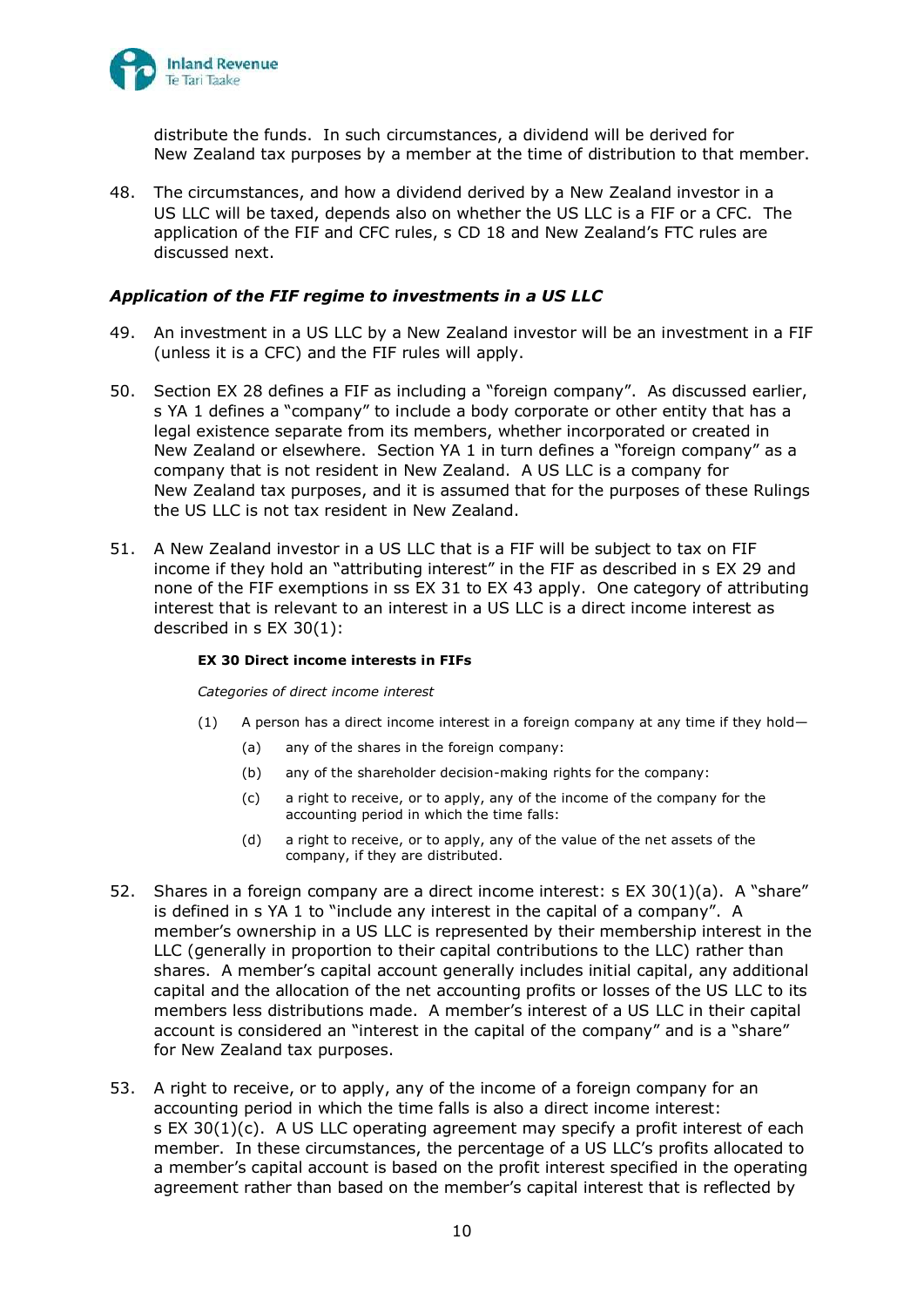distribute the funds. In such circumstances, a dividend will be derived for New Zealand tax purposes by a member at the time of distribution to that member.

48. The circumstances, and how a dividend derived by a New Zealand investor in a US LLC will be taxed, depends also on whether the US LLC is a FIF or a CFC. The application of the FIF and CFC rules, s CD 18 and New Zealand's FTC rules are discussed next.

### *Application of the FIF regime to investments in a US LLC*

49. An investment in a US LLC by a New Zealand investor will be an investment in a FIF (unless it is a CFC) and the FIF rules will apply.

50. Section EX 28 defines a FIF as including a "foreign company". As discussed earlier, s YA 1 defines a "company" to include a body corporate or other entity that has a legal existence separate from its members, whether incorporated or created in New Zealand or elsewhere. Section YA 1 in turn defines a "foreign company" as a company that is not resident in New Zealand. A US LLC is a company for New Zealand tax purposes, and it is assumed that for the purposes of these Rulings the US LLC is not tax resident in New Zealand.

51. A New Zealand investor in a US LLC that is a FIF will be subject to tax on FIF income if they hold an "attributing interest" in the FIF as described in s EX 29 and none of the FIF exemptions in ss EX 31 to EX 43 apply. One category of attributing interest that is relevant to an interest in a US LLC is a direct income interest as described in s EX 30(1):

> **EX 30 Direct income interests in FIFs**
>
> *Categories of direct income interest*
>
> (1) A person has a direct income interest in a foreign company at any time if they hold—
>
> (a) any of the shares in the foreign company:
>
> (b) any of the shareholder decision-making rights for the company:
>
> (c) a right to receive, or to apply, any of the income of the company for the accounting period in which the time falls:
>
> (d) a right to receive, or to apply, any of the value of the net assets of the company, if they are distributed.

52. Shares in a foreign company are a direct income interest: s EX 30(1)(a). A "share" is defined in s YA 1 to "include any interest in the capital of a company". A member's ownership in a US LLC is represented by their membership interest in the LLC (generally in proportion to their capital contributions to the LLC) rather than shares. A member's capital account generally includes initial capital, any additional capital and the allocation of the net accounting profits or losses of the US LLC to its members less distributions made. A member's interest of a US LLC in their capital account is considered an "interest in the capital of the company" and is a "share" for New Zealand tax purposes.

53. A right to receive, or to apply, any of the income of a foreign company for an accounting period in which the time falls is also a direct income interest: s EX 30(1)(c). A US LLC operating agreement may specify a profit interest of each member. In these circumstances, the percentage of a US LLC's profits allocated to a member's capital account is based on the profit interest specified in the operating agreement rather than based on the member's capital interest that is reflected by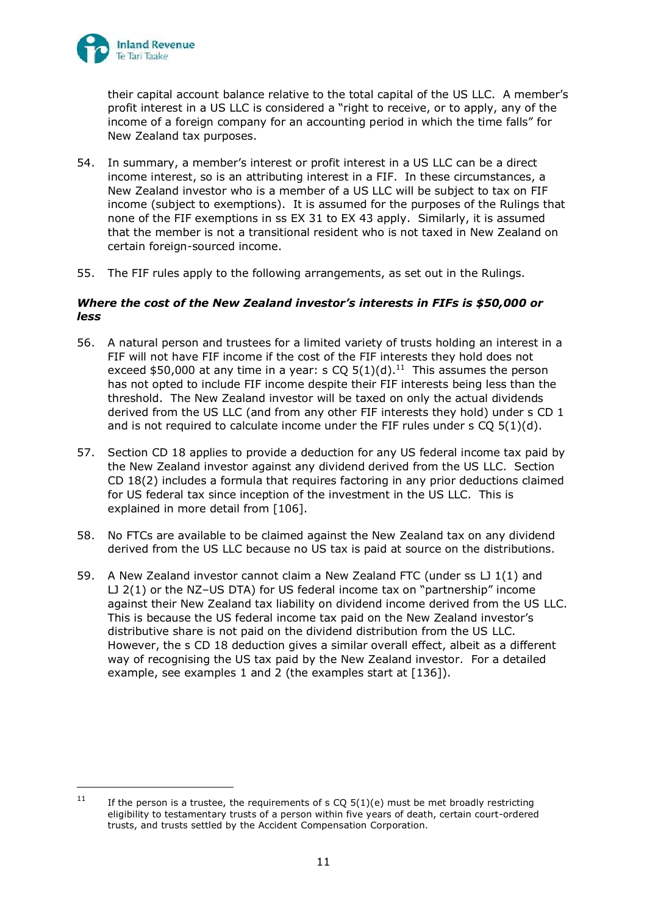their capital account balance relative to the total capital of the US LLC. A member's profit interest in a US LLC is considered a "right to receive, or to apply, any of the income of a foreign company for an accounting period in which the time falls" for New Zealand tax purposes.

54. In summary, a member's interest or profit interest in a US LLC can be a direct income interest, so is an attributing interest in a FIF. In these circumstances, a New Zealand investor who is a member of a US LLC will be subject to tax on FIF income (subject to exemptions). It is assumed for the purposes of the Rulings that none of the FIF exemptions in ss EX 31 to EX 43 apply. Similarly, it is assumed that the member is not a transitional resident who is not taxed in New Zealand on certain foreign-sourced income.

55. The FIF rules apply to the following arrangements, as set out in the Rulings.

### *Where the cost of the New Zealand investor's interests in FIFs is $50,000 or less*

56. A natural person and trustees for a limited variety of trusts holding an interest in a FIF will not have FIF income if the cost of the FIF interests they hold does not exceed $50,000 at any time in a year: s CQ 5(1)(d).[11] This assumes the person has not opted to include FIF income despite their FIF interests being less than the threshold. The New Zealand investor will be taxed on only the actual dividends derived from the US LLC (and from any other FIF interests they hold) under s CD 1 and is not required to calculate income under the FIF rules under s CQ 5(1)(d).

57. Section CD 18 applies to provide a deduction for any US federal income tax paid by the New Zealand investor against any dividend derived from the US LLC. Section CD 18(2) includes a formula that requires factoring in any prior deductions claimed for US federal tax since inception of the investment in the US LLC. This is explained in more detail from [106].

58. No FTCs are available to be claimed against the New Zealand tax on any dividend derived from the US LLC because no US tax is paid at source on the distributions.

59. A New Zealand investor cannot claim a New Zealand FTC (under ss LJ 1(1) and LJ 2(1) or the NZ–US DTA) for US federal income tax on "partnership" income against their New Zealand tax liability on dividend income derived from the US LLC. This is because the US federal income tax paid on the New Zealand investor's distributive share is not paid on the dividend distribution from the US LLC. However, the s CD 18 deduction gives a similar overall effect, albeit as a different way of recognising the US tax paid by the New Zealand investor. For a detailed example, see examples 1 and 2 (the examples start at [136]).

---

[11] If the person is a trustee, the requirements of s CQ 5(1)(e) must be met broadly restricting eligibility to testamentary trusts of a person within five years of death, certain court-ordered trusts, and trusts settled by the Accident Compensation Corporation.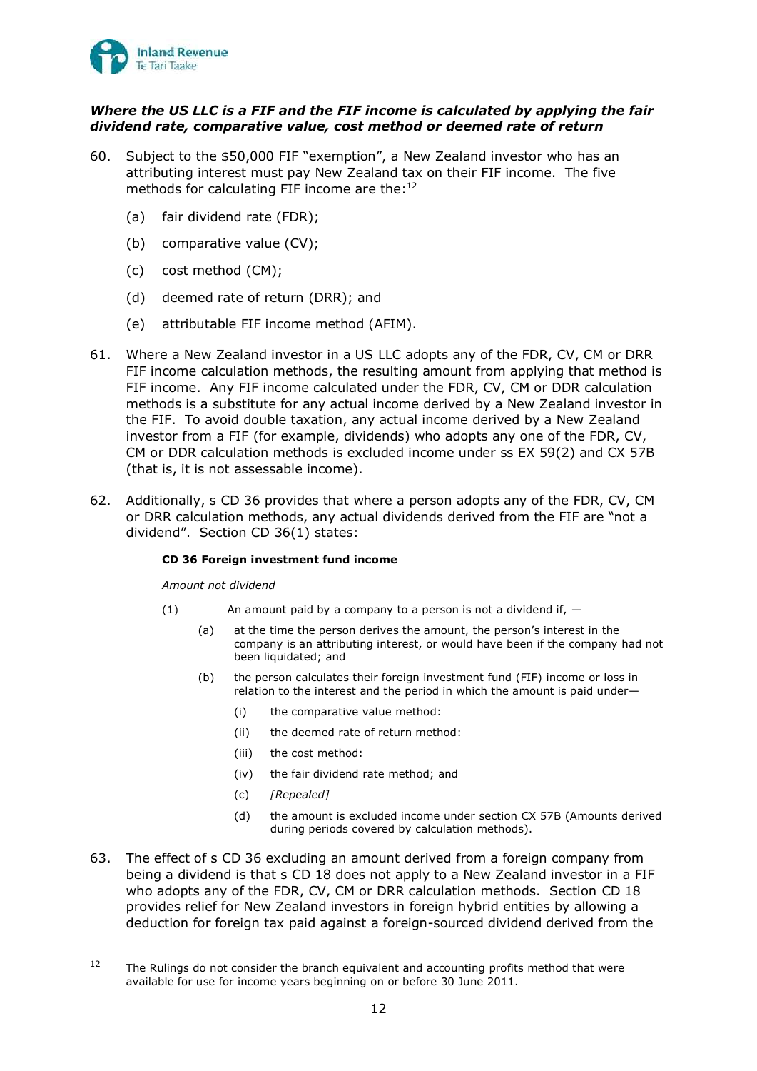***Where the US LLC is a FIF and the FIF income is calculated by applying the fair dividend rate, comparative value, cost method or deemed rate of return***

60. Subject to the $50,000 FIF "exemption", a New Zealand investor who has an attributing interest must pay New Zealand tax on their FIF income. The five methods for calculating FIF income are the:[12]

    (a) fair dividend rate (FDR);

    (b) comparative value (CV);

    (c) cost method (CM);

    (d) deemed rate of return (DRR); and

    (e) attributable FIF income method (AFIM).

61. Where a New Zealand investor in a US LLC adopts any of the FDR, CV, CM or DRR FIF income calculation methods, the resulting amount from applying that method is FIF income. Any FIF income calculated under the FDR, CV, CM or DDR calculation methods is a substitute for any actual income derived by a New Zealand investor in the FIF. To avoid double taxation, any actual income derived by a New Zealand investor from a FIF (for example, dividends) who adopts any one of the FDR, CV, CM or DDR calculation methods is excluded income under ss EX 59(2) and CX 57B (that is, it is not assessable income).

62. Additionally, s CD 36 provides that where a person adopts any of the FDR, CV, CM or DRR calculation methods, any actual dividends derived from the FIF are "not a dividend". Section CD 36(1) states:

    **CD 36 Foreign investment fund income**

    *Amount not dividend*

    (1) An amount paid by a company to a person is not a dividend if, —

    (a) at the time the person derives the amount, the person's interest in the company is an attributing interest, or would have been if the company had not been liquidated; and

    (b) the person calculates their foreign investment fund (FIF) income or loss in relation to the interest and the period in which the amount is paid under—

    (i) the comparative value method:

    (ii) the deemed rate of return method:

    (iii) the cost method:

    (iv) the fair dividend rate method; and

    (c) *[Repealed]*

    (d) the amount is excluded income under section CX 57B (Amounts derived during periods covered by calculation methods).

63. The effect of s CD 36 excluding an amount derived from a foreign company from being a dividend is that s CD 18 does not apply to a New Zealand investor in a FIF who adopts any of the FDR, CV, CM or DRR calculation methods. Section CD 18 provides relief for New Zealand investors in foreign hybrid entities by allowing a deduction for foreign tax paid against a foreign-sourced dividend derived from the

---

[12] The Rulings do not consider the branch equivalent and accounting profits method that were available for use for income years beginning on or before 30 June 2011.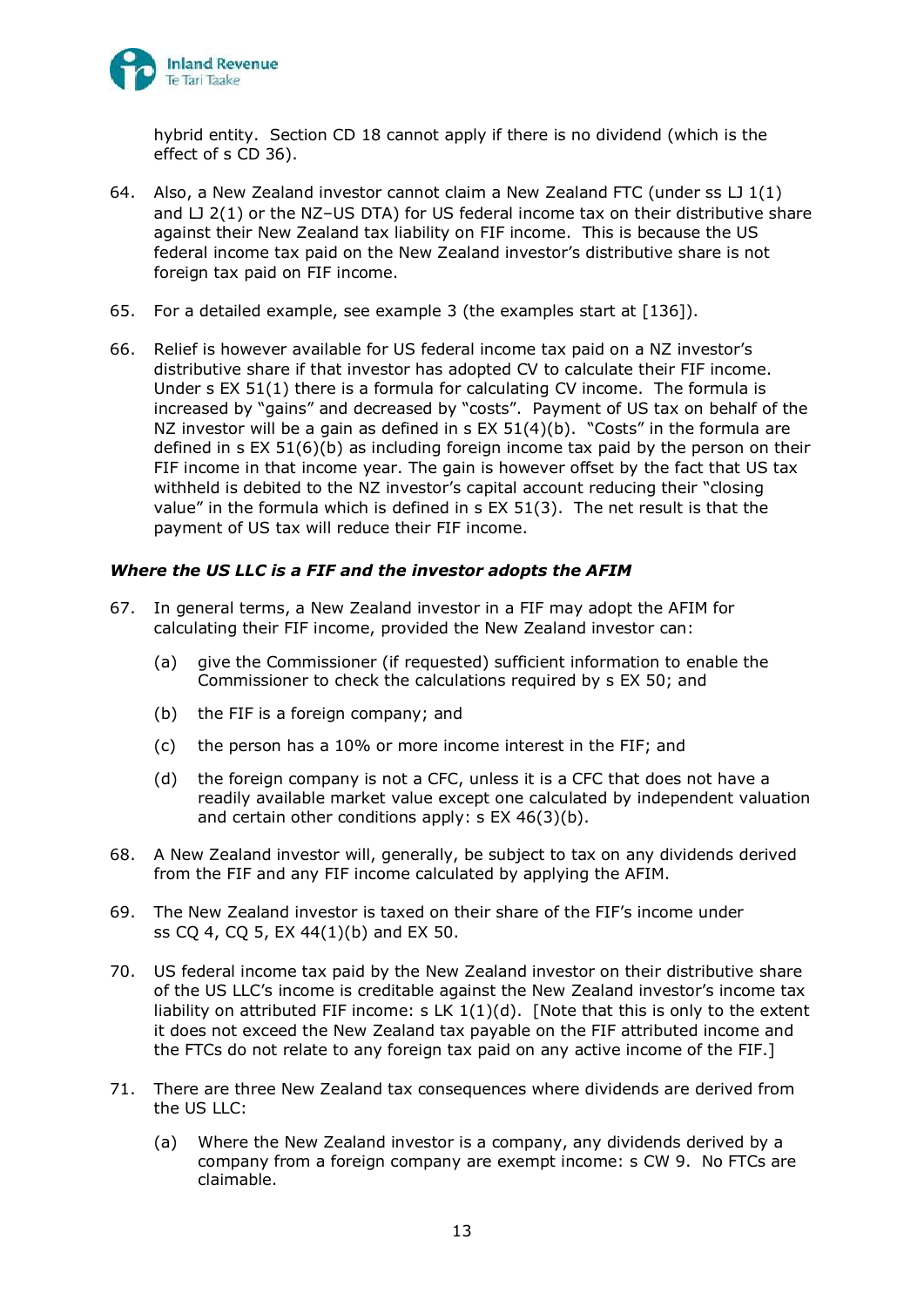hybrid entity. Section CD 18 cannot apply if there is no dividend (which is the effect of s CD 36).

64. Also, a New Zealand investor cannot claim a New Zealand FTC (under ss LJ 1(1) and LJ 2(1) or the NZ–US DTA) for US federal income tax on their distributive share against their New Zealand tax liability on FIF income. This is because the US federal income tax paid on the New Zealand investor's distributive share is not foreign tax paid on FIF income.

65. For a detailed example, see example 3 (the examples start at [136]).

66. Relief is however available for US federal income tax paid on a NZ investor's distributive share if that investor has adopted CV to calculate their FIF income. Under s EX 51(1) there is a formula for calculating CV income. The formula is increased by "gains" and decreased by "costs". Payment of US tax on behalf of the NZ investor will be a gain as defined in s EX 51(4)(b). "Costs" in the formula are defined in s EX 51(6)(b) as including foreign income tax paid by the person on their FIF income in that income year. The gain is however offset by the fact that US tax withheld is debited to the NZ investor's capital account reducing their "closing value" in the formula which is defined in s EX 51(3). The net result is that the payment of US tax will reduce their FIF income.

### *Where the US LLC is a FIF and the investor adopts the AFIM*

67. In general terms, a New Zealand investor in a FIF may adopt the AFIM for calculating their FIF income, provided the New Zealand investor can:

    (a) give the Commissioner (if requested) sufficient information to enable the Commissioner to check the calculations required by s EX 50; and

    (b) the FIF is a foreign company; and

    (c) the person has a 10% or more income interest in the FIF; and

    (d) the foreign company is not a CFC, unless it is a CFC that does not have a readily available market value except one calculated by independent valuation and certain other conditions apply: s EX 46(3)(b).

68. A New Zealand investor will, generally, be subject to tax on any dividends derived from the FIF and any FIF income calculated by applying the AFIM.

69. The New Zealand investor is taxed on their share of the FIF's income under ss CQ 4, CQ 5, EX 44(1)(b) and EX 50.

70. US federal income tax paid by the New Zealand investor on their distributive share of the US LLC's income is creditable against the New Zealand investor's income tax liability on attributed FIF income: s LK 1(1)(d). [Note that this is only to the extent it does not exceed the New Zealand tax payable on the FIF attributed income and the FTCs do not relate to any foreign tax paid on any active income of the FIF.]

71. There are three New Zealand tax consequences where dividends are derived from the US LLC:

    (a) Where the New Zealand investor is a company, any dividends derived by a company from a foreign company are exempt income: s CW 9. No FTCs are claimable.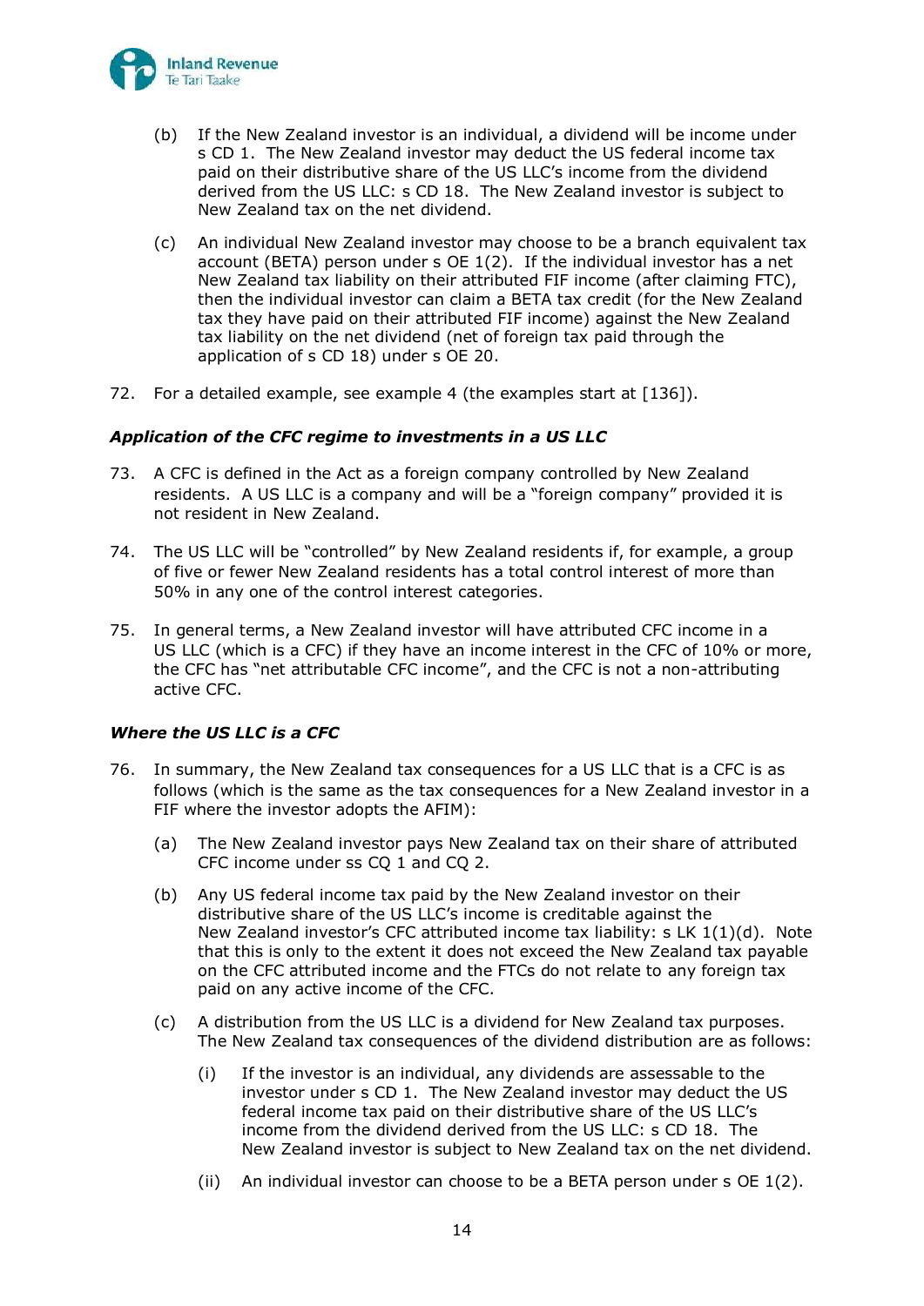(b) If the New Zealand investor is an individual, a dividend will be income under s CD 1. The New Zealand investor may deduct the US federal income tax paid on their distributive share of the US LLC's income from the dividend derived from the US LLC: s CD 18. The New Zealand investor is subject to New Zealand tax on the net dividend.

(c) An individual New Zealand investor may choose to be a branch equivalent tax account (BETA) person under s OE 1(2). If the individual investor has a net New Zealand tax liability on their attributed FIF income (after claiming FTC), then the individual investor can claim a BETA tax credit (for the New Zealand tax they have paid on their attributed FIF income) against the New Zealand tax liability on the net dividend (net of foreign tax paid through the application of s CD 18) under s OE 20.

72. For a detailed example, see example 4 (the examples start at [136]).

### *Application of the CFC regime to investments in a US LLC*

73. A CFC is defined in the Act as a foreign company controlled by New Zealand residents. A US LLC is a company and will be a "foreign company" provided it is not resident in New Zealand.

74. The US LLC will be "controlled" by New Zealand residents if, for example, a group of five or fewer New Zealand residents has a total control interest of more than 50% in any one of the control interest categories.

75. In general terms, a New Zealand investor will have attributed CFC income in a US LLC (which is a CFC) if they have an income interest in the CFC of 10% or more, the CFC has "net attributable CFC income", and the CFC is not a non-attributing active CFC.

### *Where the US LLC is a CFC*

76. In summary, the New Zealand tax consequences for a US LLC that is a CFC is as follows (which is the same as the tax consequences for a New Zealand investor in a FIF where the investor adopts the AFIM):

(a) The New Zealand investor pays New Zealand tax on their share of attributed CFC income under ss CQ 1 and CQ 2.

(b) Any US federal income tax paid by the New Zealand investor on their distributive share of the US LLC's income is creditable against the New Zealand investor's CFC attributed income tax liability: s LK 1(1)(d). Note that this is only to the extent it does not exceed the New Zealand tax payable on the CFC attributed income and the FTCs do not relate to any foreign tax paid on any active income of the CFC.

(c) A distribution from the US LLC is a dividend for New Zealand tax purposes. The New Zealand tax consequences of the dividend distribution are as follows:

(i) If the investor is an individual, any dividends are assessable to the investor under s CD 1. The New Zealand investor may deduct the US federal income tax paid on their distributive share of the US LLC's income from the dividend derived from the US LLC: s CD 18. The New Zealand investor is subject to New Zealand tax on the net dividend.

(ii) An individual investor can choose to be a BETA person under s OE 1(2).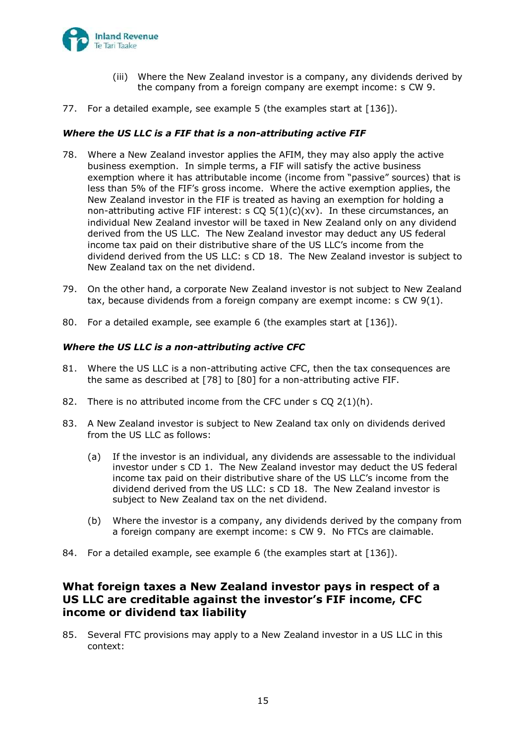(iii) Where the New Zealand investor is a company, any dividends derived by the company from a foreign company are exempt income: s CW 9.

77. For a detailed example, see example 5 (the examples start at [136]).

***Where the US LLC is a FIF that is a non-attributing active FIF***

78. Where a New Zealand investor applies the AFIM, they may also apply the active business exemption. In simple terms, a FIF will satisfy the active business exemption where it has attributable income (income from "passive" sources) that is less than 5% of the FIF's gross income. Where the active exemption applies, the New Zealand investor in the FIF is treated as having an exemption for holding a non-attributing active FIF interest: s CQ 5(1)(c)(xv). In these circumstances, an individual New Zealand investor will be taxed in New Zealand only on any dividend derived from the US LLC. The New Zealand investor may deduct any US federal income tax paid on their distributive share of the US LLC's income from the dividend derived from the US LLC: s CD 18. The New Zealand investor is subject to New Zealand tax on the net dividend.

79. On the other hand, a corporate New Zealand investor is not subject to New Zealand tax, because dividends from a foreign company are exempt income: s CW 9(1).

80. For a detailed example, see example 6 (the examples start at [136]).

***Where the US LLC is a non-attributing active CFC***

81. Where the US LLC is a non-attributing active CFC, then the tax consequences are the same as described at [78] to [80] for a non-attributing active FIF.

82. There is no attributed income from the CFC under s CQ 2(1)(h).

83. A New Zealand investor is subject to New Zealand tax only on dividends derived from the US LLC as follows:

   (a) If the investor is an individual, any dividends are assessable to the individual investor under s CD 1. The New Zealand investor may deduct the US federal income tax paid on their distributive share of the US LLC's income from the dividend derived from the US LLC: s CD 18. The New Zealand investor is subject to New Zealand tax on the net dividend.

   (b) Where the investor is a company, any dividends derived by the company from a foreign company are exempt income: s CW 9. No FTCs are claimable.

84. For a detailed example, see example 6 (the examples start at [136]).

## What foreign taxes a New Zealand investor pays in respect of a US LLC are creditable against the investor's FIF income, CFC income or dividend tax liability

85. Several FTC provisions may apply to a New Zealand investor in a US LLC in this context: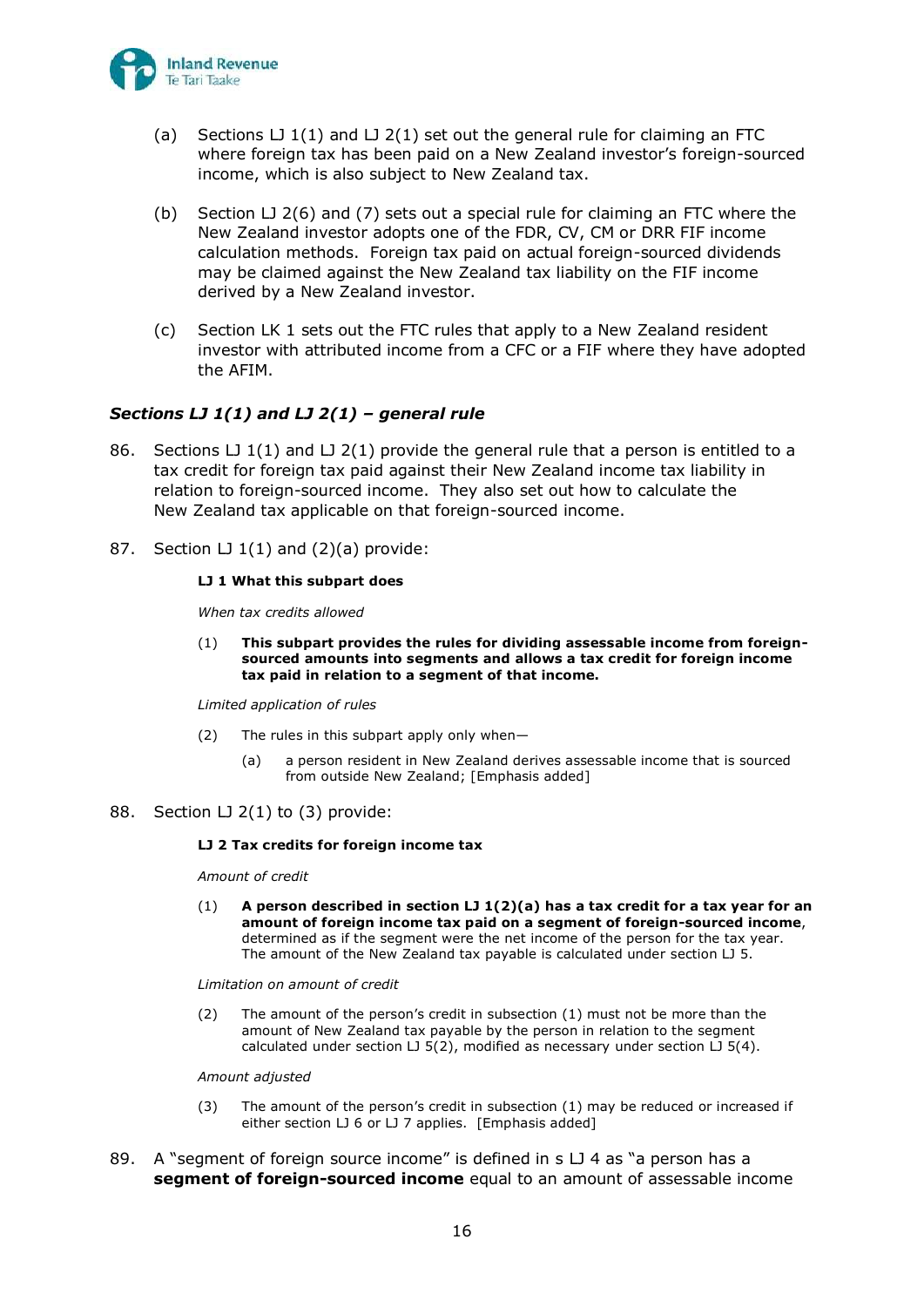(a) Sections LJ 1(1) and LJ 2(1) set out the general rule for claiming an FTC where foreign tax has been paid on a New Zealand investor's foreign-sourced income, which is also subject to New Zealand tax.

(b) Section LJ 2(6) and (7) sets out a special rule for claiming an FTC where the New Zealand investor adopts one of the FDR, CV, CM or DRR FIF income calculation methods. Foreign tax paid on actual foreign-sourced dividends may be claimed against the New Zealand tax liability on the FIF income derived by a New Zealand investor.

(c) Section LK 1 sets out the FTC rules that apply to a New Zealand resident investor with attributed income from a CFC or a FIF where they have adopted the AFIM.

### *Sections LJ 1(1) and LJ 2(1) – general rule*

86. Sections LJ 1(1) and LJ 2(1) provide the general rule that a person is entitled to a tax credit for foreign tax paid against their New Zealand income tax liability in relation to foreign-sourced income. They also set out how to calculate the New Zealand tax applicable on that foreign-sourced income.

87. Section LJ 1(1) and (2)(a) provide:

> **LJ 1 What this subpart does**
>
> *When tax credits allowed*
>
> (1) **This subpart provides the rules for dividing assessable income from foreign-sourced amounts into segments and allows a tax credit for foreign income tax paid in relation to a segment of that income.**
>
> *Limited application of rules*
>
> (2) The rules in this subpart apply only when—
>
> (a) a person resident in New Zealand derives assessable income that is sourced from outside New Zealand; [Emphasis added]

88. Section LJ 2(1) to (3) provide:

> **LJ 2 Tax credits for foreign income tax**
>
> *Amount of credit*
>
> (1) **A person described in section LJ 1(2)(a) has a tax credit for a tax year for an amount of foreign income tax paid on a segment of foreign-sourced income**, determined as if the segment were the net income of the person for the tax year. The amount of the New Zealand tax payable is calculated under section LJ 5.
>
> *Limitation on amount of credit*
>
> (2) The amount of the person's credit in subsection (1) must not be more than the amount of New Zealand tax payable by the person in relation to the segment calculated under section LJ 5(2), modified as necessary under section LJ 5(4).
>
> *Amount adjusted*
>
> (3) The amount of the person's credit in subsection (1) may be reduced or increased if either section LJ 6 or LJ 7 applies. [Emphasis added]

89. A "segment of foreign source income" is defined in s LJ 4 as "a person has a **segment of foreign-sourced income** equal to an amount of assessable income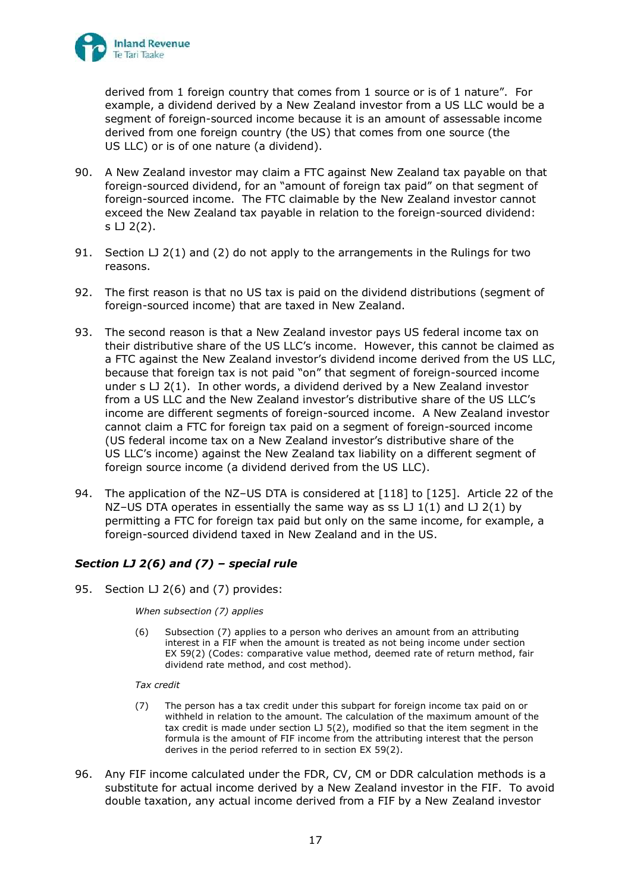derived from 1 foreign country that comes from 1 source or is of 1 nature". For example, a dividend derived by a New Zealand investor from a US LLC would be a segment of foreign-sourced income because it is an amount of assessable income derived from one foreign country (the US) that comes from one source (the US LLC) or is of one nature (a dividend).

90. A New Zealand investor may claim a FTC against New Zealand tax payable on that foreign-sourced dividend, for an "amount of foreign tax paid" on that segment of foreign-sourced income. The FTC claimable by the New Zealand investor cannot exceed the New Zealand tax payable in relation to the foreign-sourced dividend: s LJ 2(2).

91. Section LJ 2(1) and (2) do not apply to the arrangements in the Rulings for two reasons.

92. The first reason is that no US tax is paid on the dividend distributions (segment of foreign-sourced income) that are taxed in New Zealand.

93. The second reason is that a New Zealand investor pays US federal income tax on their distributive share of the US LLC's income. However, this cannot be claimed as a FTC against the New Zealand investor's dividend income derived from the US LLC, because that foreign tax is not paid "on" that segment of foreign-sourced income under s LJ 2(1). In other words, a dividend derived by a New Zealand investor from a US LLC and the New Zealand investor's distributive share of the US LLC's income are different segments of foreign-sourced income. A New Zealand investor cannot claim a FTC for foreign tax paid on a segment of foreign-sourced income (US federal income tax on a New Zealand investor's distributive share of the US LLC's income) against the New Zealand tax liability on a different segment of foreign source income (a dividend derived from the US LLC).

94. The application of the NZ–US DTA is considered at [118] to [125]. Article 22 of the NZ–US DTA operates in essentially the same way as ss LJ 1(1) and LJ 2(1) by permitting a FTC for foreign tax paid but only on the same income, for example, a foreign-sourced dividend taxed in New Zealand and in the US.

### *Section LJ 2(6) and (7) – special rule*

95. Section LJ 2(6) and (7) provides:

> *When subsection (7) applies*
>
> (6) Subsection (7) applies to a person who derives an amount from an attributing interest in a FIF when the amount is treated as not being income under section EX 59(2) (Codes: comparative value method, deemed rate of return method, fair dividend rate method, and cost method).
>
> *Tax credit*
>
> (7) The person has a tax credit under this subpart for foreign income tax paid on or withheld in relation to the amount. The calculation of the maximum amount of the tax credit is made under section LJ 5(2), modified so that the item segment in the formula is the amount of FIF income from the attributing interest that the person derives in the period referred to in section EX 59(2).

96. Any FIF income calculated under the FDR, CV, CM or DDR calculation methods is a substitute for actual income derived by a New Zealand investor in the FIF. To avoid double taxation, any actual income derived from a FIF by a New Zealand investor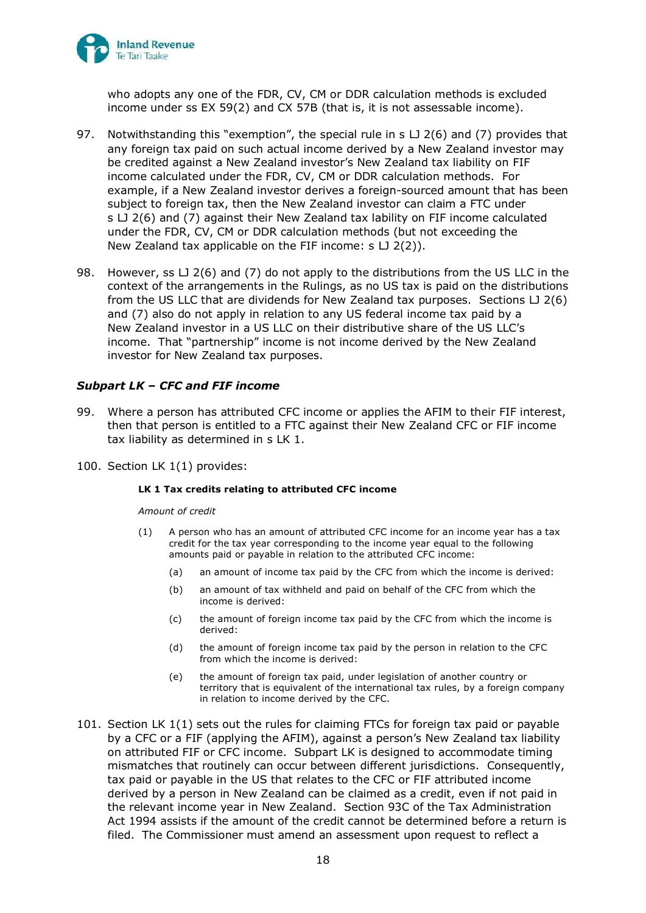who adopts any one of the FDR, CV, CM or DDR calculation methods is excluded income under ss EX 59(2) and CX 57B (that is, it is not assessable income).

97. Notwithstanding this "exemption", the special rule in s LJ 2(6) and (7) provides that any foreign tax paid on such actual income derived by a New Zealand investor may be credited against a New Zealand investor's New Zealand tax liability on FIF income calculated under the FDR, CV, CM or DDR calculation methods. For example, if a New Zealand investor derives a foreign-sourced amount that has been subject to foreign tax, then the New Zealand investor can claim a FTC under s LJ 2(6) and (7) against their New Zealand tax lability on FIF income calculated under the FDR, CV, CM or DDR calculation methods (but not exceeding the New Zealand tax applicable on the FIF income: s LJ 2(2)).

98. However, ss LJ 2(6) and (7) do not apply to the distributions from the US LLC in the context of the arrangements in the Rulings, as no US tax is paid on the distributions from the US LLC that are dividends for New Zealand tax purposes. Sections LJ 2(6) and (7) also do not apply in relation to any US federal income tax paid by a New Zealand investor in a US LLC on their distributive share of the US LLC's income. That "partnership" income is not income derived by the New Zealand investor for New Zealand tax purposes.

### *Subpart LK – CFC and FIF income*

99. Where a person has attributed CFC income or applies the AFIM to their FIF interest, then that person is entitled to a FTC against their New Zealand CFC or FIF income tax liability as determined in s LK 1.

100. Section LK 1(1) provides:

> **LK 1 Tax credits relating to attributed CFC income**
>
> *Amount of credit*
>
> (1) A person who has an amount of attributed CFC income for an income year has a tax credit for the tax year corresponding to the income year equal to the following amounts paid or payable in relation to the attributed CFC income:
>
> (a) an amount of income tax paid by the CFC from which the income is derived:
>
> (b) an amount of tax withheld and paid on behalf of the CFC from which the income is derived:
>
> (c) the amount of foreign income tax paid by the CFC from which the income is derived:
>
> (d) the amount of foreign income tax paid by the person in relation to the CFC from which the income is derived:
>
> (e) the amount of foreign tax paid, under legislation of another country or territory that is equivalent of the international tax rules, by a foreign company in relation to income derived by the CFC.

101. Section LK 1(1) sets out the rules for claiming FTCs for foreign tax paid or payable by a CFC or a FIF (applying the AFIM), against a person's New Zealand tax liability on attributed FIF or CFC income. Subpart LK is designed to accommodate timing mismatches that routinely can occur between different jurisdictions. Consequently, tax paid or payable in the US that relates to the CFC or FIF attributed income derived by a person in New Zealand can be claimed as a credit, even if not paid in the relevant income year in New Zealand. Section 93C of the Tax Administration Act 1994 assists if the amount of the credit cannot be determined before a return is filed. The Commissioner must amend an assessment upon request to reflect a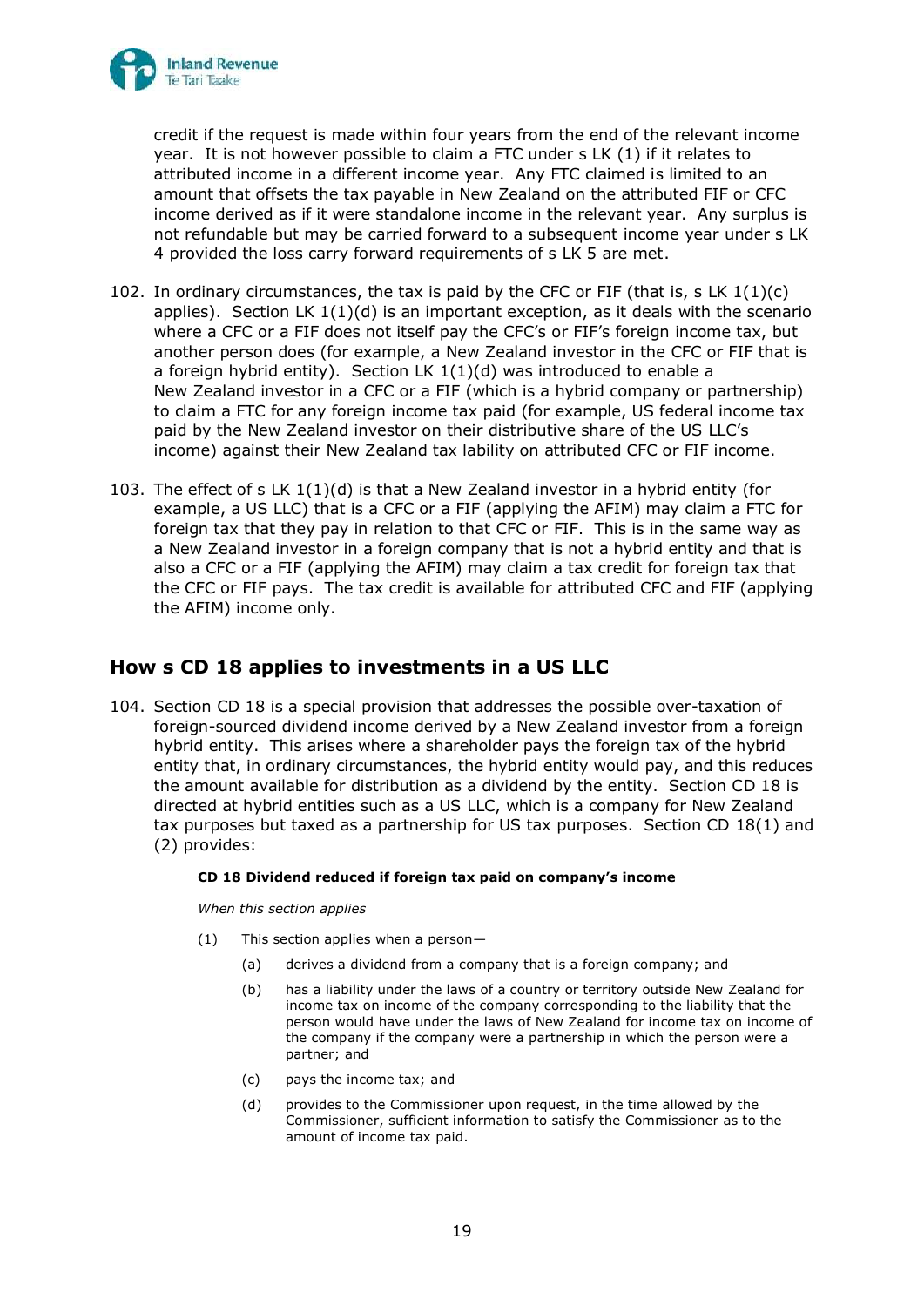credit if the request is made within four years from the end of the relevant income year. It is not however possible to claim a FTC under s LK (1) if it relates to attributed income in a different income year. Any FTC claimed is limited to an amount that offsets the tax payable in New Zealand on the attributed FIF or CFC income derived as if it were standalone income in the relevant year. Any surplus is not refundable but may be carried forward to a subsequent income year under s LK 4 provided the loss carry forward requirements of s LK 5 are met.

102. In ordinary circumstances, the tax is paid by the CFC or FIF (that is, s LK 1(1)(c) applies). Section LK 1(1)(d) is an important exception, as it deals with the scenario where a CFC or a FIF does not itself pay the CFC's or FIF's foreign income tax, but another person does (for example, a New Zealand investor in the CFC or FIF that is a foreign hybrid entity). Section LK 1(1)(d) was introduced to enable a New Zealand investor in a CFC or a FIF (which is a hybrid company or partnership) to claim a FTC for any foreign income tax paid (for example, US federal income tax paid by the New Zealand investor on their distributive share of the US LLC's income) against their New Zealand tax liability on attributed CFC or FIF income.

103. The effect of s LK 1(1)(d) is that a New Zealand investor in a hybrid entity (for example, a US LLC) that is a CFC or a FIF (applying the AFIM) may claim a FTC for foreign tax that they pay in relation to that CFC or FIF. This is in the same way as a New Zealand investor in a foreign company that is not a hybrid entity and that is also a CFC or a FIF (applying the AFIM) may claim a tax credit for foreign tax that the CFC or FIF pays. The tax credit is available for attributed CFC and FIF (applying the AFIM) income only.

## How s CD 18 applies to investments in a US LLC

104. Section CD 18 is a special provision that addresses the possible over-taxation of foreign-sourced dividend income derived by a New Zealand investor from a foreign hybrid entity. This arises where a shareholder pays the foreign tax of the hybrid entity that, in ordinary circumstances, the hybrid entity would pay, and this reduces the amount available for distribution as a dividend by the entity. Section CD 18 is directed at hybrid entities such as a US LLC, which is a company for New Zealand tax purposes but taxed as a partnership for US tax purposes. Section CD 18(1) and (2) provides:

> **CD 18 Dividend reduced if foreign tax paid on company's income**
>
> *When this section applies*
>
> (1) This section applies when a person—
>
> (a) derives a dividend from a company that is a foreign company; and
>
> (b) has a liability under the laws of a country or territory outside New Zealand for income tax on income of the company corresponding to the liability that the person would have under the laws of New Zealand for income tax on income of the company if the company were a partnership in which the person were a partner; and
>
> (c) pays the income tax; and
>
> (d) provides to the Commissioner upon request, in the time allowed by the Commissioner, sufficient information to satisfy the Commissioner as to the amount of income tax paid.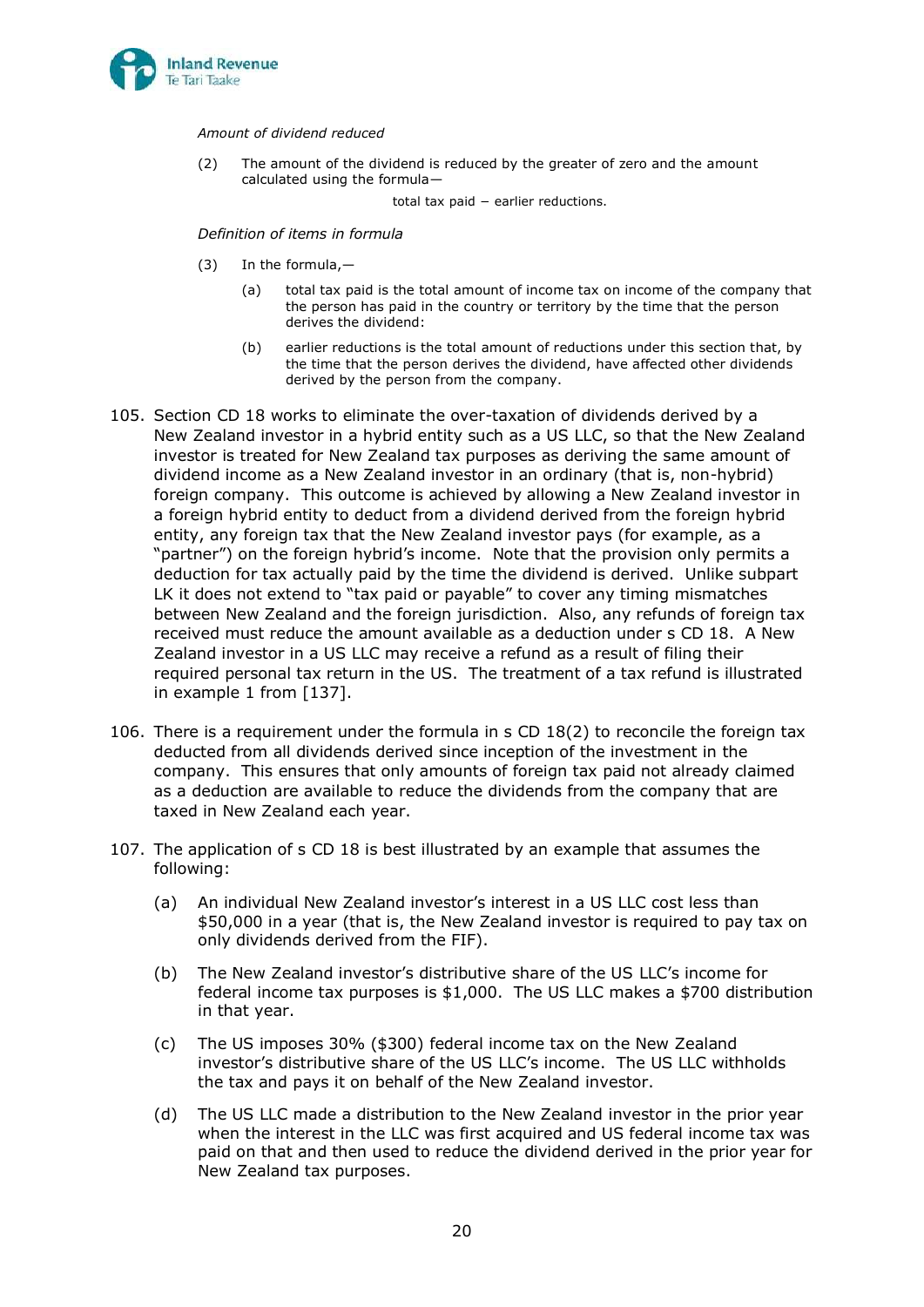*Amount of dividend reduced*

(2) The amount of the dividend is reduced by the greater of zero and the amount calculated using the formula—

total tax paid − earlier reductions.

*Definition of items in formula*

(3) In the formula,—

(a) total tax paid is the total amount of income tax on income of the company that the person has paid in the country or territory by the time that the person derives the dividend:

(b) earlier reductions is the total amount of reductions under this section that, by the time that the person derives the dividend, have affected other dividends derived by the person from the company.

105. Section CD 18 works to eliminate the over-taxation of dividends derived by a New Zealand investor in a hybrid entity such as a US LLC, so that the New Zealand investor is treated for New Zealand tax purposes as deriving the same amount of dividend income as a New Zealand investor in an ordinary (that is, non-hybrid) foreign company. This outcome is achieved by allowing a New Zealand investor in a foreign hybrid entity to deduct from a dividend derived from the foreign hybrid entity, any foreign tax that the New Zealand investor pays (for example, as a "partner") on the foreign hybrid's income. Note that the provision only permits a deduction for tax actually paid by the time the dividend is derived. Unlike subpart LK it does not extend to "tax paid or payable" to cover any timing mismatches between New Zealand and the foreign jurisdiction. Also, any refunds of foreign tax received must reduce the amount available as a deduction under s CD 18. A New Zealand investor in a US LLC may receive a refund as a result of filing their required personal tax return in the US. The treatment of a tax refund is illustrated in example 1 from [137].

106. There is a requirement under the formula in s CD 18(2) to reconcile the foreign tax deducted from all dividends derived since inception of the investment in the company. This ensures that only amounts of foreign tax paid not already claimed as a deduction are available to reduce the dividends from the company that are taxed in New Zealand each year.

107. The application of s CD 18 is best illustrated by an example that assumes the following:

(a) An individual New Zealand investor's interest in a US LLC cost less than $50,000 in a year (that is, the New Zealand investor is required to pay tax on only dividends derived from the FIF).

(b) The New Zealand investor's distributive share of the US LLC's income for federal income tax purposes is $1,000. The US LLC makes a $700 distribution in that year.

(c) The US imposes 30% ($300) federal income tax on the New Zealand investor's distributive share of the US LLC's income. The US LLC withholds the tax and pays it on behalf of the New Zealand investor.

(d) The US LLC made a distribution to the New Zealand investor in the prior year when the interest in the LLC was first acquired and US federal income tax was paid on that and then used to reduce the dividend derived in the prior year for New Zealand tax purposes.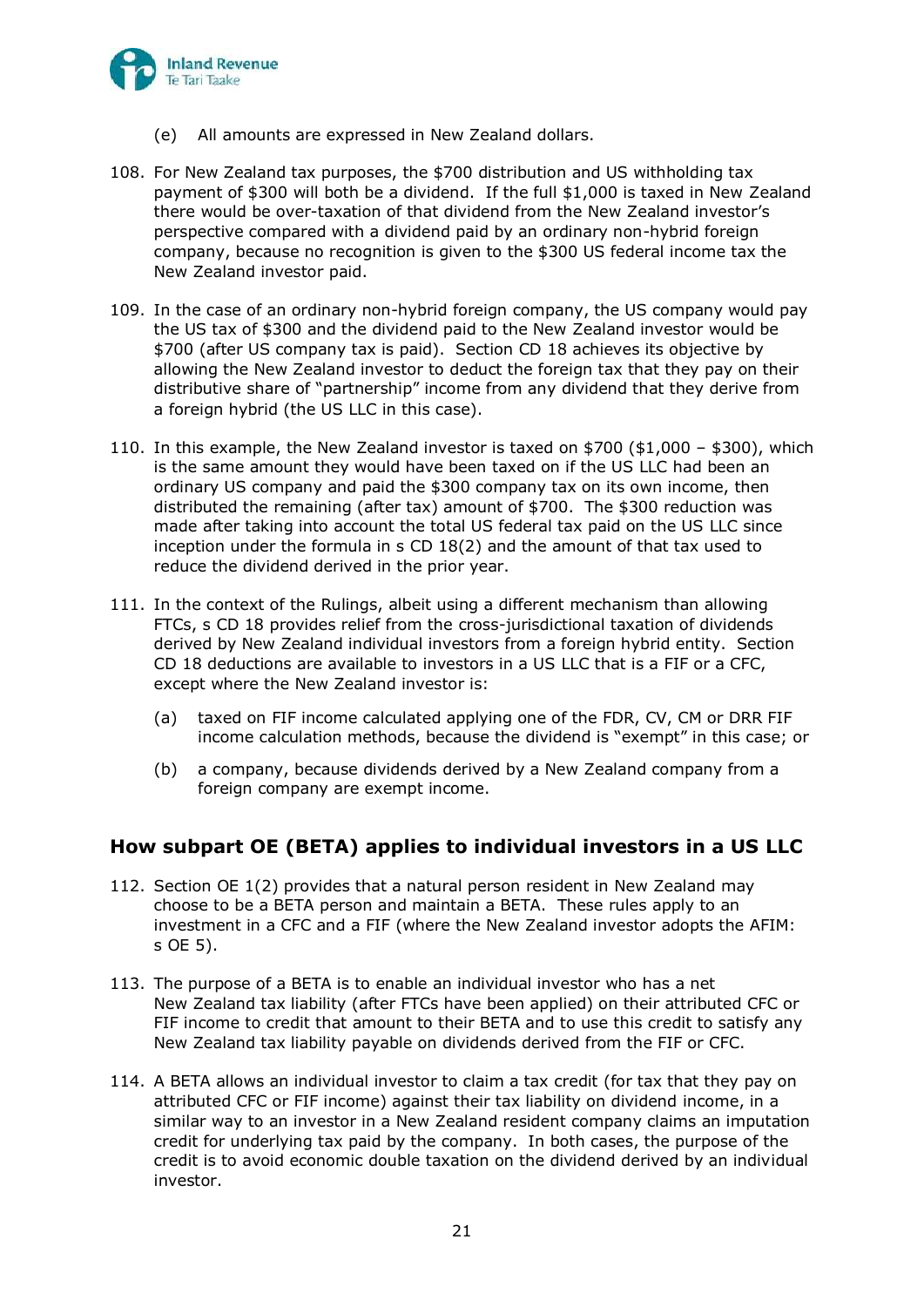(e) All amounts are expressed in New Zealand dollars.

108. For New Zealand tax purposes, the $700 distribution and US withholding tax payment of $300 will both be a dividend. If the full $1,000 is taxed in New Zealand there would be over-taxation of that dividend from the New Zealand investor's perspective compared with a dividend paid by an ordinary non-hybrid foreign company, because no recognition is given to the $300 US federal income tax the New Zealand investor paid.

109. In the case of an ordinary non-hybrid foreign company, the US company would pay the US tax of $300 and the dividend paid to the New Zealand investor would be $700 (after US company tax is paid). Section CD 18 achieves its objective by allowing the New Zealand investor to deduct the foreign tax that they pay on their distributive share of "partnership" income from any dividend that they derive from a foreign hybrid (the US LLC in this case).

110. In this example, the New Zealand investor is taxed on $700 ($1,000 – $300), which is the same amount they would have been taxed on if the US LLC had been an ordinary US company and paid the $300 company tax on its own income, then distributed the remaining (after tax) amount of $700. The $300 reduction was made after taking into account the total US federal tax paid on the US LLC since inception under the formula in s CD 18(2) and the amount of that tax used to reduce the dividend derived in the prior year.

111. In the context of the Rulings, albeit using a different mechanism than allowing FTCs, s CD 18 provides relief from the cross-jurisdictional taxation of dividends derived by New Zealand individual investors from a foreign hybrid entity. Section CD 18 deductions are available to investors in a US LLC that is a FIF or a CFC, except where the New Zealand investor is:

   (a) taxed on FIF income calculated applying one of the FDR, CV, CM or DRR FIF income calculation methods, because the dividend is "exempt" in this case; or

   (b) a company, because dividends derived by a New Zealand company from a foreign company are exempt income.

## How subpart OE (BETA) applies to individual investors in a US LLC

112. Section OE 1(2) provides that a natural person resident in New Zealand may choose to be a BETA person and maintain a BETA. These rules apply to an investment in a CFC and a FIF (where the New Zealand investor adopts the AFIM: s OE 5).

113. The purpose of a BETA is to enable an individual investor who has a net New Zealand tax liability (after FTCs have been applied) on their attributed CFC or FIF income to credit that amount to their BETA and to use this credit to satisfy any New Zealand tax liability payable on dividends derived from the FIF or CFC.

114. A BETA allows an individual investor to claim a tax credit (for tax that they pay on attributed CFC or FIF income) against their tax liability on dividend income, in a similar way to an investor in a New Zealand resident company claims an imputation credit for underlying tax paid by the company. In both cases, the purpose of the credit is to avoid economic double taxation on the dividend derived by an individual investor.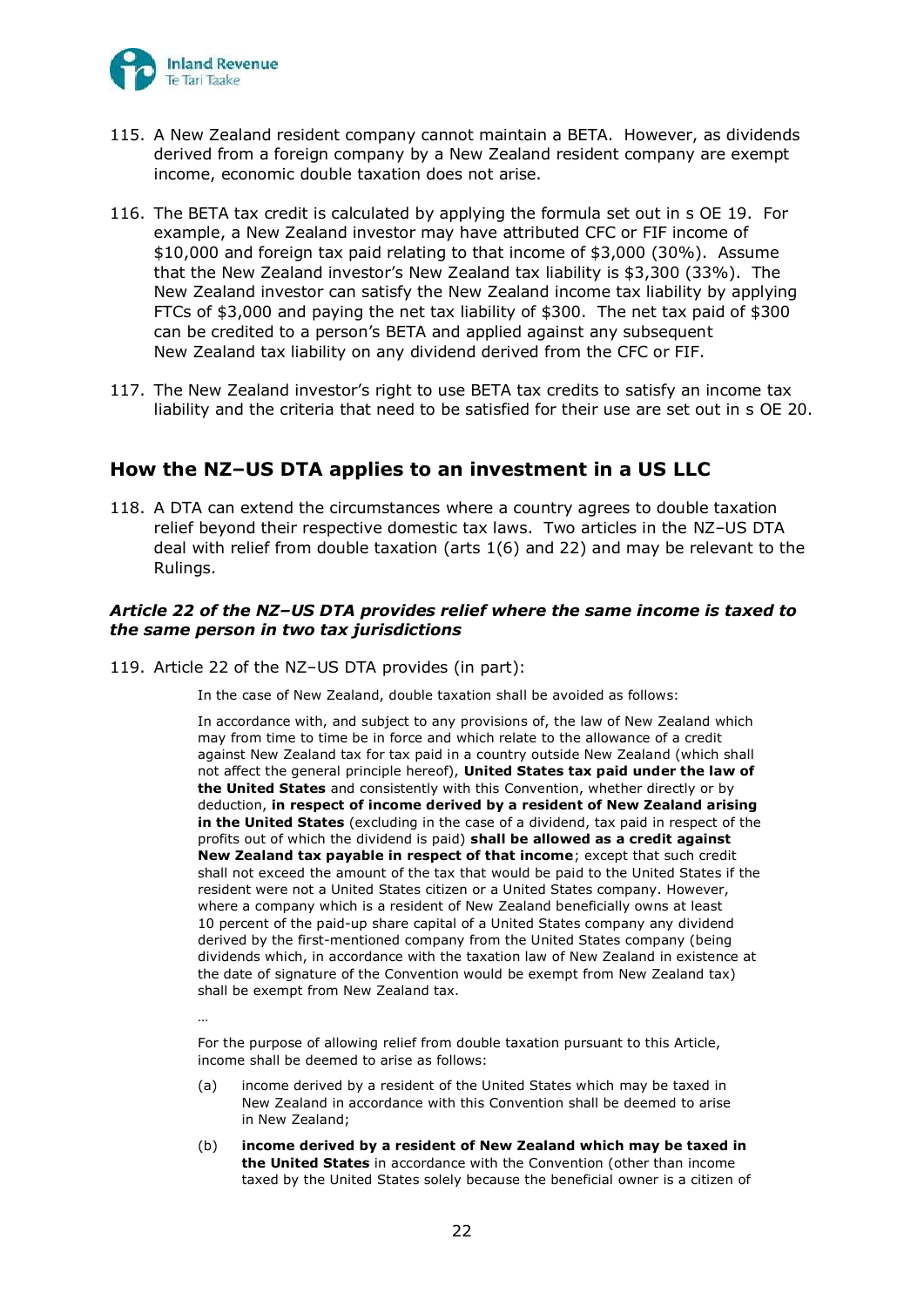115. A New Zealand resident company cannot maintain a BETA. However, as dividends derived from a foreign company by a New Zealand resident company are exempt income, economic double taxation does not arise.

116. The BETA tax credit is calculated by applying the formula set out in s OE 19. For example, a New Zealand investor may have attributed CFC or FIF income of $10,000 and foreign tax paid relating to that income of $3,000 (30%). Assume that the New Zealand investor's New Zealand tax liability is $3,300 (33%). The New Zealand investor can satisfy the New Zealand income tax liability by applying FTCs of $3,000 and paying the net tax liability of $300. The net tax paid of $300 can be credited to a person's BETA and applied against any subsequent New Zealand tax liability on any dividend derived from the CFC or FIF.

117. The New Zealand investor's right to use BETA tax credits to satisfy an income tax liability and the criteria that need to be satisfied for their use are set out in s OE 20.

## How the NZ–US DTA applies to an investment in a US LLC

118. A DTA can extend the circumstances where a country agrees to double taxation relief beyond their respective domestic tax laws. Two articles in the NZ–US DTA deal with relief from double taxation (arts 1(6) and 22) and may be relevant to the Rulings.

### *Article 22 of the NZ–US DTA provides relief where the same income is taxed to the same person in two tax jurisdictions*

119. Article 22 of the NZ–US DTA provides (in part):

> In the case of New Zealand, double taxation shall be avoided as follows:
>
> In accordance with, and subject to any provisions of, the law of New Zealand which may from time to time be in force and which relate to the allowance of a credit against New Zealand tax for tax paid in a country outside New Zealand (which shall not affect the general principle hereof), **United States tax paid under the law of the United States** and consistently with this Convention, whether directly or by deduction, **in respect of income derived by a resident of New Zealand arising in the United States** (excluding in the case of a dividend, tax paid in respect of the profits out of which the dividend is paid) **shall be allowed as a credit against New Zealand tax payable in respect of that income**; except that such credit shall not exceed the amount of the tax that would be paid to the United States if the resident were not a United States citizen or a United States company. However, where a company which is a resident of New Zealand beneficially owns at least 10 percent of the paid-up share capital of a United States company any dividend derived by the first-mentioned company from the United States company (being dividends which, in accordance with the taxation law of New Zealand in existence at the date of signature of the Convention would be exempt from New Zealand tax) shall be exempt from New Zealand tax.
>
> …
>
> For the purpose of allowing relief from double taxation pursuant to this Article, income shall be deemed to arise as follows:
>
> (a) income derived by a resident of the United States which may be taxed in New Zealand in accordance with this Convention shall be deemed to arise in New Zealand;
>
> (b) **income derived by a resident of New Zealand which may be taxed in the United States** in accordance with the Convention (other than income taxed by the United States solely because the beneficial owner is a citizen of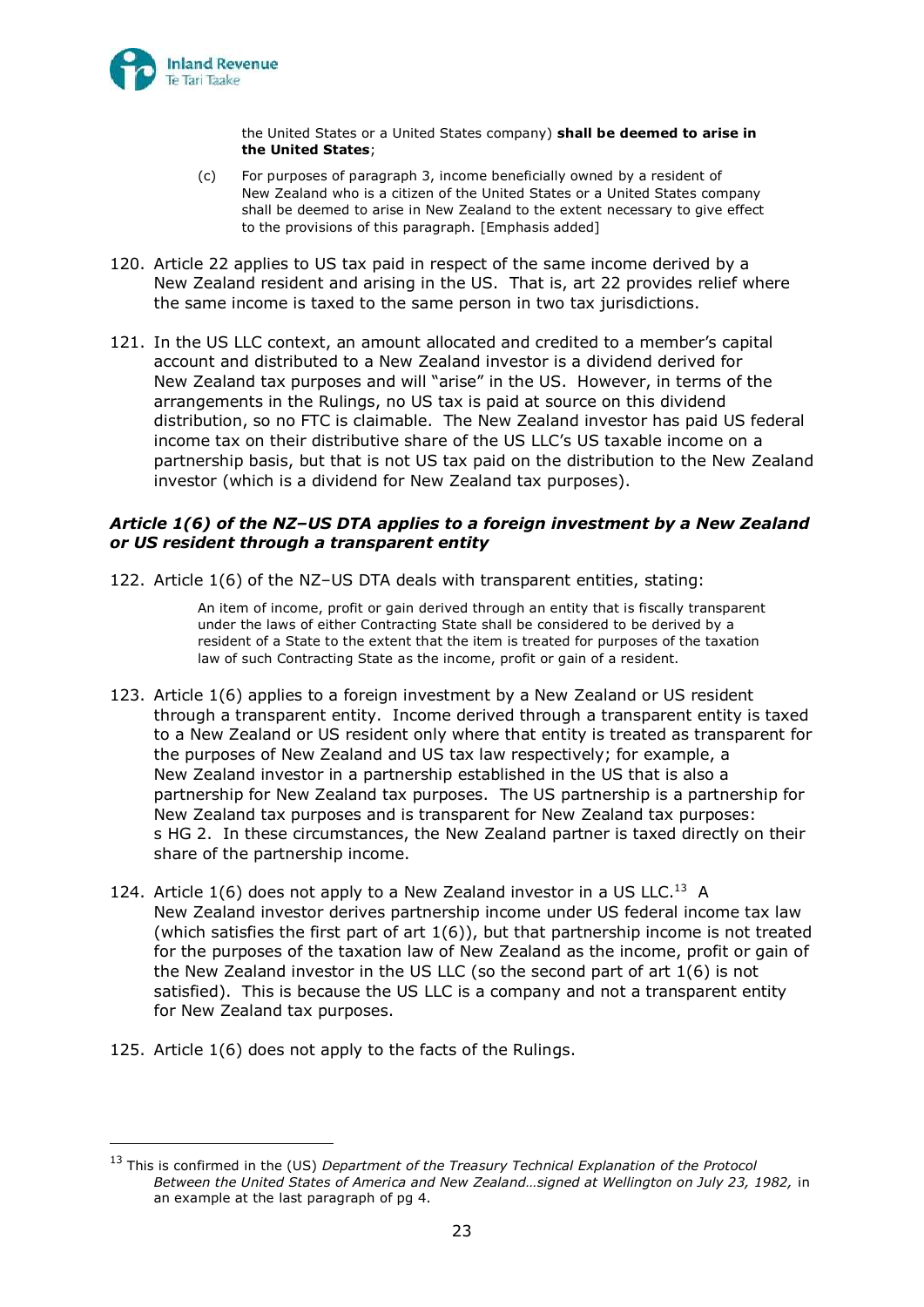> the United States or a United States company) **shall be deemed to arise in the United States**;
>
> (c) For purposes of paragraph 3, income beneficially owned by a resident of New Zealand who is a citizen of the United States or a United States company shall be deemed to arise in New Zealand to the extent necessary to give effect to the provisions of this paragraph. [Emphasis added]

120. Article 22 applies to US tax paid in respect of the same income derived by a New Zealand resident and arising in the US. That is, art 22 provides relief where the same income is taxed to the same person in two tax jurisdictions.

121. In the US LLC context, an amount allocated and credited to a member's capital account and distributed to a New Zealand investor is a dividend derived for New Zealand tax purposes and will "arise" in the US. However, in terms of the arrangements in the Rulings, no US tax is paid at source on this dividend distribution, so no FTC is claimable. The New Zealand investor has paid US federal income tax on their distributive share of the US LLC's US taxable income on a partnership basis, but that is not US tax paid on the distribution to the New Zealand investor (which is a dividend for New Zealand tax purposes).

### *Article 1(6) of the NZ–US DTA applies to a foreign investment by a New Zealand or US resident through a transparent entity*

122. Article 1(6) of the NZ–US DTA deals with transparent entities, stating:

> An item of income, profit or gain derived through an entity that is fiscally transparent under the laws of either Contracting State shall be considered to be derived by a resident of a State to the extent that the item is treated for purposes of the taxation law of such Contracting State as the income, profit or gain of a resident.

123. Article 1(6) applies to a foreign investment by a New Zealand or US resident through a transparent entity. Income derived through a transparent entity is taxed to a New Zealand or US resident only where that entity is treated as transparent for the purposes of New Zealand and US tax law respectively; for example, a New Zealand investor in a partnership established in the US that is also a partnership for New Zealand tax purposes. The US partnership is a partnership for New Zealand tax purposes and is transparent for New Zealand tax purposes: s HG 2. In these circumstances, the New Zealand partner is taxed directly on their share of the partnership income.

124. Article 1(6) does not apply to a New Zealand investor in a US LLC.[13] A New Zealand investor derives partnership income under US federal income tax law (which satisfies the first part of art 1(6)), but that partnership income is not treated for the purposes of the taxation law of New Zealand as the income, profit or gain of the New Zealand investor in the US LLC (so the second part of art 1(6) is not satisfied). This is because the US LLC is a company and not a transparent entity for New Zealand tax purposes.

125. Article 1(6) does not apply to the facts of the Rulings.

---

[13] This is confirmed in the (US) *Department of the Treasury Technical Explanation of the Protocol Between the United States of America and New Zealand…signed at Wellington on July 23, 1982,* in an example at the last paragraph of pg 4.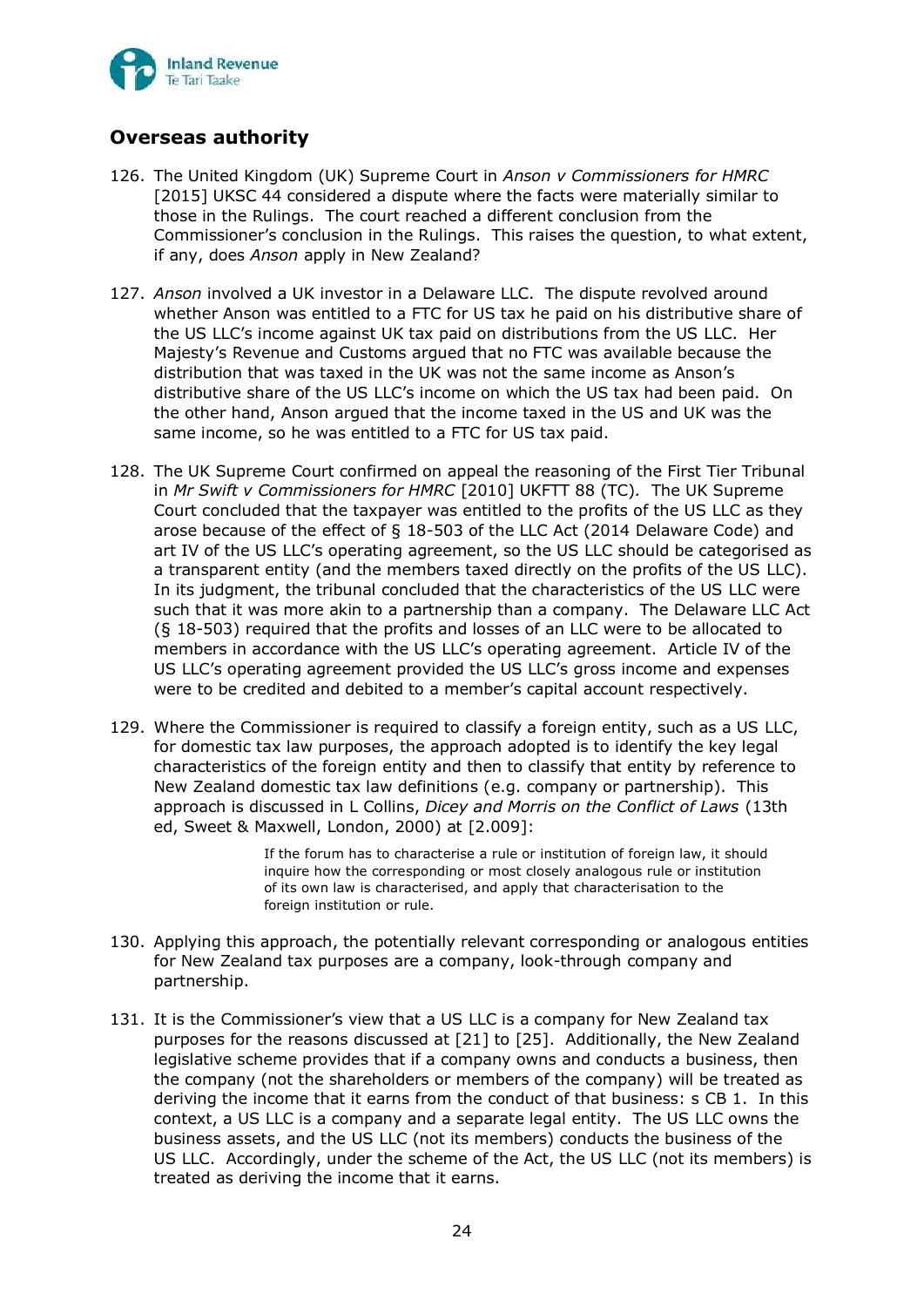## Overseas authority

126. The United Kingdom (UK) Supreme Court in *Anson v Commissioners for HMRC* [2015] UKSC 44 considered a dispute where the facts were materially similar to those in the Rulings. The court reached a different conclusion from the Commissioner's conclusion in the Rulings. This raises the question, to what extent, if any, does *Anson* apply in New Zealand?

127. *Anson* involved a UK investor in a Delaware LLC. The dispute revolved around whether Anson was entitled to a FTC for US tax he paid on his distributive share of the US LLC's income against UK tax paid on distributions from the US LLC. Her Majesty's Revenue and Customs argued that no FTC was available because the distribution that was taxed in the UK was not the same income as Anson's distributive share of the US LLC's income on which the US tax had been paid. On the other hand, Anson argued that the income taxed in the US and UK was the same income, so he was entitled to a FTC for US tax paid.

128. The UK Supreme Court confirmed on appeal the reasoning of the First Tier Tribunal in *Mr Swift v Commissioners for HMRC* [2010] UKFTT 88 (TC). The UK Supreme Court concluded that the taxpayer was entitled to the profits of the US LLC as they arose because of the effect of § 18-503 of the LLC Act (2014 Delaware Code) and art IV of the US LLC's operating agreement, so the US LLC should be categorised as a transparent entity (and the members taxed directly on the profits of the US LLC). In its judgment, the tribunal concluded that the characteristics of the US LLC were such that it was more akin to a partnership than a company. The Delaware LLC Act (§ 18-503) required that the profits and losses of an LLC were to be allocated to members in accordance with the US LLC's operating agreement. Article IV of the US LLC's operating agreement provided the US LLC's gross income and expenses were to be credited and debited to a member's capital account respectively.

129. Where the Commissioner is required to classify a foreign entity, such as a US LLC, for New Zealand domestic tax law purposes, the approach adopted is to identify the key legal characteristics of the foreign entity and then to classify that entity by reference to New Zealand domestic tax law definitions (e.g. company or partnership). This approach is discussed in L Collins, *Dicey and Morris on the Conflict of Laws* (13th ed, Sweet & Maxwell, London, 2000) at [2.009]:

    > If the forum has to characterise a rule or institution of foreign law, it should inquire how the corresponding or most closely analogous rule or institution of its own law is characterised, and apply that characterisation to the foreign institution or rule.

130. Applying this approach, the potentially relevant corresponding or analogous entities for New Zealand tax purposes are a company, look-through company and partnership.

131. It is the Commissioner's view that a US LLC is a company for New Zealand tax purposes for the reasons discussed at [21] to [25]. Additionally, the New Zealand legislative scheme provides that if a company owns and conducts a business, then the company (not the shareholders or members of the company) will be treated as deriving the income that it earns from the conduct of that business: s CB 1. In this context, a US LLC is a company and a separate legal entity. The US LLC owns the business assets, and the US LLC (not its members) conducts the business of the US LLC. Accordingly, under the scheme of the Act, the US LLC (not its members) is treated as deriving the income that it earns.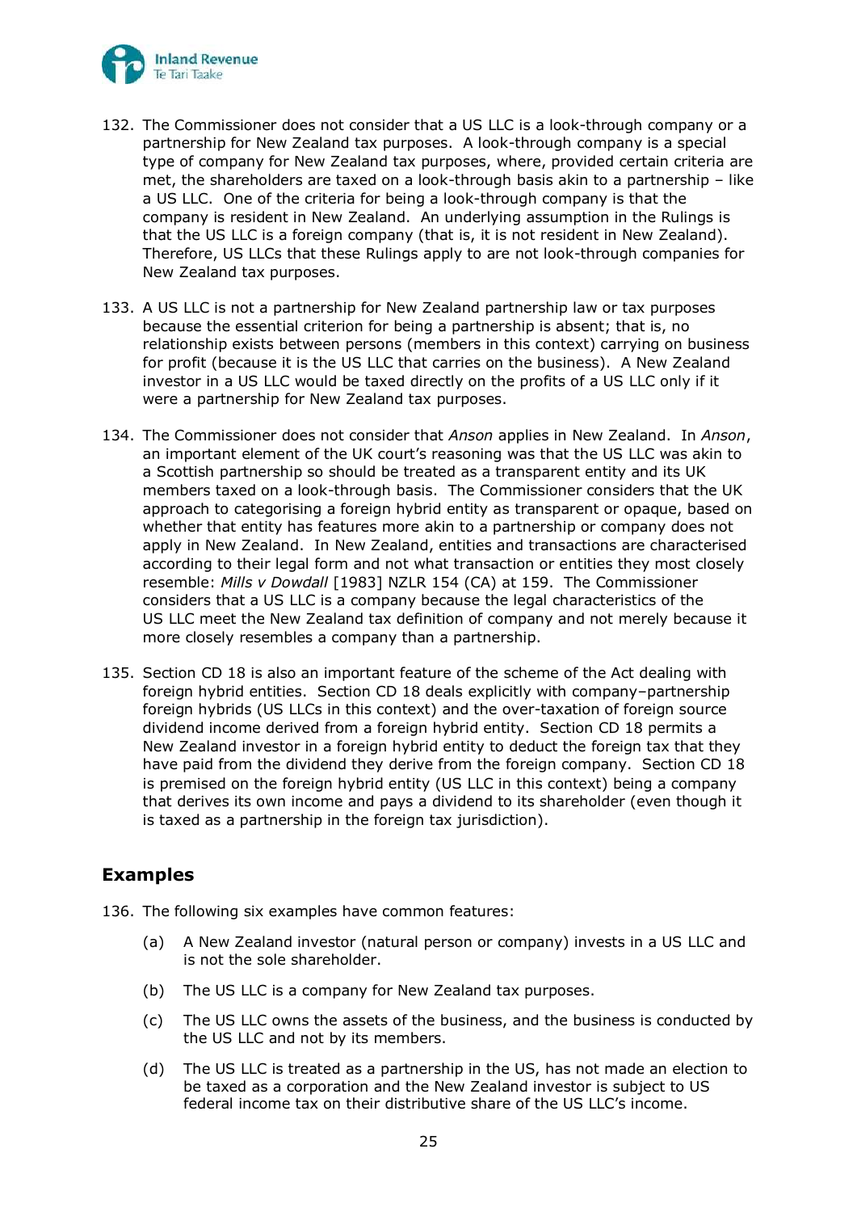132. The Commissioner does not consider that a US LLC is a look-through company or a partnership for New Zealand tax purposes. A look-through company is a special type of company for New Zealand tax purposes, where, provided certain criteria are met, the shareholders are taxed on a look-through basis akin to a partnership – like a US LLC. One of the criteria for being a look-through company is that the company is resident in New Zealand. An underlying assumption in the Rulings is that the US LLC is a foreign company (that is, it is not resident in New Zealand). Therefore, US LLCs that these Rulings apply to are not look-through companies for New Zealand tax purposes.

133. A US LLC is not a partnership for New Zealand partnership law or tax purposes because the essential criterion for being a partnership is absent; that is, no relationship exists between persons (members in this context) carrying on business for profit (because it is the US LLC that carries on the business). A New Zealand investor in a US LLC would be taxed directly on the profits of a US LLC only if it were a partnership for New Zealand tax purposes.

134. The Commissioner does not consider that *Anson* applies in New Zealand. In *Anson*, an important element of the UK court's reasoning was that the US LLC was akin to a Scottish partnership so should be treated as a transparent entity and its UK members taxed on a look-through basis. The Commissioner considers that the UK approach to categorising a foreign hybrid entity as transparent or opaque, based on whether that entity has features more akin to a partnership or company does not apply in New Zealand. In New Zealand, entities and transactions are characterised according to their legal form and not what transaction or entities they most closely resemble: *Mills v Dowdall* [1983] NZLR 154 (CA) at 159. The Commissioner considers that a US LLC is a company because the legal characteristics of the US LLC meet the New Zealand tax definition of company and not merely because it more closely resembles a company than a partnership.

135. Section CD 18 is also an important feature of the scheme of the Act dealing with foreign hybrid entities. Section CD 18 deals explicitly with company–partnership foreign hybrids (US LLCs in this context) and the over-taxation of foreign source dividend income derived from a foreign hybrid entity. Section CD 18 permits a New Zealand investor in a foreign hybrid entity to deduct the foreign tax that they have paid from the dividend they derive from the foreign company. Section CD 18 is premised on the foreign hybrid entity (US LLC in this context) being a company that derives its own income and pays a dividend to its shareholder (even though it is taxed as a partnership in the foreign tax jurisdiction).

## Examples

136. The following six examples have common features:

   (a) A New Zealand investor (natural person or company) invests in a US LLC and is not the sole shareholder.

   (b) The US LLC is a company for New Zealand tax purposes.

   (c) The US LLC owns the assets of the business, and the business is conducted by the US LLC and not by its members.

   (d) The US LLC is treated as a partnership in the US, has not made an election to be taxed as a corporation and the New Zealand investor is subject to US federal income tax on their distributive share of the US LLC's income.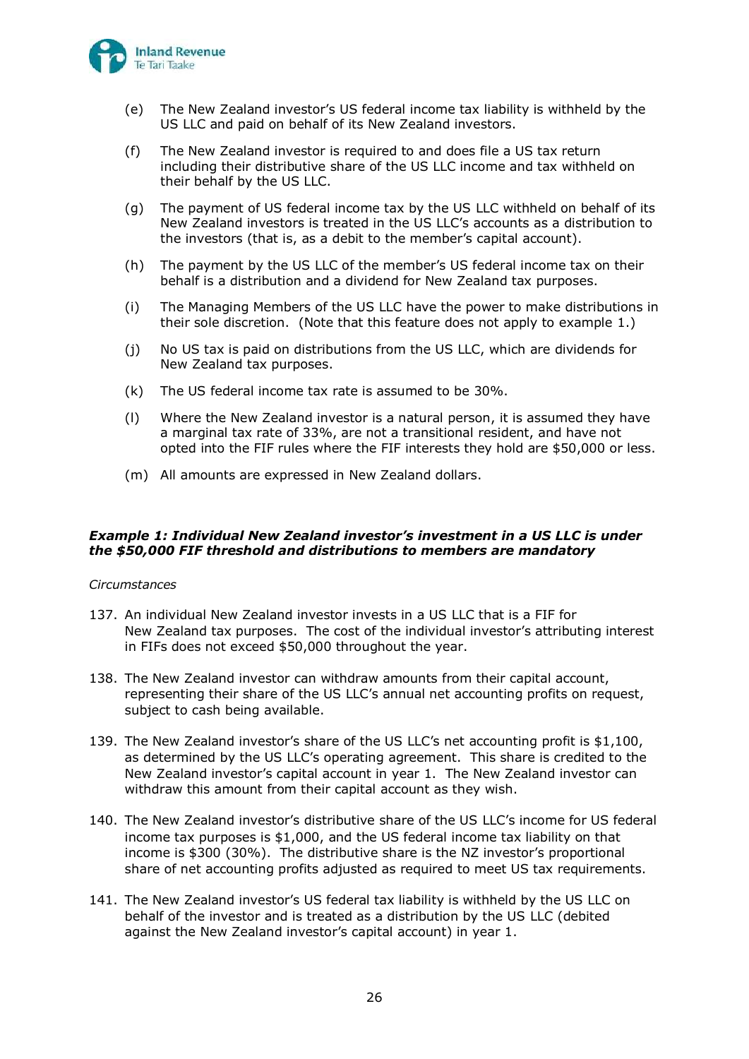(e) The New Zealand investor's US federal income tax liability is withheld by the US LLC and paid on behalf of its New Zealand investors.

(f) The New Zealand investor is required to and does file a US tax return including their distributive share of the US LLC income and tax withheld on their behalf by the US LLC.

(g) The payment of US federal income tax by the US LLC withheld on behalf of its New Zealand investors is treated in the US LLC's accounts as a distribution to the investors (that is, as a debit to the member's capital account).

(h) The payment by the US LLC of the member's US federal income tax on their behalf is a distribution and a dividend for New Zealand tax purposes.

(i) The Managing Members of the US LLC have the power to make distributions in their sole discretion. (Note that this feature does not apply to example 1.)

(j) No US tax is paid on distributions from the US LLC, which are dividends for New Zealand tax purposes.

(k) The US federal income tax rate is assumed to be 30%.

(l) Where the New Zealand investor is a natural person, it is assumed they have a marginal tax rate of 33%, are not a transitional resident, and have not opted into the FIF rules where the FIF interests they hold are $50,000 or less.

(m) All amounts are expressed in New Zealand dollars.

#### *Example 1: Individual New Zealand investor's investment in a US LLC is under the $50,000 FIF threshold and distributions to members are mandatory*

*Circumstances*

137. An individual New Zealand investor invests in a US LLC that is a FIF for New Zealand tax purposes. The cost of the individual investor's attributing interest in FIFs does not exceed $50,000 throughout the year.

138. The New Zealand investor can withdraw amounts from their capital account, representing their share of the US LLC's annual net accounting profits on request, subject to cash being available.

139. The New Zealand investor's share of the US LLC's net accounting profit is $1,100, as determined by the US LLC's operating agreement. This share is credited to the New Zealand investor's capital account in year 1. The New Zealand investor can withdraw this amount from their capital account as they wish.

140. The New Zealand investor's distributive share of the US LLC's income for US federal income tax purposes is $1,000, and the US federal income tax liability on that income is $300 (30%). The distributive share is the NZ investor's proportional share of net accounting profits adjusted as required to meet US tax requirements.

141. The New Zealand investor's US federal tax liability is withheld by the US LLC on behalf of the investor and is treated as a distribution by the US LLC (debited against the New Zealand investor's capital account) in year 1.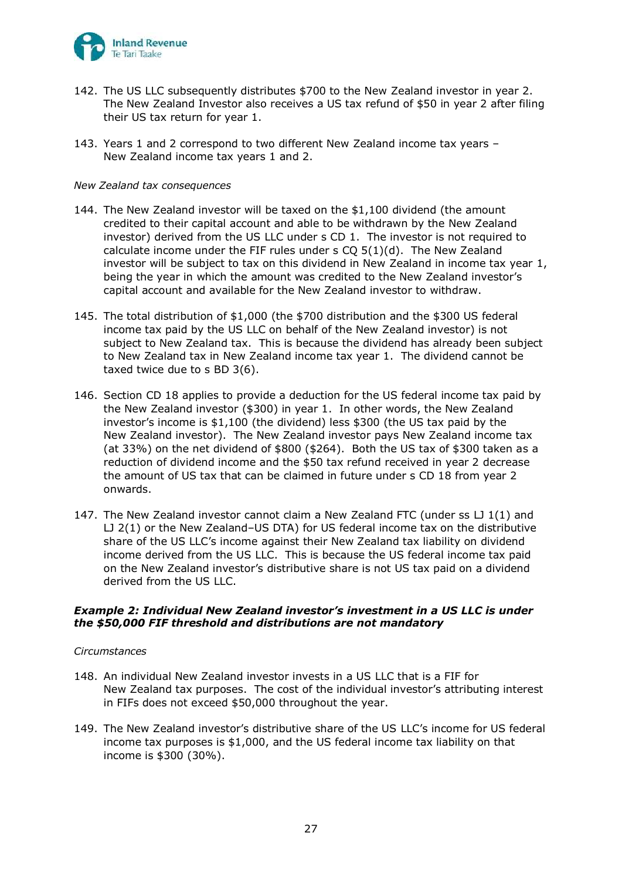142. The US LLC subsequently distributes $700 to the New Zealand investor in year 2. The New Zealand Investor also receives a US tax refund of $50 in year 2 after filing their US tax return for year 1.

143. Years 1 and 2 correspond to two different New Zealand income tax years – New Zealand income tax years 1 and 2.

*New Zealand tax consequences*

144. The New Zealand investor will be taxed on the $1,100 dividend (the amount credited to their capital account and able to be withdrawn by the New Zealand investor) derived from the US LLC under s CD 1. The investor is not required to calculate income under the FIF rules under s CQ 5(1)(d). The New Zealand investor will be subject to tax on this dividend in New Zealand in income tax year 1, being the year in which the amount was credited to the New Zealand investor's capital account and available for the New Zealand investor to withdraw.

145. The total distribution of $1,000 (the $700 distribution and the $300 US federal income tax paid by the US LLC on behalf of the New Zealand investor) is not subject to New Zealand tax. This is because the dividend has already been subject to New Zealand tax in New Zealand income tax year 1. The dividend cannot be taxed twice due to s BD 3(6).

146. Section CD 18 applies to provide a deduction for the US federal income tax paid by the New Zealand investor ($300) in year 1. In other words, the New Zealand investor's income is $1,100 (the dividend) less $300 (the US tax paid by the New Zealand investor). The New Zealand investor pays New Zealand income tax (at 33%) on the net dividend of $800 ($264). Both the US tax of $300 taken as a reduction of dividend income and the $50 tax refund received in year 2 decrease the amount of US tax that can be claimed in future under s CD 18 from year 2 onwards.

147. The New Zealand investor cannot claim a New Zealand FTC (under ss LJ 1(1) and LJ 2(1) or the New Zealand–US DTA) for US federal income tax on the distributive share of the US LLC's income against their New Zealand tax liability on dividend income derived from the US LLC. This is because the US federal income tax paid on the New Zealand investor's distributive share is not US tax paid on a dividend derived from the US LLC.

### *Example 2: Individual New Zealand investor's investment in a US LLC is under the $50,000 FIF threshold and distributions are not mandatory*

*Circumstances*

148. An individual New Zealand investor invests in a US LLC that is a FIF for New Zealand tax purposes. The cost of the individual investor's attributing interest in FIFs does not exceed $50,000 throughout the year.

149. The New Zealand investor's distributive share of the US LLC's income for US federal income tax purposes is $1,000, and the US federal income tax liability on that income is $300 (30%).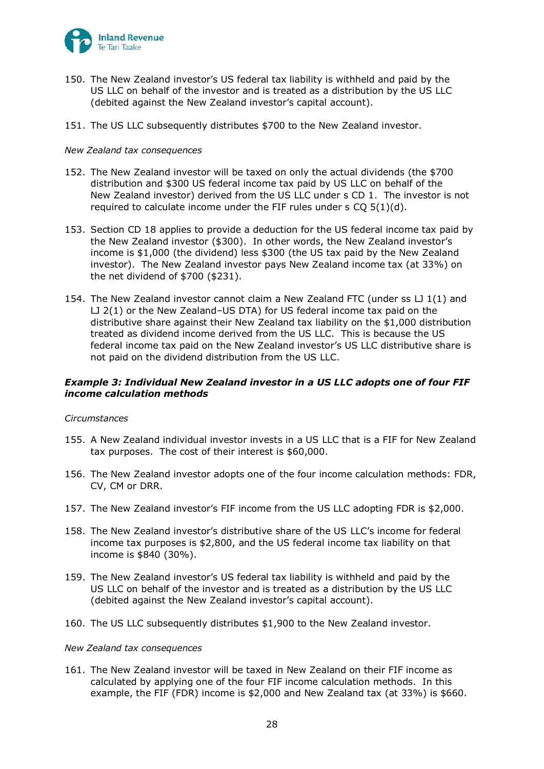150. The New Zealand investor's US federal tax liability is withheld and paid by the US LLC on behalf of the investor and is treated as a distribution by the US LLC (debited against the New Zealand investor's capital account).

151. The US LLC subsequently distributes $700 to the New Zealand investor.

*New Zealand tax consequences*

152. The New Zealand investor will be taxed on only the actual dividends (the $700 distribution and $300 US federal income tax paid by US LLC on behalf of the New Zealand investor) derived from the US LLC under s CD 1. The investor is not required to calculate income under the FIF rules under s CQ 5(1)(d).

153. Section CD 18 applies to provide a deduction for the US federal income tax paid by the New Zealand investor ($300). In other words, the New Zealand investor's income is $1,000 (the dividend) less $300 (the US tax paid by the New Zealand investor). The New Zealand investor pays New Zealand income tax (at 33%) on the net dividend of $700 ($231).

154. The New Zealand investor cannot claim a New Zealand FTC (under ss LJ 1(1) and LJ 2(1) or the New Zealand–US DTA) for US federal income tax paid on the distributive share against their New Zealand tax liability on the $1,000 distribution treated as dividend income derived from the US LLC. This is because the US federal income tax paid on the New Zealand investor's US LLC distributive share is not paid on the dividend distribution from the US LLC.

### *Example 3: Individual New Zealand investor in a US LLC adopts one of four FIF income calculation methods*

*Circumstances*

155. A New Zealand individual investor invests in a US LLC that is a FIF for New Zealand tax purposes. The cost of their interest is $60,000.

156. The New Zealand investor adopts one of the four income calculation methods: FDR, CV, CM or DRR.

157. The New Zealand investor's FIF income from the US LLC adopting FDR is $2,000.

158. The New Zealand investor's distributive share of the US LLC's income for federal income tax purposes is $2,800, and the US federal income tax liability on that income is $840 (30%).

159. The New Zealand investor's US federal tax liability is withheld and paid by the US LLC on behalf of the investor and is treated as a distribution by the US LLC (debited against the New Zealand investor's capital account).

160. The US LLC subsequently distributes $1,900 to the New Zealand investor.

*New Zealand tax consequences*

161. The New Zealand investor will be taxed in New Zealand on their FIF income as calculated by applying one of the four FIF income calculation methods. In this example, the FIF (FDR) income is $2,000 and New Zealand tax (at 33%) is $660.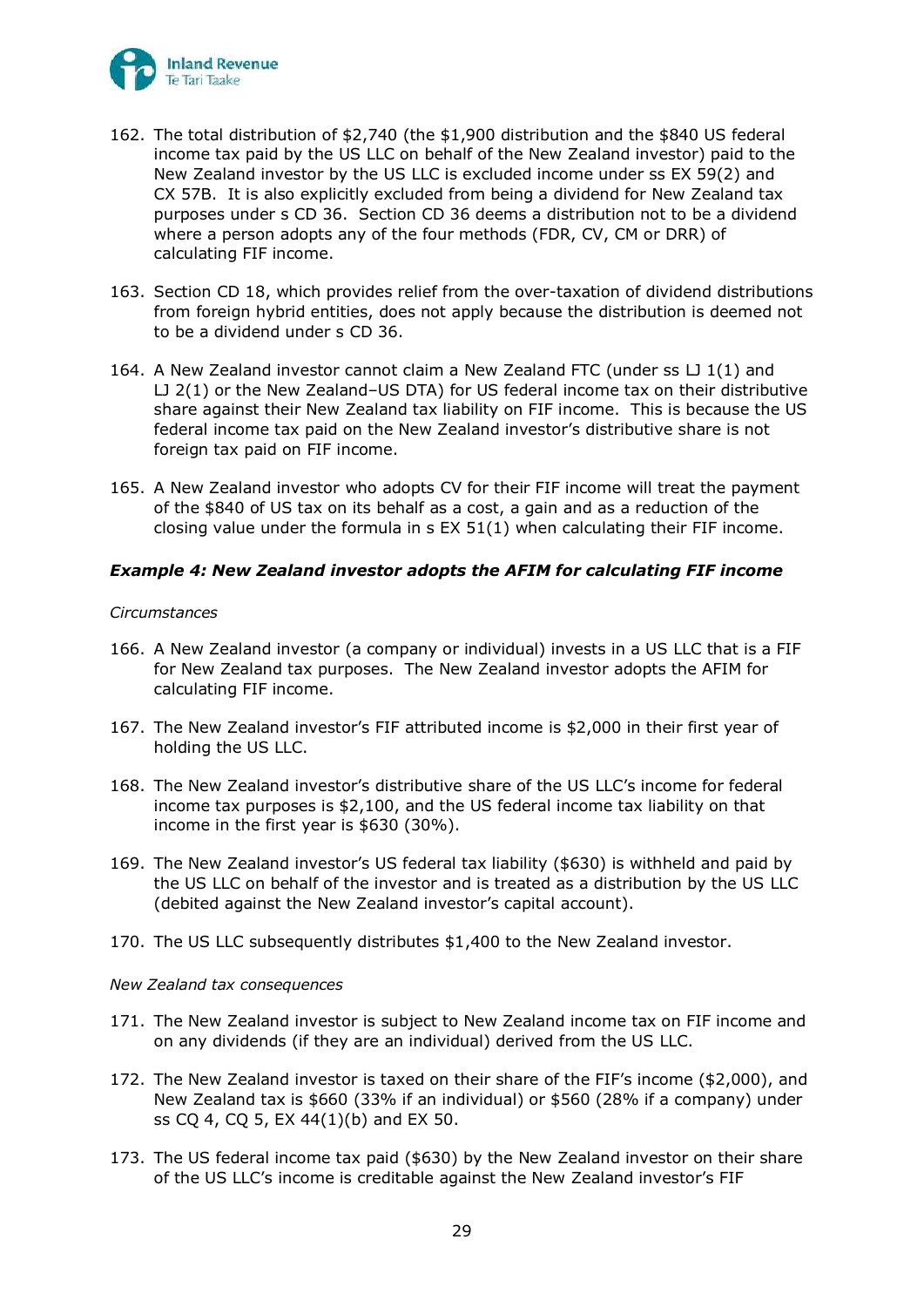162. The total distribution of $2,740 (the $1,900 distribution and the $840 US federal income tax paid by the US LLC on behalf of the New Zealand investor) paid to the New Zealand investor by the US LLC is excluded income under ss EX 59(2) and CX 57B. It is also explicitly excluded from being a dividend for New Zealand tax purposes under s CD 36. Section CD 36 deems a distribution not to be a dividend where a person adopts any of the four methods (FDR, CV, CM or DRR) of calculating FIF income.

163. Section CD 18, which provides relief from the over-taxation of dividend distributions from foreign hybrid entities, does not apply because the distribution is deemed not to be a dividend under s CD 36.

164. A New Zealand investor cannot claim a New Zealand FTC (under ss LJ 1(1) and LJ 2(1) or the New Zealand–US DTA) for US federal income tax on their distributive share against their New Zealand tax liability on FIF income. This is because the US federal income tax paid on the New Zealand investor's distributive share is not foreign tax paid on FIF income.

165. A New Zealand investor who adopts CV for their FIF income will treat the payment of the $840 of US tax on its behalf as a cost, a gain and as a reduction of the closing value under the formula in s EX 51(1) when calculating their FIF income.

### *Example 4: New Zealand investor adopts the AFIM for calculating FIF income*

*Circumstances*

166. A New Zealand investor (a company or individual) invests in a US LLC that is a FIF for New Zealand tax purposes. The New Zealand investor adopts the AFIM for calculating FIF income.

167. The New Zealand investor's FIF attributed income is $2,000 in their first year of holding the US LLC.

168. The New Zealand investor's distributive share of the US LLC's income for federal income tax purposes is $2,100, and the US federal income tax liability on that income in the first year is $630 (30%).

169. The New Zealand investor's US federal tax liability ($630) is withheld and paid by the US LLC on behalf of the investor and is treated as a distribution by the US LLC (debited against the New Zealand investor's capital account).

170. The US LLC subsequently distributes $1,400 to the New Zealand investor.

*New Zealand tax consequences*

171. The New Zealand investor is subject to New Zealand income tax on FIF income and on any dividends (if they are an individual) derived from the US LLC.

172. The New Zealand investor is taxed on their share of the FIF's income ($2,000), and New Zealand tax is $660 (33% if an individual) or $560 (28% if a company) under ss CQ 4, CQ 5, EX 44(1)(b) and EX 50.

173. The US federal income tax paid ($630) by the New Zealand investor on their share of the US LLC's income is creditable against the New Zealand investor's FIF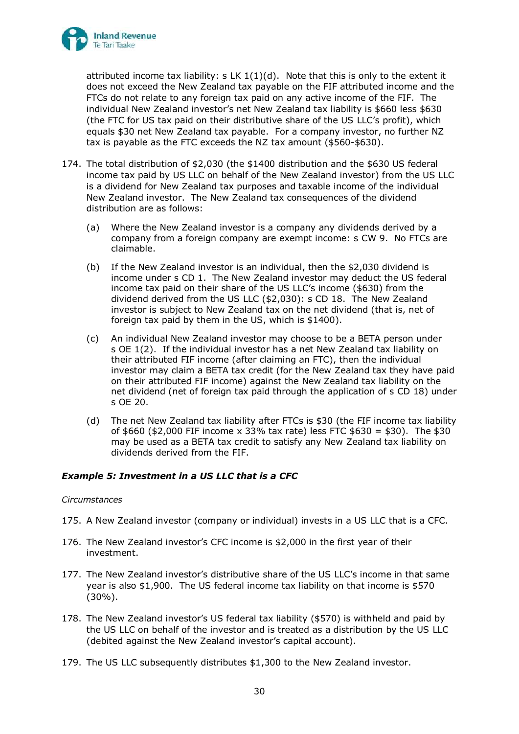attributed income tax liability: s LK 1(1)(d). Note that this is only to the extent it does not exceed the New Zealand tax payable on the FIF attributed income and the FTCs do not relate to any foreign tax paid on any active income of the FIF. The individual New Zealand investor's net New Zealand tax liability is $660 less $630 (the FTC for US tax paid on their distributive share of the US LLC's profit), which equals $30 net New Zealand tax payable. For a company investor, no further NZ tax is payable as the FTC exceeds the NZ tax amount ($560-$630).

174. The total distribution of $2,030 (the $1400 distribution and the $630 US federal income tax paid by US LLC on behalf of the New Zealand investor) from the US LLC is a dividend for New Zealand tax purposes and taxable income of the individual New Zealand investor. The New Zealand tax consequences of the dividend distribution are as follows:

   (a) Where the New Zealand investor is a company any dividends derived by a company from a foreign company are exempt income: s CW 9. No FTCs are claimable.

   (b) If the New Zealand investor is an individual, then the $2,030 dividend is income under s CD 1. The New Zealand investor may deduct the US federal income tax paid on their share of the US LLC's income ($630) from the dividend derived from the US LLC ($2,030): s CD 18. The New Zealand investor is subject to New Zealand tax on the net dividend (that is, net of foreign tax paid by them in the US, which is $1400).

   (c) An individual New Zealand investor may choose to be a BETA person under s OE 1(2). If the individual investor has a net New Zealand tax liability on their attributed FIF income (after claiming an FTC), then the individual investor may claim a BETA tax credit (for the New Zealand tax they have paid on their attributed FIF income) against the New Zealand tax liability on the net dividend (net of foreign tax paid through the application of s CD 18) under s OE 20.

   (d) The net New Zealand tax liability after FTCs is $30 (the FIF income tax liability of $660 ($2,000 FIF income x 33% tax rate) less FTC $630 = $30). The $30 may be used as a BETA tax credit to satisfy any New Zealand tax liability on dividends derived from the FIF.

***Example 5: Investment in a US LLC that is a CFC***

*Circumstances*

175. A New Zealand investor (company or individual) invests in a US LLC that is a CFC.

176. The New Zealand investor's CFC income is $2,000 in the first year of their investment.

177. The New Zealand investor's distributive share of the US LLC's income in that same year is also $1,900. The US federal income tax liability on that income is $570 (30%).

178. The New Zealand investor's US federal tax liability ($570) is withheld and paid by the US LLC on behalf of the investor and is treated as a distribution by the US LLC (debited against the New Zealand investor's capital account).

179. The US LLC subsequently distributes $1,300 to the New Zealand investor.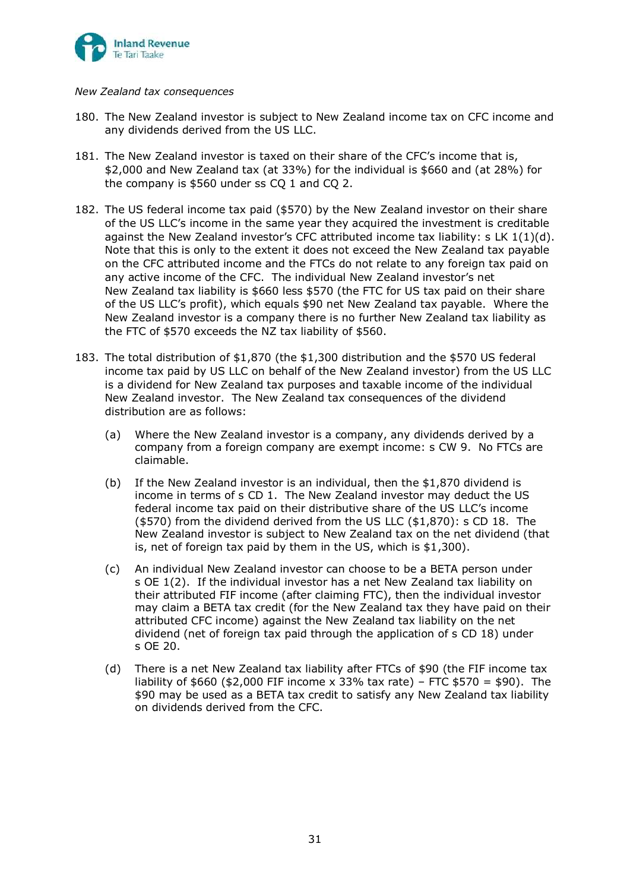*New Zealand tax consequences*

180. The New Zealand investor is subject to New Zealand income tax on CFC income and any dividends derived from the US LLC.

181. The New Zealand investor is taxed on their share of the CFC's income that is, $2,000 and New Zealand tax (at 33%) for the individual is $660 and (at 28%) for the company is $560 under ss CQ 1 and CQ 2.

182. The US federal income tax paid ($570) by the New Zealand investor on their share of the US LLC's income in the same year they acquired the investment is creditable against the New Zealand investor's CFC attributed income tax liability: s LK 1(1)(d). Note that this is only to the extent it does not exceed the New Zealand tax payable on the CFC attributed income and the FTCs do not relate to any foreign tax paid on any active income of the CFC. The individual New Zealand investor's net New Zealand tax liability is $660 less $570 (the FTC for US tax paid on their share of the US LLC's profit), which equals $90 net New Zealand tax payable. Where the New Zealand investor is a company there is no further New Zealand tax liability as the FTC of $570 exceeds the NZ tax liability of $560.

183. The total distribution of $1,870 (the $1,300 distribution and the $570 US federal income tax paid by US LLC on behalf of the New Zealand investor) from the US LLC is a dividend for New Zealand tax purposes and taxable income of the individual New Zealand investor. The New Zealand tax consequences of the dividend distribution are as follows:

    (a) Where the New Zealand investor is a company, any dividends derived by a company from a foreign company are exempt income: s CW 9. No FTCs are claimable.

    (b) If the New Zealand investor is an individual, then the $1,870 dividend is income in terms of s CD 1. The New Zealand investor may deduct the US federal income tax paid on their distributive share of the US LLC's income ($570) from the dividend derived from the US LLC ($1,870): s CD 18. The New Zealand investor is subject to New Zealand tax on the net dividend (that is, net of foreign tax paid by them in the US, which is $1,300).

    (c) An individual New Zealand investor can choose to be a BETA person under s OE 1(2). If the individual investor has a net New Zealand tax liability on their attributed FIF income (after claiming FTC), then the individual investor may claim a BETA tax credit (for the New Zealand tax they have paid on their attributed CFC income) against the New Zealand tax liability on the net dividend (net of foreign tax paid through the application of s CD 18) under s OE 20.

    (d) There is a net New Zealand tax liability after FTCs of $90 (the FIF income tax liability of $660 ($2,000 FIF income x 33% tax rate) – FTC $570 = $90). The $90 may be used as a BETA tax credit to satisfy any New Zealand tax liability on dividends derived from the CFC.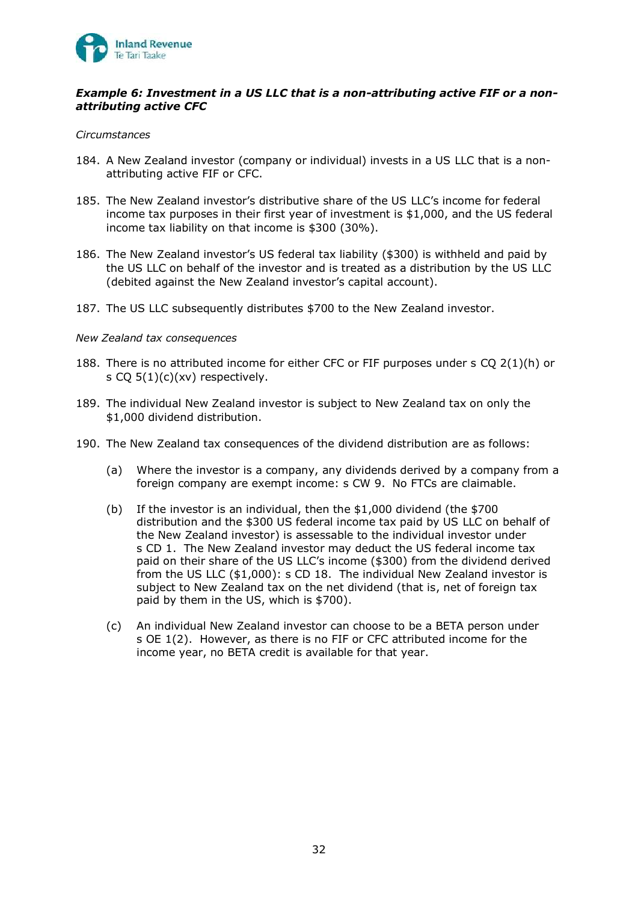***Example 6: Investment in a US LLC that is a non-attributing active FIF or a non-attributing active CFC***

*Circumstances*

184. A New Zealand investor (company or individual) invests in a US LLC that is a non-attributing active FIF or CFC.

185. The New Zealand investor's distributive share of the US LLC's income for federal income tax purposes in their first year of investment is $1,000, and the US federal income tax liability on that income is $300 (30%).

186. The New Zealand investor's US federal tax liability ($300) is withheld and paid by the US LLC on behalf of the investor and is treated as a distribution by the US LLC (debited against the New Zealand investor's capital account).

187. The US LLC subsequently distributes $700 to the New Zealand investor.

*New Zealand tax consequences*

188. There is no attributed income for either CFC or FIF purposes under s CQ 2(1)(h) or s CQ 5(1)(c)(xv) respectively.

189. The individual New Zealand investor is subject to New Zealand tax on only the $1,000 dividend distribution.

190. The New Zealand tax consequences of the dividend distribution are as follows:

    (a) Where the investor is a company, any dividends derived by a company from a foreign company are exempt income: s CW 9. No FTCs are claimable.

    (b) If the investor is an individual, then the $1,000 dividend (the $700 distribution and the $300 US federal income tax paid by US LLC on behalf of the New Zealand investor) is assessable to the individual investor under s CD 1. The New Zealand investor may deduct the US federal income tax paid on their share of the US LLC's income ($300) from the dividend derived from the US LLC ($1,000): s CD 18. The individual New Zealand investor is subject to New Zealand tax on the net dividend (that is, net of foreign tax paid by them in the US, which is $700).

    (c) An individual New Zealand investor can choose to be a BETA person under s OE 1(2). However, as there is no FIF or CFC attributed income for the income year, no BETA credit is available for that year.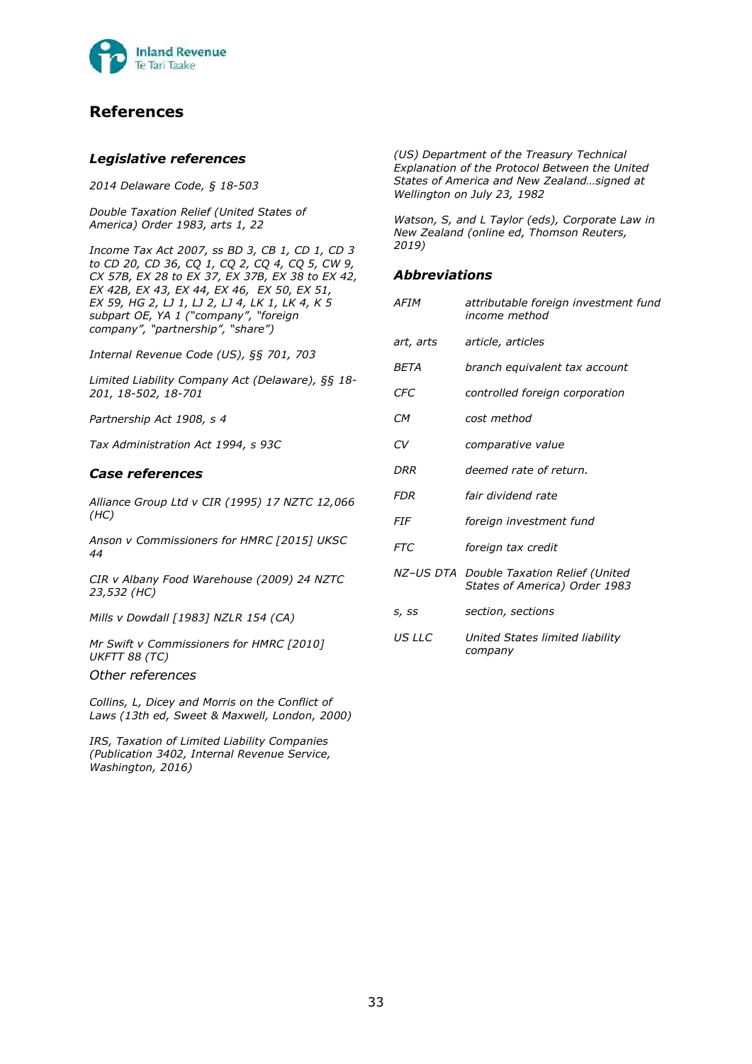# References

## Legislative references

*2014 Delaware Code, § 18-503*

*Double Taxation Relief (United States of America) Order 1983, arts 1, 22*

*Income Tax Act 2007, ss BD 3, CB 1, CD 1, CD 3 to CD 20, CD 36, CQ 1, CQ 2, CQ 4, CQ 5, CW 9, CX 57B, EX 28 to EX 37, EX 37B, EX 38 to EX 42, EX 42B, EX 43, EX 44, EX 46, EX 50, EX 51, EX 59, HG 2, LJ 1, LJ 2, LJ 4, LK 1, LK 4, K 5 subpart OE, YA 1 ("company", "foreign company", "partnership", "share")*

*Internal Revenue Code (US), §§ 701, 703*

*Limited Liability Company Act (Delaware), §§ 18-201, 18-502, 18-701*

*Partnership Act 1908, s 4*

*Tax Administration Act 1994, s 93C*

## Case references

*Alliance Group Ltd v CIR (1995) 17 NZTC 12,066 (HC)*

*Anson v Commissioners for HMRC [2015] UKSC 44*

*CIR v Albany Food Warehouse (2009) 24 NZTC 23,532 (HC)*

*Mills v Dowdall [1983] NZLR 154 (CA)*

*Mr Swift v Commissioners for HMRC [2010] UKFTT 88 (TC)*

## Other references

*Collins, L, Dicey and Morris on the Conflict of Laws (13th ed, Sweet & Maxwell, London, 2000)*

*IRS, Taxation of Limited Liability Companies (Publication 3402, Internal Revenue Service, Washington, 2016)*

*(US) Department of the Treasury Technical Explanation of the Protocol Between the United States of America and New Zealand…signed at Wellington on July 23, 1982*

*Watson, S, and L Taylor (eds), Corporate Law in New Zealand (online ed, Thomson Reuters, 2019)*

## Abbreviations

| | |
|---|---|
| *AFIM* | *attributable foreign investment fund income method* |
| *art, arts* | *article, articles* |
| *BETA* | *branch equivalent tax account* |
| *CFC* | *controlled foreign corporation* |
| *CM* | *cost method* |
| *CV* | *comparative value* |
| *DRR* | *deemed rate of return.* |
| *FDR* | *fair dividend rate* |
| *FIF* | *foreign investment fund* |
| *FTC* | *foreign tax credit* |
| *NZ–US DTA* | *Double Taxation Relief (United States of America) Order 1983* |
| *s, ss* | *section, sections* |
| *US LLC* | *United States limited liability company* |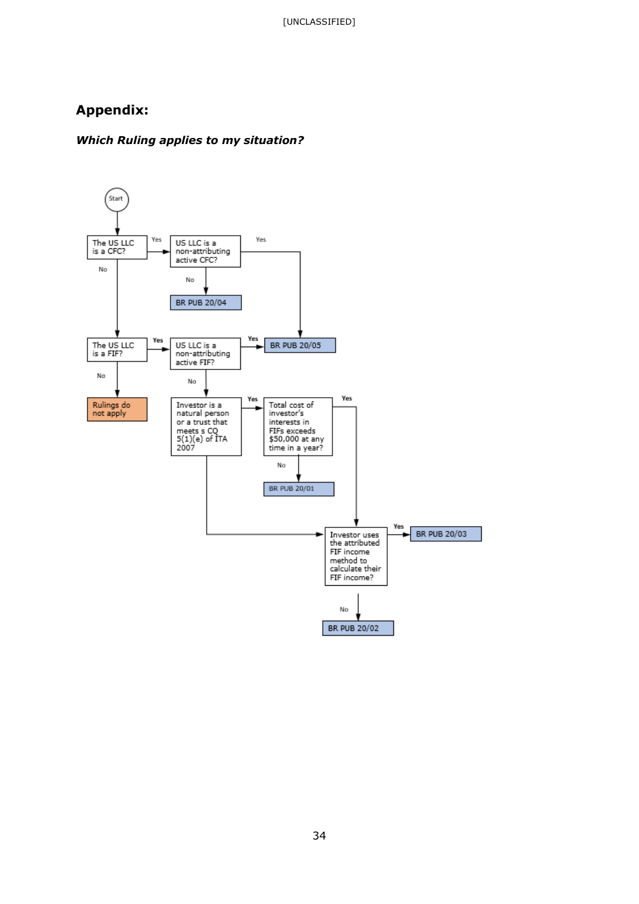## Appendix:

### *Which Ruling applies to my situation?*

Start

The US LLC is a CFC?
- Yes → US LLC is a non-attributing active CFC?
  - Yes → BR PUB 20/05
  - No → BR PUB 20/04
- No → The US LLC is a FIF?
  - Yes → US LLC is a non-attributing active FIF?
    - Yes → BR PUB 20/05
    - No → Investor is a natural person or a trust that meets s CQ 5(1)(e) of ITA 2007
      - Yes → Total cost of investor's interests in FIFs exceeds $50,000 at any time in a year?
        - Yes → Investor uses the attributed FIF income method to calculate their FIF income?
        - No → BR PUB 20/01
      - No → Investor uses the attributed FIF income method to calculate their FIF income?
        - Yes → BR PUB 20/03
        - No → BR PUB 20/02
  - No → Rulings do not apply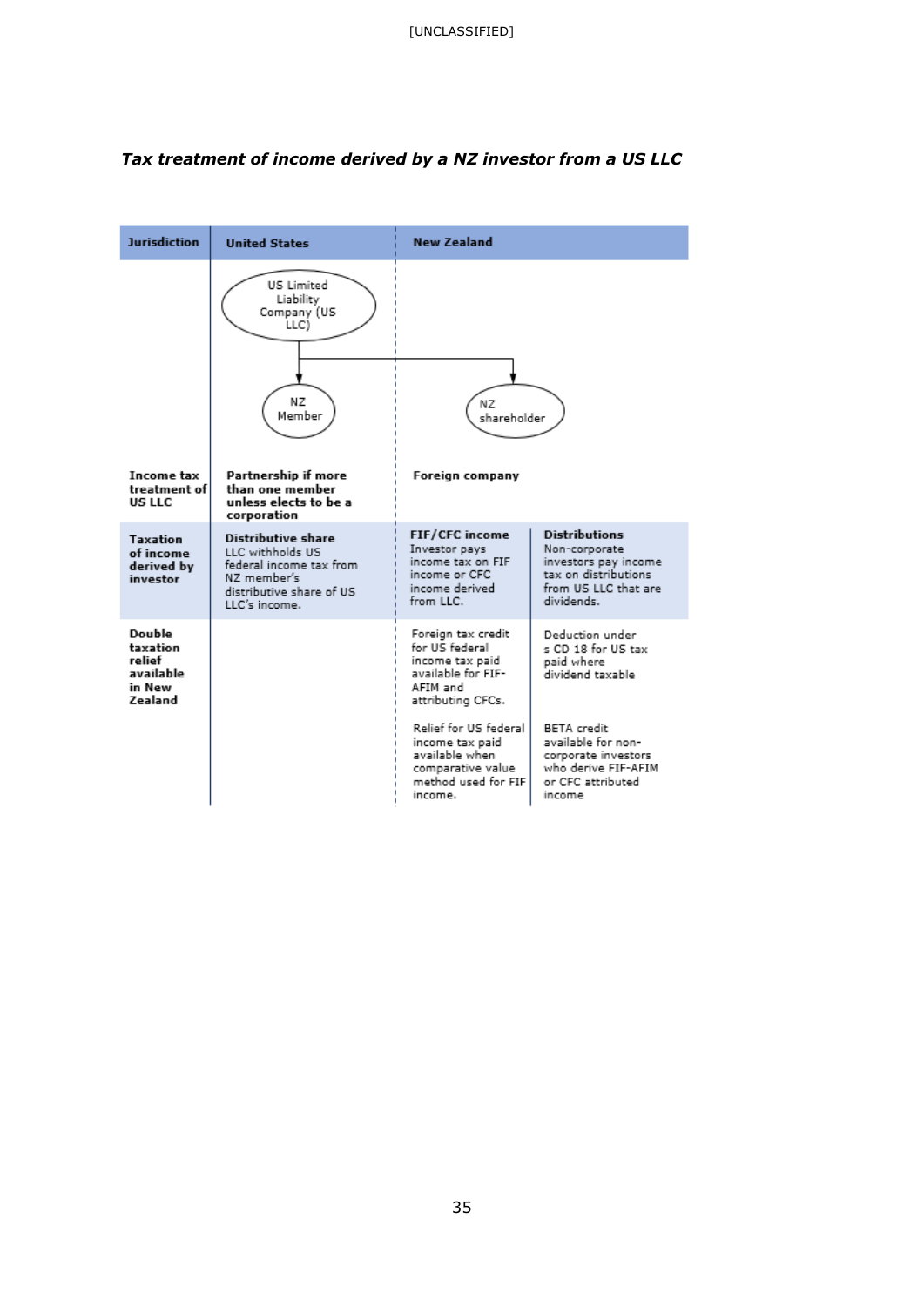***Tax treatment of income derived by a NZ investor from a US LLC***

| Jurisdiction | United States | New Zealand | |
|---|---|---|---|
| | US Limited Liability Company (US LLC) → NZ Member | US Limited Liability Company (US LLC) → NZ shareholder | |
| **Income tax treatment of US LLC** | **Partnership if more than one member unless elects to be a corporation** | **Foreign company** | |
| **Taxation of income derived by investor** | **Distributive share** LLC withholds US federal income tax from NZ member's distributive share of US LLC's income. | **FIF/CFC income** Investor pays income tax on FIF income or CFC income derived from LLC. | **Distributions** Non-corporate investors pay income tax on distributions from US LLC that are dividends. |
| **Double taxation relief available in New Zealand** | | Foreign tax credit for US federal income tax paid available for FIF-AFIM and attributing CFCs.<br><br>Relief for US federal income tax paid available when comparative value method used for FIF income. | Deduction under s CD 18 for US tax paid where dividend taxable<br><br>BETA credit available for non-corporate investors who derive FIF-AFIM or CFC attributed income |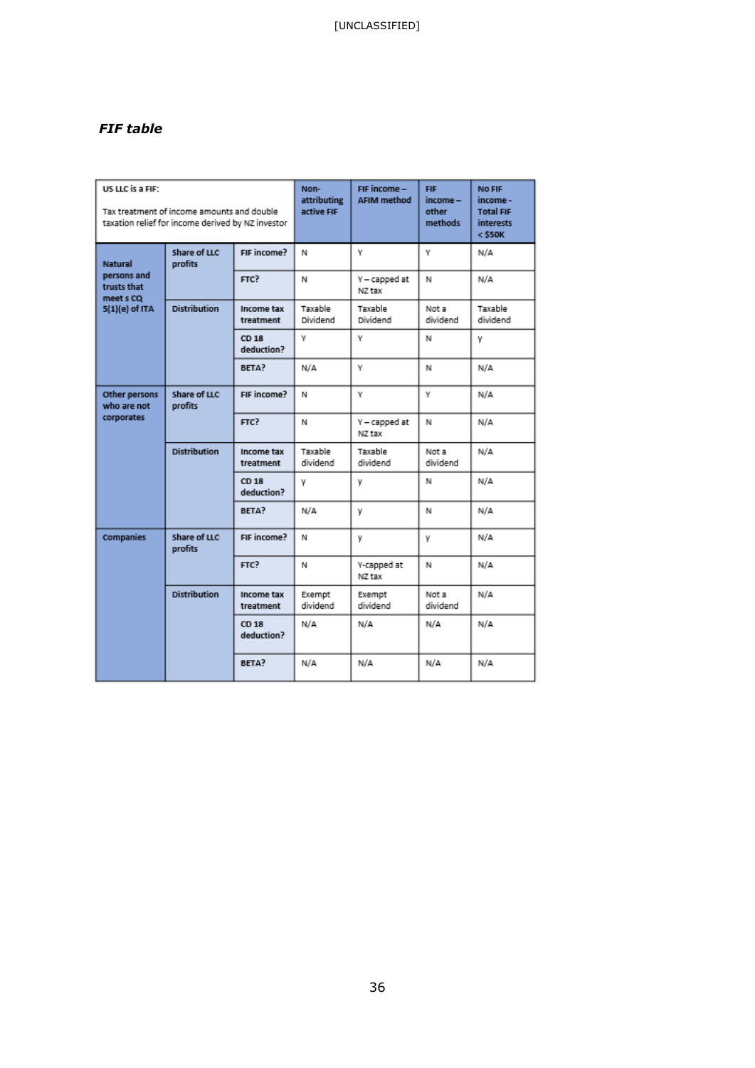*FIF table*

| US LLC is a FIF: Tax treatment of income amounts and double taxation relief for income derived by NZ investor | | | Non-attributing active FIF | FIF income – AFIM method | FIF income – other methods | No FIF income - Total FIF interests < $50K |
|---|---|---|---|---|---|---|
| Natural persons and trusts that meet s CQ 5(1)(e) of ITA | Share of LLC profits | FIF income? | N | Y | Y | N/A |
| | | FTC? | N | Y – capped at NZ tax | N | N/A |
| | Distribution | Income tax treatment | Taxable Dividend | Taxable Dividend | Not a dividend | Taxable dividend |
| | | CD 18 deduction? | Y | Y | N | y |
| | | BETA? | N/A | Y | N | N/A |
| Other persons who are not corporates | Share of LLC profits | FIF income? | N | Y | Y | N/A |
| | | FTC? | N | Y – capped at NZ tax | N | N/A |
| | Distribution | Income tax treatment | Taxable dividend | Taxable dividend | Not a dividend | N/A |
| | | CD 18 deduction? | y | y | N | N/A |
| | | BETA? | N/A | y | N | N/A |
| Companies | Share of LLC profits | FIF income? | N | y | y | N/A |
| | | FTC? | N | Y-capped at NZ tax | N | N/A |
| | Distribution | Income tax treatment | Exempt dividend | Exempt dividend | Not a dividend | N/A |
| | | CD 18 deduction? | N/A | N/A | N/A | N/A |
| | | BETA? | N/A | N/A | N/A | N/A |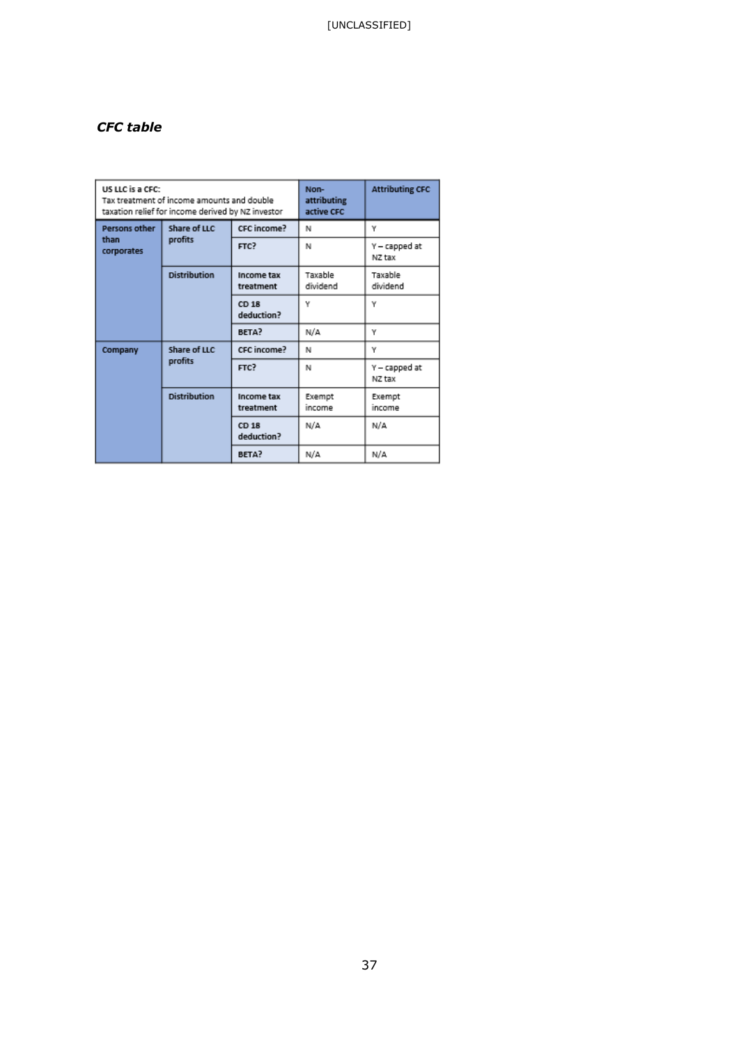### *CFC table*

| US LLC is a CFC: Tax treatment of income amounts and double taxation relief for income derived by NZ investor | | | Non-attributing active CFC | Attributing CFC |
|---|---|---|---|---|
| **Persons other than corporates** | **Share of LLC profits** | **CFC income?** | N | Y |
| | | **FTC?** | N | Y – capped at NZ tax |
| | **Distribution** | **Income tax treatment** | Taxable dividend | Taxable dividend |
| | | **CD 18 deduction?** | Y | Y |
| | | **BETA?** | N/A | Y |
| **Company** | **Share of LLC profits** | **CFC income?** | N | Y |
| | | **FTC?** | N | Y – capped at NZ tax |
| | **Distribution** | **Income tax treatment** | Exempt income | Exempt income |
| | | **CD 18 deduction?** | N/A | N/A |
| | | **BETA?** | N/A | N/A |